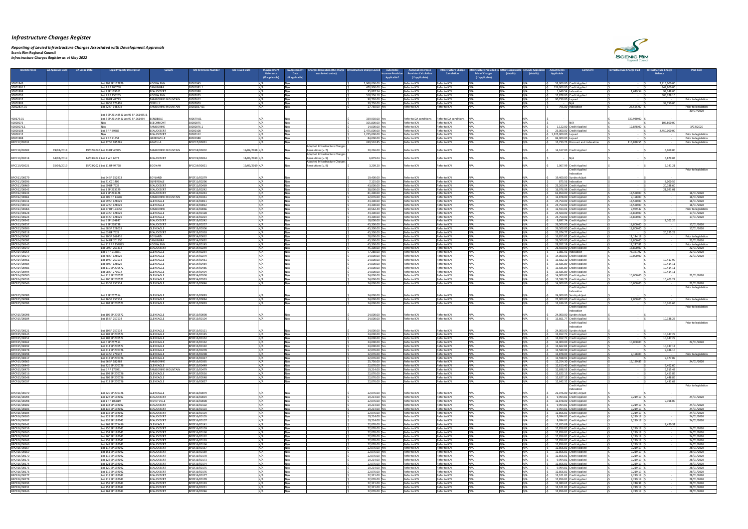# Infrastructure Charges Register

*Reporting of Levied Infrastructure Charges Associated with Development Approvals*
**Scenic Rim Regional Council**
*Infrastructure Charges Register as at May 2022*

| DA Reference | DA Approval Date | DA Lapse Date | Legal Property Description | Suburb | ICN Reference Number | ICN Issued Date | IA Agreement Reference (if applicable) | IA Agreement Date (if applicable) | Charges Resolution (the charge was levied under) | Infrastructure Charge Levied | Automatic Increase Provision Applicable? | Automatic Increase Provision Calculation (if applicable) | Infrastructure Charge Calculation | Infrastructure Provided in lieu of Charges (if applicable) | Offsets Applicable (details) | Refunds Applicable (details) | Adjustments Applicable | Comment | Infrastructure Charge Paid | Infrastructure Charge Balance | Paid date |
|---|---|---|---|---|---|---|---|---|---|---|---|---|---|---|---|---|---|---|---|---|---|
| 30001945 | | | Lot 209 SP 127879 | KOORALBYN | 30001945 | | N/A | N/A | | $ 2,968,000.00 | Yes | Refer to ICN | Refer to ICN | N/A | N/A | N/A | $ 53,000.00 | Credit Applied | $ - | $ 2,915,000.00 | |
| 30001991.1 | | | Lot 2 RP 200758 | CANUNGRA | 30001991.1 | | N/A | N/A | | $ 470,900.00 | Yes | Refer to ICN | Refer to ICN | N/A | N/A | N/A | $ 126,000.00 | Credit Applied | $ - | $ 344,900.00 | |
| 30001998 | | | Lot 1 SP 169262 | BEAUDESERT | 30001998 | | N/A | N/A | | $ 95,897.54 | Yes | Refer to ICN | Refer to ICN | N/A | N/A | N/A | $ 1,649.54 | Indexation | $ 1,649.54 | $ 94,248.00 | |
| 30002055 | | | Lot 1 RP 156265 | KOORALBYN | 30002055 | | N/A | N/A | | $ 518,256.10 | Yes | Refer to ICN | Refer to ICN | N/A | N/A | N/A | $ 12,878.00 | Credit Applied | $ - | $ 505,378.10 | |
| 30002612 | | | Lot 10 RP 42773 | TAMBORINE MOUNTAIN | 30002612 | | N/A | N/A | | $ 90,730.00 | Yes | Refer to ICN | Refer to ICN | N/A | N/A | N/A | $ 90,730.00 | Lapsed | $ - | $ - | Prior to legislation |
| 30002803 | | | Lot 10 SP 172405 | O'REILLY | 30002803 | | N/A | N/A | | $ 39,750.00 | Yes | Refer to ICN | Refer to ICN | N/A | N/A | N/A | $ - | N/A | $ - | $ 39,750.00 | |
| 30002837.01 | | | Lot 22 SP 148278 | TAMBORINE MOUNTAIN | 30002837.01 | | N/A | N/A | | $ 27,760.00 | Yes | Refer to ICN | Refer to ICN | N/A | N/A | N/A | $ 795.00 | Indexation | $ 28,555.00 | $ - | Prior to legislation 30/07/2020 |
| 400679.01 | | | Lot 3 SP 261485 & Lot 96 SP 261485 & Lot 2 SP 261484 & Lot 97 SP 261484 | BENOBBLE | 400679.01 | | N/A | N/A | | $ 339,930.00 | Yes | Refer to DA conditions | Refer to DA conditions | N/A | N/A | N/A | $ - | | $ 339,930.00 | $ - | |
| 50000075 | | | N/A | BEECHMONT | 50000075 | | N/A | N/A | | $ 105,800.00 | Yes | Refer to ICN | Refer to ICN | N/A | N/A | N/A | $ - | N/A | $ - | $ 105,800.00 | |
| 50000076.1 | | | N/A | TAMBORINE | 50000076.1 | | N/A | N/A | | $ 14,000.00 | Yes | Refer to ICN | Refer to ICN | N/A | N/A | N/A | $ 1,122.00 | Credit Applied | $ 12,878.00 | $ - | 3/02/2020 |
| 50000108 | | | Lot 2 RP 89883 | BEAUDESERT | 50000108 | | N/A | N/A | | $ 2,475,000.00 | Yes | Refer to ICN | Refer to ICN | N/A | N/A | N/A | $ 25,000.00 | Credit Applied | $ - | $ 2,450,000.00 | |
| 50000112 | | | N/A | BEAUDESERT | 50000112 | | N/A | N/A | | $ 1,225,000.00 | Yes | Refer to ICN | Refer to ICN | N/A | N/A | N/A | $ 1,225,000.00 | Lapsed | $ - | $ - | Prior to legislation |
| 80001988 | | | Lot 1 RP 21451 | HARRISVILLE | 80001988 | | N/A | N/A | | $ 84,000.00 | Yes | Refer to ICN | Refer to ICN | N/A | N/A | N/A | $ 84,000.00 | Lapsed | $ - | $ - | Prior to legislation |
| BPCC17/00031 | | | Lot 37 SP 185265 | ARATULA | BPCC17/00031 | | N/A | N/A | | $ 249,510.85 | Yes | Refer to ICN | Refer to ICN | N/A | N/A | N/A | $ 15,733.75 | Discount and Indexation | $ 116,888.55 | $ - | Prior to legislation |
| BPCC18/00002 | 19/02/2018 | 19/02/2020 | Lot 23 RP 40985 | TAMBORINE MOUNTAIN | BPCC18/00002 | 19/02/2018 | N/A | N/A | Adopted Infrastructure Charges Resolutions (v. 7) | $ 20,236.00 | Yes | Refer to ICN | Refer to ICN | N/A | N/A | N/A | $ 14,167.00 | Credit Applied | $ - | $ 6,069.00 | |
| BPCC19/00014 | 14/03/2019 | 14/03/2021 | Lot 2 WD 6673 | BEAUDESERT | BPCC19/00014 | 14/03/2019 | N/A | N/A | Adopted Infrastructure Charges Resolutions (v. 9) | $ 6,879.04 | Yes | Refer to ICN | Refer to ICN | N/A | N/A | N/A | $ - | N/A | $ - | $ 6,879.04 | |
| BPCC19/00021 | 15/03/2019 | 15/03/2021 | Lot 11 RP 94728 | BOONAH | BPCC19/00021 | 15/03/2019 | N/A | N/A | Adopted Infrastructure Charges Resolutions (v. 9) | $ 3,209.20 | Yes | Refer to ICN | Refer to ICN | N/A | N/A | N/A | $ 1,067.99 | Credit Applied | $ - | $ 2,141.21 | |
| BPCR11/00279 | | | Lot 54 SP 152913 | BOYLAND | BPCR11/00279 | | N/A | N/A | | $ 19,400.00 | Yes | Refer to ICN | Refer to ICN | N/A | N/A | N/A | $ 19,400.00 | Credit Applied Indexation Sundry Adjust | $ - | $ - | Prior to legislation |
| BPCR11/00296 | | | Lot 21 CC 1405 | SILVERDALE | BPCR11/00296 | | N/A | N/A | | $ 7,125.00 | Yes | Refer to ICN | Refer to ICN | N/A | N/A | N/A | $ 875.56 | Indexation | $ - | $ 8,000.56 | |
| BPCR11/00469 | | | Lot 59 RP 7528 | BEAUDESERT | BPCR11/00469 | | N/A | N/A | | $ 43,000.00 | Yes | Refer to ICN | Refer to ICN | N/A | N/A | N/A | $ 21,260.04 | Credit Applied | $ - | $ 20,188.60 | |
| BPCR12/00242 | | | Lot 1 SP 263329 | BEAUDESERT | BPCR12/00242 | | N/A | N/A | | $ 38,000.00 | Yes | Refer to ICN | Refer to ICN | N/A | N/A | N/A | $ 16,976.99 | Credit Applied | $ - | $ 21,023.01 | |
| BPCR12/00243 | | | Lot 1 SP 263328 | BEAUDESERT | BPCR12/00243 | | N/A | N/A | | $ 81,400.00 | Yes | Refer to ICN | Refer to ICN | N/A | N/A | N/A | $ 62,850.00 | Credit Applied | $ 18,550.00 | $ - | 16/01/2020 |
| BPCR12/00361 | | | Lot 205 RP 14287 | TAMBORINE MOUNTAIN | BPCR12/00361 | | N/A | N/A | | $ 22,076.00 | Yes | Refer to ICN | Refer to ICN | N/A | N/A | N/A | $ 12,878.00 | Credit Applied | $ 9,198.00 | $ - | 16/01/2020 |
| BPCR13/00011 | | | Lot 59 SP 128029 | GLENEAGLE | BPCR13/00011 | | N/A | N/A | | $ 44,300.00 | Yes | Refer to ICN | Refer to ICN | N/A | N/A | N/A | $ 25,750.00 | Credit Applied | $ 18,550.00 | $ - | 16/01/2020 |
| BPCR13/00012 | | | Lot 92 SP 128029 | GLENEAGLE | BPCR13/00012 | | N/A | N/A | | $ 44,300.00 | Yes | Refer to ICN | Refer to ICN | N/A | N/A | N/A | $ 25,750.00 | Credit Applied | $ 18,550.00 | $ - | 16/01/2020 |
| BPCR13/00066 | | | Lot 27 RP 174056 | TAMBORINE | BPCR13/00066 | | N/A | N/A | | $ 20,562.49 | Yes | Refer to ICN | Refer to ICN | N/A | N/A | N/A | $ 12,593.02 | Credit Applied | $ 7,969.47 | $ - | Prior to legislation |
| BPCR13/00128 | | | Lot 93 SP 128029 | GLENEAGLE | BPCR13/00128 | | N/A | N/A | | $ 44,300.00 | Yes | Refer to ICN | Refer to ICN | N/A | N/A | N/A | $ 25,500.00 | Credit Applied | $ 18,800.00 | $ - | 17/01/2020 |
| BPCR13/00224 | | | Lot 84 SP 128029 | GLENEAGLE | BPCR13/00224 | | N/A | N/A | | $ 44,300.00 | Yes | Refer to ICN | Refer to ICN | N/A | N/A | N/A | $ 25,750.00 | Credit Applied | $ 18,800.00 | $ - | 17/01/2020 |
| BPCR13/00242 | | | Lot 5 SP 134847 | BEAUDESERT | BPCR13/00242 | | N/A | N/A | | $ 18,000.00 | Yes | Refer to ICN | Refer to ICN | N/A | N/A | N/A | $ 9,897.74 | Credit Applied | $ - | $ 8,102.26 | |
| BPCR13/00257 | | | Lot 1 SP 268738 | BEAUDESERT | BPCR13/00257 | | N/A | N/A | | $ 45,300.00 | Yes | Refer to ICN | Refer to ICN | N/A | N/A | N/A | $ 26,500.00 | Credit Applied | $ 18,800.00 | $ - | 17/01/2020 |
| BPCR13/00306 | | | Lot 58 SP 128029 | GLENEAGLE | BPCR13/00306 | | N/A | N/A | | $ 45,300.00 | Yes | Refer to ICN | Refer to ICN | N/A | N/A | N/A | $ 26,500.00 | Credit Applied | $ 18,800.00 | $ - | 17/01/2020 |
| BPCR13/00318 | | | Lot 63 RP 7528 | BEAUDESERT | BPCR13/00318 | | N/A | N/A | | $ 45,300.00 | Yes | Refer to ICN | Refer to ICN | N/A | N/A | N/A | $ 25,074.77 | Credit Applied | $ - | $ 20,225.23 | |
| BPCR14/00062 | | | Lot 10 SP 266416 | BOYLAND | BPCR14/00062 | | N/A | N/A | | $ 28,000.00 | Yes | Refer to ICN | Refer to ICN | N/A | N/A | N/A | $ 16,855.82 | Credit Applied | $ 11,144.18 | $ - | Prior to legislation |
| BPCR14/00092 | | | Lot 14 RP 201356 | CANUNGRA | BPCR14/00092 | | N/A | N/A | | $ 45,300.00 | Yes | Refer to ICN | Refer to ICN | N/A | N/A | N/A | $ 26,500.00 | Credit Applied | $ 18,800.00 | $ - | 22/01/2020 |
| BPCR14/00145 | | | Lot 119 RP 154883 | KOORALBYN | BPCR14/00145 | | N/A | N/A | | $ 45,300.00 | Yes | Refer to ICN | Refer to ICN | N/A | N/A | N/A | $ 28,052.19 | Credit Applied | $ 17,247.81 | $ - | Prior to legislation |
| BPCR14/00249 | | | Lot 00 SP 263333 | BEAUDESERT | BPCR14/00249 | | N/A | N/A | | $ 45,300.00 | Yes | Refer to ICN | Refer to ICN | N/A | N/A | N/A | $ 26,500.00 | Credit Applied | $ 18,800.00 | $ - | 22/01/2020 |
| BPCR14/00254 | | | Lot 5 RP 218831 | GLENEAGLE | BPCR14/00254 | | N/A | N/A | | $ 77,280.00 | Yes | Refer to ICN | Refer to ICN | N/A | N/A | N/A | $ 1,081.92 | Indexation | $ 78,361.92 | $ - | 22/01/2020 |
| BPCR14/00279 | | | Lot 78 SP 128029 | GLENEAGLE | BPCR14/00279 | | N/A | N/A | | $ 24,000.00 | Yes | Refer to ICN | Refer to ICN | N/A | N/A | N/A | $ 14,000.00 | Credit Applied | $ 10,000.00 | $ - | 22/01/2020 |
| BPCR14/00461 | | | Lot 19 SP 257514 | GLENEAGLE | BPCR14/00461 | | N/A | N/A | | $ 24,000.00 | Yes | Refer to ICN | Refer to ICN | N/A | N/A | N/A | $ 13,582.10 | Credit Applied | $ - | $ 10,417.90 | |
| BPCR14/00484 | | | Lot 80 SP 128029 | GLENEAGLE | BPCR14/00484 | | N/A | N/A | | $ 24,000.00 | Yes | Refer to ICN | Refer to ICN | N/A | N/A | N/A | $ 13,585.89 | Credit Applied | $ - | $ 10,414.11 | |
| BPCR14/00485 | | | Lot 110 SP 270572 | GLENEAGLE | BPCR14/00485 | | N/A | N/A | | $ 24,000.00 | Yes | Refer to ICN | Refer to ICN | N/A | N/A | N/A | $ 13,585.89 | Credit Applied | $ - | $ 10,414.11 | |
| BPCR14/00494 | | | Lot 98 SP 270572 | GLENEAGLE | BPCR14/00494 | | N/A | N/A | | $ 24,000.00 | Yes | Refer to ICN | Refer to ICN | N/A | N/A | N/A | $ 13,585.89 | Credit Applied | $ - | $ 10,414.11 | |
| BPCR14/00500 | | | Lot 115 SP 270572 | GLENEAGLE | BPCR14/00500 | | N/A | N/A | | $ 24,000.00 | Yes | Refer to ICN | Refer to ICN | N/A | N/A | N/A | $ 14,000.00 | Credit Applied | $ 10,000.00 | $ - | 22/01/2020 |
| BPCR14/00533 | | | Lot 100 SP 270572 | GLENEAGLE | BPCR14/00533 | | N/A | N/A | | $ 24,000.00 | Yes | Refer to ICN | Refer to ICN | N/A | N/A | N/A | $ 13,596.73 | Credit Applied | $ - | $ 10,403.27 | |
| BPCR15/00046 | | | Lot 13 SP 257514 | GLENEAGLE | BPCR15/00046 | | N/A | N/A | | $ 24,000.00 | Yes | Refer to ICN | Refer to ICN | N/A | N/A | N/A | $ 14,000.00 | Credit Applied | $ 10,000.00 | $ - | 22/01/2020 |
| BPCR15/00083 | | | Lot 3 SP 257514 | GLENEAGLE | BPCR15/00083 | | N/A | N/A | | $ 24,000.00 | Yes | Refer to ICN | Refer to ICN | N/A | N/A | N/A | $ 24,000.00 | Credit Applied Indexation Sundry Adjust | $ - | $ - | Prior to legislation |
| BPCR15/00084 | | | Lot 16 SP 257514 | GLENEAGLE | BPCR15/00084 | | N/A | N/A | | $ 24,000.00 | Yes | Refer to ICN | Refer to ICN | N/A | N/A | N/A | $ 22,000.00 | Credit Applied | $ 2,000.00 | $ - | Prior to legislation |
| BPCR15/00093 | | | Lot 103 SP 270572 | GLENEAGLE | BPCR15/00093 | | N/A | N/A | | $ 24,000.00 | Yes | Refer to ICN | Refer to ICN | N/A | N/A | N/A | $ 13,636.35 | Credit Applied | $ - | $ 10,363.65 | |
| BPCR15/00098 | | | Lot 105 SP 270572 | GLENEAGLE | BPCR15/00098 | | N/A | N/A | | $ 24,000.00 | Yes | Refer to ICN | Refer to ICN | N/A | N/A | N/A | $ 24,000.00 | Credit Applied Indexation Sundry Adjust | $ - | $ - | Prior to legislation |
| BPCR15/00104 | | | Lot 15 SP 257514 | GLENEAGLE | BPCR15/00104 | | N/A | N/A | | $ 24,000.00 | Yes | Refer to ICN | Refer to ICN | N/A | N/A | N/A | $ 13,661.77 | Credit Applied | $ - | $ 10,338.23 | |
| BPCR15/00121 | | | Lot 10 SP 257514 | GLENEAGLE | BPCR15/00121 | | N/A | N/A | | $ 24,000.00 | Yes | Refer to ICN | Refer to ICN | N/A | N/A | N/A | $ 24,000.00 | Credit Applied Indexation Sundry Adjust | $ - | $ - | Prior to legislation |
| BPCR15/00145 | | | Lot 102 SP 270572 | GLENEAGLE | BPCR15/00145 | | N/A | N/A | | $ 24,000.00 | Yes | Refer to ICN | Refer to ICN | N/A | N/A | N/A | $ 13,652.71 | Credit Applied | $ - | $ 10,347.29 | |
| BPCR15/00152 | | | Lot 108 SP 270572 | GLENEAGLE | BPCR15/00152 | | N/A | N/A | | $ 24,000.00 | Yes | Refer to ICN | Refer to ICN | N/A | N/A | N/A | $ 13,652.71 | Credit Applied | $ - | $ 10,347.29 | |
| BPCR15/00162 | | | Lot 6 SP 257514 | GLENEAGLE | BPCR15/00162 | | N/A | N/A | | $ 24,000.00 | Yes | Refer to ICN | Refer to ICN | N/A | N/A | N/A | $ 14,000.00 | Credit Applied | $ 10,000.00 | $ - | 22/01/2020 |
| BPCR15/00192 | | | Lot 214 SP 270572 | GLENEAGLE | BPCR15/00192 | | N/A | N/A | | $ 24,000.00 | Yes | Refer to ICN | Refer to ICN | N/A | N/A | N/A | $ 13,662.82 | Credit Applied | $ - | $ 10,337.18 | |
| BPCR15/00278 | | | Lot 211 SP 270726 | GLENEAGLE | BPCR15/00278 | | N/A | N/A | | $ 22,076.00 | Yes | Refer to ICN | Refer to ICN | N/A | N/A | N/A | $ 12,589.90 | Credit Applied | $ - | $ 9,486.10 | |
| BPCR15/00298 | | | Lot 94 SP 270572 | GLENEAGLE | BPCR15/00298 | | N/A | N/A | | $ 22,076.00 | Yes | Refer to ICN | Refer to ICN | N/A | N/A | N/A | $ 12,878.00 | Credit Applied | $ 9,198.00 | $ - | Prior to legislation |
| BPCR15/00317 | | | Lot 218 SP 270726 | GLENEAGLE | BPCR15/00317 | | N/A | N/A | | $ 22,076.00 | Yes | Refer to ICN | Refer to ICN | N/A | N/A | N/A | $ 12,598.91 | Credit Applied | $ - | $ 9,477.09 | |
| BPCR15/00365 | | | Lot 56 SP 182968 | TAMBORINE | BPCR15/00365 | | N/A | N/A | | $ 25,750.00 | Yes | Refer to ICN | Refer to ICN | N/A | N/A | N/A | $ 12,560.15 | Credit Applied | $ 13,189.85 | $ - | 24/01/2020 |
| BPCR15/00449 | | | Lot 226 SP 270726 | GLENEAGLE | BPCR15/00449 | | N/A | N/A | | $ 22,076.00 | Yes | Refer to ICN | Refer to ICN | N/A | N/A | N/A | $ 12,613.40 | Credit Applied | $ - | $ 9,462.60 | |
| BPCR15/00479 | | | Lot 6 RP 175971 | TAMBORINE MOUNTAIN | BPCR15/00479 | | N/A | N/A | | $ 19,214.00 | Yes | Refer to ICN | Refer to ICN | N/A | N/A | N/A | $ 12,698.53 | Credit Applied | $ - | $ 6,515.47 | |
| BPCR15/00516 | | | Lot 198 SP 270726 | GLENEAGLE | BPCR15/00516 | | N/A | N/A | | $ 22,076.00 | Yes | Refer to ICN | Refer to ICN | N/A | N/A | N/A | $ 12,622.15 | Credit Applied | $ - | $ 9,453.85 | |
| BPCR15/00548 | | | Lot 209 SP 270726 | GLENEAGLE | BPCR15/00548 | | N/A | N/A | | $ 22,076.00 | Yes | Refer to ICN | Refer to ICN | N/A | N/A | N/A | $ 12,627.15 | Credit Applied | $ - | $ 9,448.85 | |
| BPCR16/00037 | | | Lot 213 SP 270726 | GLENEAGLE | BPCR16/00037 | | N/A | N/A | | $ 22,076.00 | Yes | Refer to ICN | Refer to ICN | N/A | N/A | N/A | $ 12,642.32 | Credit Applied | $ - | $ 9,433.68 | |
| BPCR16/00079 | | | Lot 220 SP 270726 | GLENEAGLE | BPCR16/00079 | | N/A | N/A | | $ 22,076.00 | Yes | Refer to ICN | Refer to ICN | N/A | N/A | N/A | $ 22,076.00 | Credit Applied Indexation Sundry Adjust | $ - | $ - | Prior to legislation |
| BPCR16/00094 | | | Lot 127 SP 192042 | BEAUDESERT | BPCR16/00094 | | N/A | N/A | | $ 19,214.00 | Yes | Refer to ICN | Refer to ICN | N/A | N/A | N/A | $ 9,994.81 | Credit Applied | $ 9,219.19 | $ - | 24/01/2020 |
| BPCR16/00098 | | | Lot 1 RP 100819 | TEVIOTVILLE | BPCR16/00098 | | N/A | N/A | | $ 22,076.00 | Yes | Refer to ICN | Refer to ICN | N/A | N/A | N/A | $ 12,878.00 | Credit Applied | $ - | $ 9,198.00 | |
| BPCR16/00102 | | | Lot 134 SP 192042 | BEAUDESERT | BPCR16/00102 | | N/A | N/A | | $ 19,214.00 | Yes | Refer to ICN | Refer to ICN | N/A | N/A | N/A | $ 9,994.81 | Credit Applied | $ 9,219.19 | $ - | 24/01/2020 |
| BPCR16/00103 | | | Lot 136 SP 192042 | BEAUDESERT | BPCR16/00103 | | N/A | N/A | | $ 19,214.00 | Yes | Refer to ICN | Refer to ICN | N/A | N/A | N/A | $ 9,994.81 | Credit Applied | $ 9,219.19 | $ - | 24/01/2020 |
| BPCR16/00104 | | | Lot 132 SP 192042 | BEAUDESERT | BPCR16/00104 | | N/A | N/A | | $ 22,076.00 | Yes | Refer to ICN | Refer to ICN | N/A | N/A | N/A | $ 12,856.81 | Credit Applied | $ 9,219.19 | $ - | 24/01/2020 |
| BPCR16/00105 | | | Lot 128 SP 192042 | BEAUDESERT | BPCR16/00105 | | N/A | N/A | | $ 19,214.00 | Yes | Refer to ICN | Refer to ICN | N/A | N/A | N/A | $ 9,994.81 | Credit Applied | $ 9,219.19 | $ - | 24/01/2020 |
| BPCR16/00107 | | | Lot 135 SP 192042 | BEAUDESERT | BPCR16/00107 | | N/A | N/A | | $ 19,214.00 | Yes | Refer to ICN | Refer to ICN | N/A | N/A | N/A | $ 9,994.81 | Credit Applied | $ 9,219.19 | $ - | 24/01/2020 |
| BPCR16/00141 | | | Lot 168 SP 275496 | GLENEAGLE | BPCR16/00141 | | N/A | N/A | | $ 22,076.00 | Yes | Refer to ICN | Refer to ICN | N/A | N/A | N/A | $ 12,655.69 | Credit Applied | $ - | $ 9,420.31 | |
| BPCR16/00159 | | | Lot 156 SP 192042 | BEAUDESERT | BPCR16/00159 | | N/A | N/A | | $ 22,076.00 | Yes | Refer to ICN | Refer to ICN | N/A | N/A | N/A | $ 12,856.81 | Credit Applied | $ 9,219.19 | $ - | 24/01/2020 |
| BPCR16/00160 | | | Lot 157 SP 192042 | BEAUDESERT | BPCR16/00160 | | N/A | N/A | | $ 22,076.00 | Yes | Refer to ICN | Refer to ICN | N/A | N/A | N/A | $ 12,856.81 | Credit Applied | $ 9,219.19 | $ - | 24/01/2020 |
| BPCR16/00162 | | | Lot 160 SP 192042 | BEAUDESERT | BPCR16/00162 | | N/A | N/A | | $ 22,076.00 | Yes | Refer to ICN | Refer to ICN | N/A | N/A | N/A | $ 12,856.81 | Credit Applied | $ 9,219.19 | $ - | 24/01/2020 |
| BPCR16/00163 | | | Lot 158 SP 192042 | BEAUDESERT | BPCR16/00163 | | N/A | N/A | | $ 22,076.00 | Yes | Refer to ICN | Refer to ICN | N/A | N/A | N/A | $ 12,856.81 | Credit Applied | $ 9,219.19 | $ - | 24/01/2020 |
| BPCR16/00166 | | | Lot 149 SP 192042 | BEAUDESERT | BPCR16/00166 | | N/A | N/A | | $ 22,076.00 | Yes | Refer to ICN | Refer to ICN | N/A | N/A | N/A | $ 12,856.81 | Credit Applied | $ 9,219.19 | $ - | 24/01/2020 |
| BPCR16/00167 | | | Lot 117 SP 192042 | BEAUDESERT | BPCR16/00167 | | N/A | N/A | | $ 22,076.00 | Yes | Refer to ICN | Refer to ICN | N/A | N/A | N/A | $ 12,856.81 | Credit Applied | $ 9,219.19 | $ - | 28/01/2020 |
| BPCR16/00169 | | | Lot 151 SP 192042 | BEAUDESERT | BPCR16/00169 | | N/A | N/A | | $ 22,076.00 | Yes | Refer to ICN | Refer to ICN | N/A | N/A | N/A | $ 12,856.81 | Credit Applied | $ 9,219.19 | $ - | 28/01/2020 |
| BPCR16/00170 | | | Lot 116 SP 192042 | BEAUDESERT | BPCR16/00170 | | N/A | N/A | | $ 22,076.00 | Yes | Refer to ICN | Refer to ICN | N/A | N/A | N/A | $ 12,856.81 | Credit Applied | $ 9,219.19 | $ - | 28/01/2020 |
| BPCR16/00173 | | | Lot 122 SP 192042 | BEAUDESERT | BPCR16/00173 | | N/A | N/A | | $ 19,214.00 | Yes | Refer to ICN | Refer to ICN | N/A | N/A | N/A | $ 9,994.81 | Credit Applied | $ 9,219.19 | $ - | 28/01/2020 |
| BPCR16/00174 | | | Lot 121 SP 192042 | BEAUDESERT | BPCR16/00174 | | N/A | N/A | | $ 22,076.00 | Yes | Refer to ICN | Refer to ICN | N/A | N/A | N/A | $ 12,856.81 | Credit Applied | $ 9,219.19 | $ - | 28/01/2020 |
| BPCR16/00175 | | | Lot 120 SP 192042 | BEAUDESERT | BPCR16/00175 | | N/A | N/A | | $ 19,214.00 | Yes | Refer to ICN | Refer to ICN | N/A | N/A | N/A | $ 9,994.81 | Credit Applied | $ 9,219.19 | $ - | 28/01/2020 |
| BPCR16/00176 | | | Lot 115 SP 192042 | BEAUDESERT | BPCR16/00176 | | N/A | N/A | | $ 22,076.00 | Yes | Refer to ICN | Refer to ICN | N/A | N/A | N/A | $ 12,856.81 | Credit Applied | $ 9,219.19 | $ - | 28/01/2020 |
| BPCR16/00177 | | | Lot 118 SP 192042 | BEAUDESERT | BPCR16/00177 | | N/A | N/A | | $ 22,321.00 | Yes | Refer to ICN | Refer to ICN | N/A | N/A | N/A | $ 13,101.81 | Credit Applied | $ 9,219.19 | $ - | 28/01/2020 |
| BPCR16/00178 | | | Lot 119 SP 192042 | BEAUDESERT | BPCR16/00178 | | N/A | N/A | | $ 22,076.00 | Yes | Refer to ICN | Refer to ICN | N/A | N/A | N/A | $ 12,856.81 | Credit Applied | $ 9,219.19 | $ - | 28/01/2020 |
| BPCR16/00193 | | | Lot 150 SP 192042 | BEAUDESERT | BPCR16/00193 | | N/A | N/A | | $ 22,321.00 | Yes | Refer to ICN | Refer to ICN | N/A | N/A | N/A | $ 13,080.62 | Credit Applied | $ 9,240.38 | $ - | 28/01/2020 |
| BPCR16/00231 | | | Lot 153 SP 192042 | BEAUDESERT | BPCR16/00231 | | N/A | N/A | | $ 22,321.00 | Yes | Refer to ICN | Refer to ICN | N/A | N/A | N/A | $ 13,101.81 | Credit Applied | $ 9,219.19 | $ - | 28/01/2020 |
| BPCR16/00246 | | | Lot 161 SP 192042 | BEAUDESERT | BPCR16/00246 | | N/A | N/A | | $ 22,076.00 | Yes | Refer to ICN | Refer to ICN | N/A | N/A | N/A | $ 12,856.81 | Credit Applied | $ 9,219.19 | $ - | 28/01/2020 |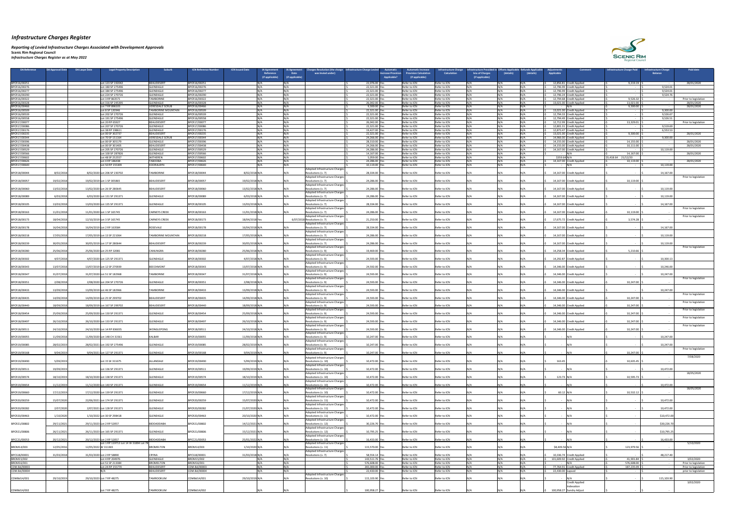# *Infrastructure Charges Register*

***Reporting of Levied Infrastructure Charges Associated with Development Approvals***
**Scenic Rim Regional Council**
*Infrastructure Charges Register as at May 2022*

| OA Reference | DA Approval Date | DA Lapse Date | Legal Property Description | Suburb | ICN Reference Number | ICN Issued Date | IA Agreement Reference (if applicable) | IA Agreement Date (if applicable) | Charges Resolution (the charge was levied under) | Infrastructure Charge Levied | Automatic Increase Provision Applicable? | Automatic Increase Provision Calculation (if applicable) | Infrastructure Charge Calculation | Infrastructure Provided in lieu of Charges (if applicable) | Offsets Applicable (details) | Refunds Applicable (details) | Adjustments Applicable | Comment | Infrastructure Charge Paid | Infrastructure Charge Balance | Paid date |
|---|---|---|---|---|---|---|---|---|---|---|---|---|---|---|---|---|---|---|---|---|---|
| BPCR16/00251 | | | Lot 123 SP 192042 | BEAUDESERT | BPCR16/00251 | | N/A | N/A | | $ 22,076.00 | Yes | Refer to ICN | Refer to ICN | N/A | N/A | N/A | $ 12,856.81 | Credit Applied | $ 9,219.19 | $ - | 28/01/2020 |
| BPCR16/00276 | | | Lot 180 SP 275496 | GLENEAGLE | BPCR16/00276 | | N/A | N/A | | $ 22,321.00 | Yes | Refer to ICN | Refer to ICN | N/A | N/A | N/A | $ 12,796.99 | Credit Applied | $ - | $ 9,524.01 | |
| BPCR16/00277 | | | Lot 184 SP 275496 | GLENEAGLE | BPCR16/00277 | | N/A | N/A | | $ 22,321.00 | Yes | Refer to ICN | Refer to ICN | N/A | N/A | N/A | $ 12,796.99 | Credit Applied | $ - | $ 9,524.01 | |
| BPCR16/00290 | | | Lot 224 SP 270726 | GLENEAGLE | BPCR16/00290 | | N/A | N/A | | $ 22,321.00 | Yes | Refer to ICN | Refer to ICN | N/A | N/A | N/A | $ 12,796.24 | Credit Applied | $ - | $ 9,524.76 | |
| BPCR16/00322 | | | Lot 3 RP 863571 | TAMBORINE | BPCR16/00322 | | N/A | N/A | | $ 22,321.00 | Yes | Refer to ICN | Refer to ICN | N/A | N/A | N/A | $ 12,794.68 | Credit Applied | $ 9,526.32 | $ - | Prior to legislation |
| BPCR16/00328 | | | Lot 316 SP 245395 | GLENEAGLE | BPCR16/00328 | | N/A | N/A | | $ 26,042.00 | Yes | Refer to ICN | Refer to ICN | N/A | N/A | N/A | $ 13,021.00 | Credit Applied | $ 13,021.00 | $ - | 28/01/2020 |
| BPCR16/00466 | | | Lot 7 RP 896103 | VERESDALE SCRUB | BPCR16/00466 | | N/A | N/A | | $ 9,300.00 | Yes | Refer to ICN | Refer to ICN | N/A | N/A | N/A | $ - | N/A | $ 9,300.00 | $ - | 28/01/2020 |
| BPCR16/00509 | | | Lot 8 SP 120946 | TAMBORINE MOUNTAIN | BPCR16/00509 | | N/A | N/A | | $ 22,321.00 | Yes | Refer to ICN | Refer to ICN | N/A | N/A | N/A | $ 13,021.00 | Credit Applied | $ - | $ 9,300.00 | |
| BPCR16/00539 | | | Lot 202 SP 270726 | GLENEAGLE | BPCR16/00539 | | N/A | N/A | | $ 22,321.00 | Yes | Refer to ICN | Refer to ICN | N/A | N/A | N/A | $ 12,794.33 | Credit Applied | $ - | $ 9,526.67 | |
| BPCR16/00558 | | | Lot 191 SP 275496 | GLENEAGLE | BPCR16/00558 | | N/A | N/A | | $ 22,321.00 | Yes | Refer to ICN | Refer to ICN | N/A | N/A | N/A | $ 12,794.49 | Credit Applied | $ - | $ 9,526.51 | |
| BPCR17/00077 | | | Lot 20 RP 65927 | BEAUDESERT | BPCR17/00077 | | N/A | N/A | | $ 26,042.00 | Yes | Refer to ICN | Refer to ICN | N/A | N/A | N/A | $ 12,712.99 | Credit Applied | $ 13,329.01 | $ - | Prior to legislation |
| BPCR17/00086 | | | Lot 207 SP 270726 | GLENEAGLE | BPCR17/00086 | | N/A | N/A | | $ 22,321.00 | Yes | Refer to ICN | Refer to ICN | N/A | N/A | N/A | $ 12,801.31 | Credit Applied | $ - | $ 9,519.69 | |
| BPCR17/00176 | | | Lot 38 RP 198611 | GLENEAGLE | BPCR17/00176 | | N/A | N/A | | $ 19,427.00 | Yes | Refer to ICN | Refer to ICN | N/A | N/A | N/A | $ 12,873.47 | Credit Applied | $ - | $ 6,553.53 | |
| BPCR17/00235 | | | Lot 00 SP 302737 | BEAUDESERT | BPCR17/00235 | | N/A | N/A | | $ 22,321.00 | Yes | Refer to ICN | Refer to ICN | N/A | N/A | N/A | $ 13,021.00 | Credit Applied | $ 9,300.00 | $ - | 28/01/2020 |
| BPCR17/00344 | | | Lot 70 SP 151164 | VERESDALE SCRUB | BPCR17/00344 | | N/A | N/A | | $ 24,266.00 | Yes | Refer to ICN | Refer to ICN | N/A | N/A | N/A | $ 14,966.00 | Credit Applied | $ - | $ 9,300.00 | |
| BPCR17/00396 | | | Lot 00 SP 305179 | GLENEAGLE | BPCR17/00396 | | N/A | N/A | | $ 28,310.00 | Yes | Refer to ICN | Refer to ICN | N/A | N/A | N/A | $ 14,155.00 | Credit Applied | $ 14,155.00 | $ - | 28/01/2020 |
| BPCR17/00438 | | | Lot 00 SP 301405 | BEAUDESERT | BPCR17/00438 | | N/A | N/A | | $ 24,266.00 | Yes | Refer to ICN | Refer to ICN | N/A | N/A | N/A | $ 14,155.00 | Credit Applied | $ 10,111.00 | $ - | 28/01/2020 |
| BPCR17/00529 | | | Lot 205 SP 270726 | GLENEAGLE | BPCR17/00529 | | N/A | N/A | | $ 24,286.00 | Yes | Refer to ICN | Refer to ICN | N/A | N/A | N/A | $ 14,167.00 | Credit Applied | $ - | $ 10,119.00 | |
| BPCR17/00566 | | | Lot 100 SP 287826 | GLENEAGLE | BPCR17/00566 | | N/A | N/A | | $ 14,167.00 | Yes | Refer to ICN | Refer to ICN | N/A | N/A | N/A | $ - | N/A | $ 14,167.00 | $ - | 28/01/2020 |
| BPCR17/00602 | | | Lot 48 SP 252557 | WITHEREN | BPCR17/00602 | | N/A | N/A | | $ 5,059.00 | Yes | Refer to ICN | Refer to ICN | N/A | N/A | N/A | $359.64 | N/A | $5,418.64 | 21/12/20 | |
| BPCR17/00626 | | | Lot 4 RP 186438 | TABOOBA | BPCR17/00626 | | N/A | N/A | | $ 24,286.00 | Yes | Refer to ICN | Refer to ICN | N/A | N/A | N/A | $ 14,167.00 | Credit Applied | $ 10,119.00 | $ - | 28/01/2020 |
| BPCR17/00640 | | | Lot 50 RP 155309 | KOORALBYN | BPCR17/00640 | | N/A | N/A | | $ 10,119.00 | Yes | Refer to ICN | Refer to ICN | N/A | N/A | N/A | $ - | N/A | $ - | $ 10,119.00 | |
| BPCR18/00044 | 8/02/2018 | 8/02/2020 | Lot 206 SP 230702 | TAMBORINE | BPCR18/00044 | 8/02/2018 | N/A | N/A | Adopted Infrastructure Charges Resolutions (v. 7) | $ 28,334.00 | Yes | Refer to ICN | Refer to ICN | N/A | N/A | N/A | $ 14,167.00 | Credit Applied | $ - | $ 14,167.00 | |
| BPCR18/00057 | 19/02/2018 | 19/02/2019 | Lot 1 SP 305865 | BEAUDESERT | BPCR18/00057 | 19/02/2018 | N/A | N/A | Adopted Infrastructure Charges Resolutions (v. 7) | $ 24,286.00 | Yes | Refer to ICN | Refer to ICN | N/A | N/A | N/A | $ 14,167.00 | Credit Applied | $ 10,119.00 | $ - | Prior to legislation |
| BPCR18/00060 | 13/02/2018 | 13/02/2020 | Lot 26 SP 280645 | BEAUDESERT | BPCR18/00060 | 13/02/2018 | N/A | N/A | Adopted Infrastructure Charges Resolutions (v. 7) | $ 24,286.00 | Yes | Refer to ICN | Refer to ICN | N/A | N/A | N/A | $ 14,167.00 | Credit Applied | $ - | $ 10,119.00 | |
| BPCR18/00089 | 6/03/2018 | 6/03/2020 | Lot 131 SP 291371 | GLENEAGLE | BPCR18/00089 | 6/03/2018 | N/A | N/A | Adopted Infrastructure Charges Resolutions (v. 7) | $ 24,286.00 | Yes | Refer to ICN | Refer to ICN | N/A | N/A | N/A | $ 14,167.00 | Credit Applied | $ - | $ 10,119.00 | |
| BPCR18/00105 | 13/03/2018 | 13/03/2020 | Lot 135 SP 291371 | GLENEAGLE | BPCR18/00105 | 13/03/2018 | N/A | N/A | Adopted Infrastructure Charges Resolutions (v. 7) | $ 28,334.00 | Yes | Refer to ICN | Refer to ICN | N/A | N/A | N/A | $ 14,167.00 | Credit Applied | $ - | $ 14,167.00 | |
| BPCR18/00163 | 11/01/2018 | 11/01/2020 | Lot 1 SP 165745 | CARNEYS CREEK | BPCR18/00163 | 11/01/2018 | N/A | N/A | Adopted Infrastructure Charges Resolutions (v. 7) | $ 24,286.00 | Yes | Refer to ICN | Refer to ICN | N/A | N/A | N/A | $ 14,167.00 | Credit Applied | $ 10,119.00 | $ - | Prior to legislation |
| BPCR18/00173 | 18/04/2018 | 12/10/2019 | Lot 3 SP 165745 | CARNEYS CREEK | BPCR18/00173 | 18/04/2018 | Yes | 6/07/2018 | Adopted Infrastructure Charges Resolutions (v. 7) | $ 21,250.00 | Yes | Refer to ICN | Refer to ICN | N/A | N/A | N/A | $ 17,675.72 | Credit Applied | $ 3,574.28 | $ - | Prior to legislation |
| BPCR18/00178 | 16/04/2018 | 16/04/2019 | Lot 2 RP 163584 | ROSEVALE | BPCR18/00178 | 16/04/2018 | N/A | N/A | Adopted Infrastructure Charges Resolutions (v. 7) | $ 28,334.00 | Yes | Refer to ICN | Refer to ICN | N/A | N/A | N/A | $ 14,167.00 | Credit Applied | $ - | $ 14,167.00 | |
| BPCR18/00218 | 17/05/2018 | 17/05/2019 | Lot 13 SP 221064 | TAMBORINE MOUNTAIN | BPCR18/00218 | 17/05/2018 | N/A | N/A | Adopted Infrastructure Charges Resolutions (v. 7) | $ 24,286.00 | Yes | Refer to ICN | Refer to ICN | N/A | N/A | N/A | $ 14,167.00 | Credit Applied | $ - | $ 10,119.00 | |
| BPCR18/00239 | 30/05/2018 | 30/05/2019 | Lot 17 SP 280644 | BEAUDESERT | BPCR18/00239 | 30/05/2018 | N/A | N/A | Adopted Infrastructure Charges Resolutions (v. 7) | $ 24,286.00 | Yes | Refer to ICN | Refer to ICN | N/A | N/A | N/A | $ 14,167.00 | Credit Applied | $ - | $ 10,119.00 | |
| BPCR18/00280 | 25/06/2018 | 25/06/2020 | Lot 25 RP 32081 | CANUNGRA | BPCR18/00280 | 25/06/2018 | N/A | N/A | Adopted Infrastructure Charges Resolutions (v. 9) | $ 19,469.00 | Yes | Refer to ICN | Refer to ICN | N/A | N/A | N/A | $ 14,258.34 | Credit Applied | $ 5,210.66 | $ - | Prior to legislation |
| BPCR18/00302 | 4/07/2018 | 4/07/2020 | Lot 125 SP 291371 | GLENEAGLE | BPCR18/00302 | 4/07/2018 | N/A | N/A | Adopted Infrastructure Charges Resolutions (v. 9) | $ 24,593.00 | Yes | Refer to ICN | Refer to ICN | N/A | N/A | N/A | $ 14,292.87 | Credit Applied | $ - | $ 10,300.13 | |
| BPCR18/00343 | 13/07/2018 | 13/07/2019 | Lot 12 SP 270939 | BEECHMONT | BPCR18/00343 | 13/07/2018 | N/A | N/A | Adopted Infrastructure Charges Resolutions (v. 9) | $ 24,592.00 | Yes | Refer to ICN | Refer to ICN | N/A | N/A | N/A | $ 14,346.00 | Credit Applied | $ - | $ 10,246.00 | |
| BPCR18/00347 | 31/07/2018 | 31/07/2020 | Lot 51 SP 182968 | TAMBORINE | BPCR18/00347 | 31/07/2018 | N/A | N/A | Adopted Infrastructure Charges Resolutions (v. 9) | $ 24,593.00 | Yes | Refer to ICN | Refer to ICN | N/A | N/A | N/A | $ 14,346.00 | Credit Applied | $ - | $ 10,247.00 | |
| BPCR18/00351 | 2/08/2018 | 2/08/2020 | Lot 204 SP 270726 | GLENEAGLE | BPCR18/00351 | 2/08/2018 | N/A | N/A | Adopted Infrastructure Charges Resolutions (v. 9) | $ 24,593.00 | Yes | Refer to ICN | Refer to ICN | N/A | N/A | N/A | $ 14,346.00 | Credit Applied | $ 10,247.00 | $ - | Prior to legislation |
| BPCR18/00433 | 13/09/2018 | 13/09/2019 | Lot 46 SP 182966 | TAMBORINE | BPCR18/00433 | 13/09/2018 | N/A | N/A | Adopted Infrastructure Charges Resolutions (v. 9) | $ 24,593.00 | Yes | Refer to ICN | Refer to ICN | N/A | N/A | N/A | $ 14,346.00 | Credit Applied | $ - | $ 10,247.00 | |
| BPCR18/00435 | 14/09/2018 | 14/09/2019 | Lot 25 SP 299702 | BEAUDESERT | BPCR18/00435 | 14/09/2018 | N/A | N/A | Adopted Infrastructure Charges Resolutions (v. 9) | $ 24,593.00 | Yes | Refer to ICN | Refer to ICN | N/A | N/A | N/A | $ 14,346.00 | Credit Applied | $ 10,247.00 | $ - | Prior to legislation |
| BPCR18/00440 | 18/09/2018 | 18/09/2019 | Lot 167 SP 299702 | BEAUDESERT | BPCR18/00440 | 18/09/2018 | N/A | N/A | Adopted Infrastructure Charges Resolutions (v. 9) | $ 24,593.00 | Yes | Refer to ICN | Refer to ICN | N/A | N/A | N/A | $ 14,346.00 | Credit Applied | $ 10,247.00 | $ - | Prior to legislation |
| BPCR18/00454 | 25/09/2018 | 25/09/2020 | Lot 130 SP 291371 | GLENEAGLE | BPCR18/00454 | 25/09/2018 | N/A | N/A | Adopted Infrastructure Charges Resolutions (v. 9) | $ 24,593.00 | Yes | Refer to ICN | Refer to ICN | N/A | N/A | N/A | $ 14,346.00 | Credit Applied | $ 10,247.00 | $ - | Prior to legislation |
| BPCR18/00497 | 26/10/2018 | 26/10/2020 | Lot 133 SP 291371 | GLENEAGLE | BPCR18/00497 | 26/10/2018 | N/A | N/A | Adopted Infrastructure Charges Resolutions (v. 9) | $ 24,593.00 | Yes | Refer to ICN | Refer to ICN | N/A | N/A | N/A | $ 14,346.00 | Credit Applied | $ 10,247.00 | $ - | Prior to legislation |
| BPCR18/00511 | 24/10/2018 | 24/10/2020 | Lot 14 RP 836035 | WONGLEPONG | BPCR18/00511 | 24/10/2018 | N/A | N/A | Adopted Infrastructure Charges Resolutions (v. 9) | $ 24,593.00 | Yes | Refer to ICN | Refer to ICN | N/A | N/A | N/A | $ 14,346.00 | Credit Applied | $ 10,247.00 | $ - | |
| BPCR19/00055 | 11/09/2018 | 11/09/2020 | Lot 148 CH 31561 | KALBAR | BPCR19/00055 | 11/09/2018 | N/A | N/A | Adopted Infrastructure Charges Resolutions (v. 9) | $ 10,247.00 | Yes | Refer to ICN | Refer to ICN | N/A | N/A | N/A | $ - | N/A | $ - | $ 10,247.00 | |
| BPCR19/00085 | 28/02/2019 | 28/02/2021 | Lot 192 SP 275496 | GLENEAGLE | BPCR19/00085 | 28/02/2019 | N/A | N/A | Adopted Infrastructure Charges Resolutions (v. 9) | $ 10,247.00 | Yes | Refer to ICN | Refer to ICN | N/A | N/A | N/A | $ - | N/A | $ - | $ 10,247.00 | |
| BPCR19/00168 | 9/04/2019 | 9/04/2021 | Lot 127 SP 291371 | GLENEAGLE | BPCR19/00168 | 9/04/2019 | N/A | N/A | Adopted Infrastructure Charges Resolutions (v. 9) | $ 10,247.00 | Yes | Refer to ICN | Refer to ICN | N/A | N/A | N/A | $ - | N/A | $ 10,247.00 | $ - | Prior to legislation |
| BPCR19/00490 | 5/09/2019 | | Lot 15 W 311675 | ALLANDALE | BPCR19/00490 | 5/09/2019 | N/A | N/A | Adopted Infrastructure Charges Resolutions (v. 10) | $ 10,472.00 | Yes | Refer to ICN | Refer to ICN | N/A | N/A | N/A | 163.45 | | $ 10,635.45 | $ - | 7/08/2020 |
| BPCR19/00511 | 19/09/2019 | | Lot 136 SP 291371 | GLENEAGLE | BPCR19/00511 | 19/09/2019 | N/A | N/A | Adopted Infrastructure Charges Resolutions (v. 10) | $ 10,472.00 | Yes | Refer to ICN | Refer to ICN | N/A | N/A | N/A | $ - | N/A | $ - | $ 10,472.00 | |
| BPCR19/00574 | 18/10/2019 | 18/10/2020 | Lot 138 SP 291371 | GLENEAGLE | BPCR19/00574 | 18/10/2019 | N/A | N/A | Adopted Infrastructure Charges Resolutions (v. 10) | $ 10,472.00 | Yes | Refer to ICN | Refer to ICN | N/A | N/A | N/A | $ 123.73 | N/A | $ 10,595.73 | $ - | 18/05/2020 |
| BPCR19/00654 | 11/12/2019 | 11/12/2020 | Lot 140 SP 291371 | GLENEAGLE | BPCR19/00654 | 11/12/2019 | N/A | N/A | Adopted Infrastructure Charges Resolutions (v. 10) | $ 10,472.00 | Yes | Refer to ICN | Refer to ICN | N/A | N/A | N/A | $ - | N/A | $ - | $ 10,472.00 | |
| BPCR19/00660 | 17/12/2019 | 17/12/2020 | Lot 139 SP 291371 | GLENEAGLE | BPCR19/00660 | 17/12/2019 | N/A | N/A | Adopted Infrastructure Charges Resolutions (v. 10) | $ 10,472.00 | Yes | Refer to ICN | Refer to ICN | N/A | N/A | N/A | $ 60.12 | N/A | $ 10,532.12 | $ - | 18/05/2020 |
| BPCR20/00259 | 15/07/2020 | 22/06/2021 | Lot 174 SP 291371 | GLENEAGLE | BPCR20/00259 | 15/07/2020 | N/A | N/A | Adopted Infrastructure Charges Resolutions (v. 11) | $ 10,472.00 | Yes | Refer to ICN | Refer to ICN | N/A | N/A | N/A | $ - | N/A | $ - | $ 10,472.00 | |
| BPCR20/00282 | 2/07/2020 | 2/07/2021 | Lot 128 SP 291371 | GLENEAGLE | BPCR20/00282 | 23/07/2020 | N/A | N/A | Adopted Infrastructure Charges Resolutions (v. 11) | $ 10,472.00 | Yes | Refer to ICN | Refer to ICN | N/A | N/A | N/A | $ - | N/A | $ - | $ 10,472.00 | |
| BPCR20/00463 | 1/10/2020 | 1/10/2022 | Lot 30 SP 298418 | GLENEAGLE | BPCR20/00463 | 20/10/2020 | N/A | N/A | Adopted Infrastructure Charges Resolutions (v. 11) | $ 10,472.00 | Yes | Refer to ICN | Refer to ICN | N/A | N/A | N/A | $ - | N/A | $ - | $10,472.00 | |
| BPCR21/00802 | 29/11/2021 | 29/11/2023 | Lot 2 RP 52057 | BIDDADDABA | BPCR21/00802 | 14/12/2021 | N/A | N/A | Adopted Infrastructure Charges Resolutions (v. 12) | $ 30,226.70 | Yes | Refer to ICN | Refer to ICN | N/A | N/A | N/A | $ - | N/A | $ - | $30,226.70 | |
| BPCR21/00806 | 26/11/2021 | 26/11/2023 | Lot 165 SP 291371 | GLENEAGLE | BPCR21/00806 | 15/12/2021 | N/A | N/A | Adopted Infrastructure Charges Resolutions (v. 12) | $ 10,795.25 | Yes | Refer to ICN | Refer to ICN | N/A | N/A | N/A | $ - | N/A | $ - | $10,795.25 | |
| BPCC21/00053 | 20/12/2021 | 20/12/2023 | Lot 2 RP 52057 | BIDDADDABA | BPCC21/00053 | 25/01/2022 | N/A | N/A | Adopted Infrastructure Charges Resolutions (v. 12) | $ 16,433.00 | Yes | Refer to ICN | Refer to ICN | N/A | N/A | N/A | $ - | N/A | $ - | $ 16,433.00 | |
| BROM14/003 | 12/05/2016 | 12/05/2022 | Lot 1 RP 115713 Lot 14 W 31894 Lot 78 W 311165 | BROMELTON | BROM14/003 | 1/10/2020 | N/A | N/A | Adopted Infrastructure Charges Resolutions (v. 11) | $ 115,570.00 | Yes | Refer to ICN | Refer to ICN | N/A | N/A | N/A | $8,409.56 | N/A | $ 123,979.56 | $ - | 5/10/2020 |
| BPCS18/00001 | 31/03/2018 | 31/03/2020 | Lot 2 RP 58890 | CRYNA | BPCS18/00001 | 31/03/2018 | N/A | N/A | Adopted Infrastructure Charges Resolutions (v. 7) | $ 58,554.14 | Yes | Refer to ICN | Refer to ICN | N/A | N/A | N/A | $ 10,336.74 | Credit Applied | $ - | $ 48,217.40 | |
| BROM15/002 | | | Lot 4 RP 204976 | GLENEAGLE | BROM15/002 | | N/A | N/A | | $ 143,511.76 | Yes | Refer to ICN | Refer to ICN | N/A | N/A | N/A | $ 101,609.92 | Credit Applied | $ 41,901.84 | $ - | 3/02/2020 |
| BROM16/001 | | | Lot 51 SP 213384 | BROMELTON | BROM16/001 | | N/A | N/A | | $ 576,608.00 | Yes | Refer to ICN | Refer to ICN | N/A | N/A | N/A | $ - | N/A | $ 576,608.00 | $ - | Prior to legislation |
| COM.Bd/00003 | | | Lot 24 RP 155770 | BEAUDESERT | COM.Bd/00003 | | N/A | N/A | | $ 265,000.00 | Yes | Refer to ICN | Refer to ICN | N/A | N/A | N/A | $ 77,764.91 | Credit Applied | $ 187,235.09 | $ - | Prior to legislation |
| COM.Bd/00004 | | | N/A | BEAUDESERT | COM.Bd/00004 | | N/A | N/A | | $ 22,430.00 | Yes | Refer to ICN | Refer to ICN | N/A | N/A | N/A | $ 22,430.00 | Lapsed | $ - | $ - | prior to legislation |
| COMBd14/001 | 29/10/2019 | 29/10/2023 | Lot 7 RP 48275 | TAMROOKUM | COMBd14/001 | 29/10/2019 | N/A | N/A | Adopted Infrastructure Charges Resolutions (v. 10) | $ 115,103.90 | Yes | Refer to ICN | Refer to ICN | N/A | N/A | N/A | $ - | N/A | $ - | $ 115,103.90 | |
| COMBd14/002 | | | Lot 7 RP 48275 | TAMROOKUM | COMBd14/002 | | N/A | N/A | | $ 100,958.27 | Yes | Refer to ICN | Refer to ICN | N/A | N/A | N/A | $ 100,958.27 | Credit Applied Indexation Sundry Adjust | $ - | $ - | 3/02/2020 |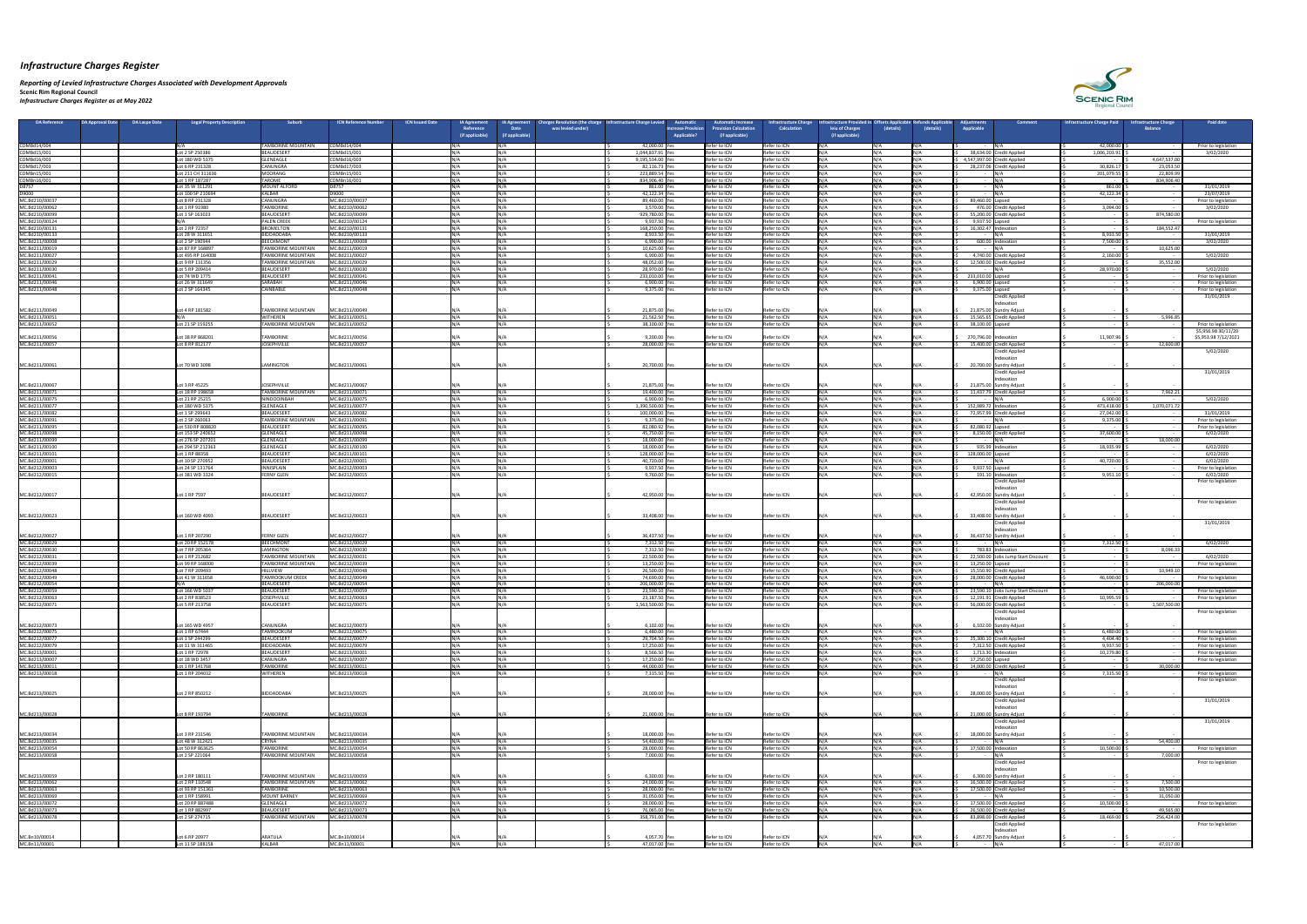# Infrastructure Charges Register

***Reporting of Levied Infrastructure Charges Associated with Development Approvals***

**Scenic Rim Regional Council**

*Infrastructure Charges Register as at May 2022*

| OA Reference | OA Approval Date | OA Lapse Date | Legal Property Description | Suburb | ICN Reference Number | ICN Issued Date | IA Agreement Reference (if applicable) | IA Agreement Date (if applicable) | Charges Resolution (the charge was levied under) | Infrastructure Charge Levied | Automatic Increase Provision Applicable? | Automatic Increase Provision Calculation (if applicable) | Infrastructure Charge Calculation | Infrastructure Provided in lieu of Charges (if applicable) | Offsets Applicable (details) | Refunds Applicable (details) | Adjustments Applicable | Comment | Infrastructure Charge Paid | Infrastructure Charge Balance | Paid date |
|---|---|---|---|---|---|---|---|---|---|---|---|---|---|---|---|---|---|---|---|---|---|
| COMBd14/004 | | | N/A | TAMBORINE MOUNTAIN | COMBd14/004 | | N/A | N/A | | $ 42,000.00 | Yes | Refer to ICN | Refer to ICN | N/A | N/A | N/A | $ - | N/A | $ 42,000.00 | $ - | Prior to legislation |
| COMBd15/001 | | | Lot 2 SP 250386 | BEAUDESERT | COMBd15/001 | | N/A | N/A | | $ 1,044,837.91 | Yes | Refer to ICN | Refer to ICN | N/A | N/A | N/A | $ 38,634.00 | Credit Applied | $ 1,006,203.91 | $ - | 3/02/2020 |
| COMBd16/003 | | | Lot 180 WD 5375 | GLENEAGLE | COMBd16/003 | | N/A | N/A | | $ 9,195,534.00 | Yes | Refer to ICN | Refer to ICN | N/A | N/A | N/A | $ 4,547,997.00 | Credit Applied | $ - | $ 4,647,537.00 | |
| COMBd17/003 | | | Lot 6 RP 231328 | CANUNGRA | COMBd17/003 | | N/A | N/A | | $ 82,116.73 | Yes | Refer to ICN | Refer to ICN | N/A | N/A | N/A | $ 28,227.06 | Credit Applied | $ 30,826.17 | $ 23,063.50 | |
| COMBn15/001 | | | Lot 211 CH 311636 | MOORANG | COMBn15/001 | | N/A | N/A | | $ 223,889.54 | Yes | Refer to ICN | Refer to ICN | N/A | N/A | N/A | $ - | N/A | $ 201,079.55 | $ 22,809.99 | |
| COMBn16/001 | | | Lot 1 RP 187287 | TAROME | COMBn16/001 | | N/A | N/A | | $ 834,906.40 | Yes | Refer to ICN | Refer to ICN | N/A | N/A | N/A | $ - | N/A | $ - | $ 834,906.40 | |
| D8757 | | | Lot 35 W 311291 | MOUNT ALFORD | D8757 | | N/A | N/A | | $ 861.00 | Yes | Refer to ICN | Refer to ICN | N/A | N/A | N/A | $ - | N/A | $ 861.00 | $ - | 31/01/2019 |
| D9030 | | | Lot 100 SP 210694 | KALBAR | D9030 | | N/A | N/A | | $ 42,122.34 | Yes | Refer to ICN | Refer to ICN | N/A | N/A | N/A | $ - | N/A | $ 42,122.34 | $ - | 23/07/2019 |
| MC.Bd210/00037 | | | Lot 8 RP 231328 | CANUNGRA | MC.Bd210/00037 | | N/A | N/A | | $ 89,460.00 | Yes | Refer to ICN | Refer to ICN | N/A | N/A | N/A | $ 89,460.00 | Lapsed | $ - | $ - | Prior to legislation |
| MC.Bd210/00062 | | | Lot 1 RP 91980 | TAMBORINE | MC.Bd210/00062 | | N/A | N/A | | $ 3,570.00 | Yes | Refer to ICN | Refer to ICN | N/A | N/A | N/A | $ 476.00 | Credit Applied | $ 3,094.00 | $ - | 3/02/2020 |
| MC.Bd210/00099 | | | Lot 1 SP 163023 | BEAUDESERT | MC.Bd210/00099 | | N/A | N/A | | $ 929,780.00 | Yes | Refer to ICN | Refer to ICN | N/A | N/A | N/A | $ 55,200.00 | Credit Applied | $ - | $ 874,580.00 | |
| MC.Bd210/00124 | | | N/A | PALEN CREEK | MC.Bd210/00124 | | N/A | N/A | | $ 9,937.50 | Yes | Refer to ICN | Refer to ICN | N/A | N/A | N/A | $ 9,937.50 | Lapsed | $ - | $ - | Prior to legislation |
| MC.Bd210/00131 | | | Lot 2 RP 72357 | BROMELTON | MC.Bd210/00131 | | N/A | N/A | | $ 168,250.00 | Yes | Refer to ICN | Refer to ICN | N/A | N/A | N/A | $ 16,302.47 | Indexation | $ - | $ 184,552.47 | |
| MC.Bd210/00133 | | | Lot 28 W 311651 | BIDDADDABA | MC.Bd210/00133 | | N/A | N/A | | $ 8,933.50 | Yes | Refer to ICN | Refer to ICN | N/A | N/A | N/A | $ - | N/A | $ 8,933.50 | $ - | 31/01/2019 |
| MC.Bd211/00008 | | | Lot 2 SP 190944 | BEECHMONT | MC.Bd211/00008 | | N/A | N/A | | $ 6,900.00 | Yes | Refer to ICN | Refer to ICN | N/A | N/A | N/A | $ 600.00 | Indexation | $ 7,500.00 | $ - | 3/02/2020 |
| MC.Bd211/00019 | | | Lot 87 RP 168897 | TAMBORINE MOUNTAIN | MC.Bd211/00019 | | N/A | N/A | | $ 10,625.00 | Yes | Refer to ICN | Refer to ICN | N/A | N/A | N/A | $ - | N/A | $ - | $ 10,625.00 | |
| MC.Bd211/00027 | | | Lot 495 RP 164008 | TAMBORINE MOUNTAIN | MC.Bd211/00027 | | N/A | N/A | | $ 6,900.00 | Yes | Refer to ICN | Refer to ICN | N/A | N/A | N/A | $ 4,740.00 | Credit Applied | $ 2,160.00 | $ - | 5/02/2020 |
| MC.Bd211/00029 | | | Lot 9 RP 131356 | TAMBORINE MOUNTAIN | MC.Bd211/00029 | | N/A | N/A | | $ 48,052.00 | Yes | Refer to ICN | Refer to ICN | N/A | N/A | N/A | $ 12,500.00 | Credit Applied | $ - | $ 35,552.00 | |
| MC.Bd211/00030 | | | Lot 5 RP 209414 | BEAUDESERT | MC.Bd211/00030 | | N/A | N/A | | $ 28,970.00 | Yes | Refer to ICN | Refer to ICN | N/A | N/A | N/A | $ - | N/A | $ 28,970.00 | $ - | 5/02/2020 |
| MC.Bd211/00041 | | | Lot 74 WD 1776 | BEAUDESERT | MC.Bd211/00041 | | N/A | N/A | | $ 233,010.00 | Yes | Refer to ICN | Refer to ICN | N/A | N/A | N/A | $ 233,010.00 | Lapsed | $ - | $ - | Prior to legislation |
| MC.Bd211/00046 | | | Lot 26 W 311649 | SARABAH | MC.Bd211/00046 | | N/A | N/A | | $ 6,900.00 | Yes | Refer to ICN | Refer to ICN | N/A | N/A | N/A | $ 6,900.00 | Lapsed | $ - | $ - | Prior to legislation |
| MC.Bd211/00048 | | | Lot 2 SP 164345 | CAINBABLE | MC.Bd211/00048 | | N/A | N/A | | $ 9,375.00 | Yes | Refer to ICN | Refer to ICN | N/A | N/A | N/A | $ 9,375.00 | Lapsed | $ - | $ - | Prior to legislation |
| MC.Bd211/00049 | | | Lot 4 RP 181582 | TAMBORINE MOUNTAIN | MC.Bd211/00049 | | N/A | N/A | | $ 21,875.00 | Yes | Refer to ICN | Refer to ICN | N/A | N/A | N/A | $ 21,875.00 | Credit Applied Indexation Sundry Adjust | $ - | $ - | 31/01/2019 |
| MC.Bd211/00051 | | | N/A | WITHEREN | MC.Bd211/00051 | | N/A | N/A | | $ 21,562.50 | Yes | Refer to ICN | Refer to ICN | N/A | N/A | N/A | $ 15,565.65 | Credit Applied | $ - | $ 5,996.85 | |
| MC.Bd211/00052 | | | Lot 21 SP 159255 | TAMBORINE MOUNTAIN | MC.Bd211/00052 | | N/A | N/A | | $ 38,100.00 | Yes | Refer to ICN | Refer to ICN | N/A | N/A | N/A | $ 38,100.00 | Lapsed | $ - | $ - | Prior to legislation |
| MC.Bd211/00056 | | | Lot 38 RP 868201 | TAMBORINE | MC.Bd211/00056 | | N/A | N/A | | $ 9,200.00 | Yes | Refer to ICN | Refer to ICN | N/A | N/A | N/A | $ 270,796.00 | Indexation | $ 11,907.96 | $ - | $5,956.98 30/11/20 $5,950.98 7/12/2021 |
| MC.Bd211/00057 | | | Lot 8 RP 812177 | JOSEPHVILLE | MC.Bd211/00057 | | N/A | N/A | | $ 28,000.00 | Yes | Refer to ICN | Refer to ICN | N/A | N/A | N/A | $ 15,400.00 | Credit Applied | $ - | $ 12,600.00 | |
| MC.Bd211/00061 | | | Lot 70 WD 3098 | LAMINGTON | MC.Bd211/00061 | | N/A | N/A | | $ 20,700.00 | Yes | Refer to ICN | Refer to ICN | N/A | N/A | N/A | $ 20,700.00 | Credit Applied Indexation Sundry Adjust | $ - | $ - | 5/02/2020 |
| MC.Bd211/00067 | | | Lot 3 RP 45225 | JOSEPHVILLE | MC.Bd211/00067 | | N/A | N/A | | $ 21,875.00 | Yes | Refer to ICN | Refer to ICN | N/A | N/A | N/A | $ 21,875.00 | Credit Applied Indexation Sundry Adjust | $ - | $ - | 31/01/2019 |
| MC.Bd211/00071 | | | Lot 18 RP 198058 | TAMBORINE MOUNTAIN | MC.Bd211/00071 | | N/A | N/A | | $ 19,400.00 | Yes | Refer to ICN | Refer to ICN | N/A | N/A | N/A | $ 11,437.79 | Credit Applied | $ - | $ 7,962.21 | |
| MC.Bd211/00075 | | | Lot 21 RP 25215 | NINDOOINBAH | MC.Bd211/00075 | | N/A | N/A | | $ 6,900.00 | Yes | Refer to ICN | Refer to ICN | N/A | N/A | N/A | $ - | N/A | $ 6,900.00 | $ - | 5/02/2020 |
| MC.Bd211/00077 | | | Lot 160 WD 5375 | GLENEAGLE | MC.Bd211/00077 | | N/A | N/A | | $ 1,390,500.00 | Yes | Refer to ICN | Refer to ICN | N/A | N/A | N/A | $ 152,986.72 | Indexation | $ 473,418.00 | $ 1,070,071.72 | |
| MC.Bd211/00082 | | | Lot 1 SP 299443 | BEAUDESERT | MC.Bd211/00082 | | N/A | N/A | | $ 100,000.00 | Yes | Refer to ICN | Refer to ICN | N/A | N/A | N/A | $ 72,957.99 | Credit Applied | $ 27,042.00 | $ - | 31/01/2019 |
| MC.Bd211/00091 | | | Lot 2 SP 260063 | TAMBORINE MOUNTAIN | MC.Bd211/00091 | | N/A | N/A | | $ 9,375.00 | Yes | Refer to ICN | Refer to ICN | N/A | N/A | N/A | $ - | N/A | $ 9,375.00 | $ - | Prior to legislation |
| MC.Bd211/00095 | | | Lot 510 RP 808820 | BEAUDESERT | MC.Bd211/00095 | | N/A | N/A | | $ 82,080.92 | Yes | Refer to ICN | Refer to ICN | N/A | N/A | N/A | $ 82,080.92 | Lapsed | $ - | $ - | Prior to legislation |
| MC.Bd211/00098 | | | Lot 153 SP 240652 | GLENEAGLE | MC.Bd211/00098 | | N/A | N/A | | $ 45,750.00 | Yes | Refer to ICN | Refer to ICN | N/A | N/A | N/A | $ 8,150.00 | Credit Applied | $ 37,600.00 | $ - | 6/02/2020 |
| MC.Bd211/00099 | | | Lot 276 SP 207201 | GLENEAGLE | MC.Bd211/00099 | | N/A | N/A | | $ 18,000.00 | Yes | Refer to ICN | Refer to ICN | N/A | N/A | N/A | $ - | N/A | $ - | $ 18,000.00 | |
| MC.Bd211/00100 | | | Lot 294 SP 212363 | GLENEAGLE | MC.Bd211/00100 | | N/A | N/A | | $ 18,000.00 | Yes | Refer to ICN | Refer to ICN | N/A | N/A | N/A | $ 935.99 | Indexation | $ 18,935.99 | $ - | 6/02/2020 |
| MC.Bd211/00101 | | | Lot 1 RP 88358 | BEAUDESERT | MC.Bd211/00101 | | N/A | N/A | | $ 128,000.00 | Yes | Refer to ICN | Refer to ICN | N/A | N/A | N/A | $ 128,000.00 | Lapsed | $ - | $ - | 6/02/2020 |
| MC.Bd212/00001 | | | Lot 10 SP 270912 | BEAUDESERT | MC.Bd212/00001 | | N/A | N/A | | $ 40,720.00 | Yes | Refer to ICN | Refer to ICN | N/A | N/A | N/A | $ - | N/A | $ 40,720.00 | $ - | 6/02/2020 |
| MC.Bd212/00003 | | | Lot 24 SP 131764 | INNISPLAIN | MC.Bd212/00003 | | N/A | N/A | | $ 9,937.50 | Yes | Refer to ICN | Refer to ICN | N/A | N/A | N/A | $ 9,937.50 | Lapsed | $ - | $ - | Prior to legislation |
| MC.Bd212/00015 | | | Lot 381 WD 3324 | FERNY GLEN | MC.Bd212/00015 | | N/A | N/A | | $ 9,760.00 | Yes | Refer to ICN | Refer to ICN | N/A | N/A | N/A | $ 191.10 | Indexation | $ 9,951.10 | $ - | 6/02/2020 |
| MC.Bd212/00017 | | | Lot 1 RP 7597 | BEAUDESERT | MC.Bd212/00017 | | N/A | N/A | | $ 42,950.00 | Yes | Refer to ICN | Refer to ICN | N/A | N/A | N/A | $ 42,950.00 | Credit Applied Indexation Sundry Adjust | $ - | $ - | Prior to legislation |
| MC.Bd212/00023 | | | Lot 160 WD 4093 | BEAUDESERT | MC.Bd212/00023 | | N/A | N/A | | $ 33,408.00 | Yes | Refer to ICN | Refer to ICN | N/A | N/A | N/A | $ 33,408.00 | Credit Applied Indexation Sundry Adjust | $ - | $ - | Prior to legislation |
| MC.Bd212/00027 | | | Lot 1 RP 207290 | FERNY GLEN | MC.Bd212/00027 | | N/A | N/A | | $ 36,437.50 | Yes | Refer to ICN | Refer to ICN | N/A | N/A | N/A | $ 36,437.50 | Credit Applied Indexation Sundry Adjust | $ - | $ - | 31/01/2019 |
| MC.Bd212/00029 | | | Lot 20 RP 152178 | BEECHMONT | MC.Bd212/00029 | | N/A | N/A | | $ 7,312.50 | Yes | Refer to ICN | Refer to ICN | N/A | N/A | N/A | $ - | N/A | $ 7,312.50 | $ - | 6/02/2020 |
| MC.Bd212/00030 | | | Lot 7 RP 205364 | LAMINGTON | MC.Bd212/00030 | | N/A | N/A | | $ 7,312.50 | Yes | Refer to ICN | Refer to ICN | N/A | N/A | N/A | $ 783.83 | Indexation | $ - | $ 8,096.33 | |
| MC.Bd212/00031 | | | Lot 1 RP 212682 | TAMBORINE MOUNTAIN | MC.Bd212/00031 | | N/A | N/A | | $ 22,500.00 | Yes | Refer to ICN | Refer to ICN | N/A | N/A | N/A | $ 22,500.00 | Jobs Jump Start Discount | $ - | $ - | 6/02/2020 |
| MC.Bd212/00039 | | | Lot 99 RP 168000 | TAMBORINE MOUNTAIN | MC.Bd212/00039 | | N/A | N/A | | $ 13,250.00 | Yes | Refer to ICN | Refer to ICN | N/A | N/A | N/A | $ 13,250.00 | Lapsed | $ - | $ - | Prior to legislation |
| MC.Bd212/00048 | | | Lot 7 RP 209493 | HILLVIEW | MC.Bd212/00048 | | N/A | N/A | | $ 26,500.00 | Yes | Refer to ICN | Refer to ICN | N/A | N/A | N/A | $ 15,550.90 | Credit Applied | $ - | $ 10,949.10 | |
| MC.Bd212/00049 | | | Lot 41 W 311658 | TAMROOKUM CREEK | MC.Bd212/00049 | | N/A | N/A | | $ 74,690.00 | Yes | Refer to ICN | Refer to ICN | N/A | N/A | N/A | $ 28,000.00 | Credit Applied | $ 46,690.00 | $ - | Prior to legislation |
| MC.Bd212/00054 | | | N/A | BEAUDESERT | MC.Bd212/00054 | | N/A | N/A | | $ 206,000.00 | Yes | Refer to ICN | Refer to ICN | N/A | N/A | N/A | $ - | N/A | $ - | $ 206,000.00 | |
| MC.Bd212/00059 | | | Lot 166 WD 5037 | BEAUDESERT | MC.Bd212/00059 | | N/A | N/A | | $ 23,590.10 | Yes | Refer to ICN | Refer to ICN | N/A | N/A | N/A | $ 23,590.10 | Jobs Jump Start Discount | $ - | $ - | Prior to legislation |
| MC.Bd212/00063 | | | Lot 2 RP 838523 | JOSEPHVILLE | MC.Bd212/00063 | | N/A | N/A | | $ 23,187.50 | Yes | Refer to ICN | Refer to ICN | N/A | N/A | N/A | $ 12,191.91 | Credit Applied | $ 10,995.59 | $ - | Prior to legislation |
| MC.Bd212/00071 | | | Lot 5 RP 213758 | BEAUDESERT | MC.Bd212/00071 | | N/A | N/A | | $ 1,563,500.00 | Yes | Refer to ICN | Refer to ICN | N/A | N/A | N/A | $ 56,000.00 | Credit Applied | $ - | $ 1,507,500.00 | |
| MC.Bd212/00073 | | | Lot 165 WD 4957 | CANUNGRA | MC.Bd212/00073 | | N/A | N/A | | $ 6,102.00 | Yes | Refer to ICN | Refer to ICN | N/A | N/A | N/A | $ 6,102.00 | Credit Applied Indexation Sundry Adjust | $ - | $ - | Prior to legislation |
| MC.Bd212/00075 | | | Lot 1 RP 67444 | TAMROOKUM | MC.Bd212/00075 | | N/A | N/A | | $ 6,480.00 | Yes | Refer to ICN | Refer to ICN | N/A | N/A | N/A | $ - | N/A | $ 6,480.00 | $ - | Prior to legislation |
| MC.Bd212/00077 | | | Lot 1 SP 244289 | BEAUDESERT | MC.Bd212/00077 | | N/A | N/A | | $ 29,704.50 | Yes | Refer to ICN | Refer to ICN | N/A | N/A | N/A | $ 25,300.10 | Credit Applied | $ 4,404.40 | $ - | Prior to legislation |
| MC.Bd212/00079 | | | Lot 11 W 311465 | BIDDADDABA | MC.Bd212/00079 | | N/A | N/A | | $ 17,250.00 | Yes | Refer to ICN | Refer to ICN | N/A | N/A | N/A | $ 7,312.50 | Credit Applied | $ 9,937.50 | $ - | Prior to legislation |
| MC.Bd213/00001 | | | Lot 1 RP 72978 | BEAUDESERT | MC.Bd213/00001 | | N/A | N/A | | $ 8,566.50 | Yes | Refer to ICN | Refer to ICN | N/A | N/A | N/A | $ 1,713.30 | Indexation | $ 10,279.80 | $ - | Prior to legislation |
| MC.Bd213/00007 | | | Lot 18 WD 3457 | CANUNGRA | MC.Bd213/00007 | | N/A | N/A | | $ 17,250.00 | Yes | Refer to ICN | Refer to ICN | N/A | N/A | N/A | $ 17,250.00 | Lapsed | $ - | $ - | Prior to legislation |
| MC.Bd213/00011 | | | Lot 2 RP 141768 | TAMBORINE | MC.Bd213/00011 | | N/A | N/A | | $ 44,000.00 | Yes | Refer to ICN | Refer to ICN | N/A | N/A | N/A | $ 14,000.00 | Credit Applied | $ - | $ 30,000.00 | Prior to legislation |
| MC.Bd213/00018 | | | Lot 1 RP 204032 | WITHEREN | MC.Bd213/00018 | | N/A | N/A | | $ 7,315.50 | Yes | Refer to ICN | Refer to ICN | N/A | N/A | N/A | $ - | N/A | $ 7,315.50 | $ - | Prior to legislation |
| MC.Bd213/00025 | | | Lot 2 RP 850212 | BIDDADDABA | MC.Bd213/00025 | | N/A | N/A | | $ 28,000.00 | Yes | Refer to ICN | Refer to ICN | N/A | N/A | N/A | $ 28,000.00 | Credit Applied Indexation Sundry Adjust | $ - | $ - | Prior to legislation |
| MC.Bd213/00028 | | | Lot 8 RP 193794 | TAMBORINE | MC.Bd213/00028 | | N/A | N/A | | $ 21,000.00 | Yes | Refer to ICN | Refer to ICN | N/A | N/A | N/A | $ 21,000.00 | Credit Applied Indexation Sundry Adjust | $ - | $ - | 31/01/2019 |
| MC.Bd213/00034 | | | Lot 3 RP 231546 | TAMBORINE MOUNTAIN | MC.Bd213/00034 | | N/A | N/A | | $ 18,000.00 | Yes | Refer to ICN | Refer to ICN | N/A | N/A | N/A | $ 18,000.00 | Credit Applied Indexation Sundry Adjust | $ - | $ - | 31/01/2019 |
| MC.Bd213/00035 | | | Lot 48 W 312421 | CRYNA | MC.Bd213/00035 | | N/A | N/A | | $ 54,400.00 | Yes | Refer to ICN | Refer to ICN | N/A | N/A | N/A | $ - | N/A | $ - | $ 54,400.00 | |
| MC.Bd213/00054 | | | Lot 50 RP 863625 | TAMBORINE | MC.Bd213/00054 | | N/A | N/A | | $ 28,000.00 | Yes | Refer to ICN | Refer to ICN | N/A | N/A | N/A | $ 17,500.00 | Indexation | $ 10,500.00 | $ - | Prior to legislation |
| MC.Bd213/00058 | | | Lot 2 SP 221064 | TAMBORINE MOUNTAIN | MC.Bd213/00058 | | N/A | N/A | | $ 7,000.00 | Yes | Refer to ICN | Refer to ICN | N/A | N/A | N/A | $ - | N/A | $ - | $ 7,000.00 | |
| MC.Bd213/00059 | | | Lot 2 RP 180111 | TAMBORINE MOUNTAIN | MC.Bd213/00059 | | N/A | N/A | | $ 6,300.00 | Yes | Refer to ICN | Refer to ICN | N/A | N/A | N/A | $ 6,300.00 | Credit Applied Indexation Sundry Adjust | $ - | $ - | Prior to legislation |
| MC.Bd213/00062 | | | Lot 2 RP 110548 | TAMBORINE MOUNTAIN | MC.Bd213/00062 | | N/A | N/A | | $ 24,000.00 | Yes | Refer to ICN | Refer to ICN | N/A | N/A | N/A | $ 16,500.00 | Credit Applied | $ - | $ 7,500.00 | |
| MC.Bd213/00063 | | | Lot 93 RP 151361 | TAMBORINE | MC.Bd213/00063 | | N/A | N/A | | $ 28,000.00 | Yes | Refer to ICN | Refer to ICN | N/A | N/A | N/A | $ 17,500.00 | Credit Applied | $ - | $ 10,500.00 | |
| MC.Bd213/00069 | | | Lot 1 RP 158991 | MOUNT BARNEY | MC.Bd213/00069 | | N/A | N/A | | $ 31,050.00 | Yes | Refer to ICN | Refer to ICN | N/A | N/A | N/A | $ - | N/A | $ - | $ 31,050.00 | |
| MC.Bd213/00072 | | | Lot 20 RP 887488 | GLENEAGLE | MC.Bd213/00072 | | N/A | N/A | | $ 28,000.00 | Yes | Refer to ICN | Refer to ICN | N/A | N/A | N/A | $ 17,500.00 | Credit Applied | $ 10,500.00 | $ - | Prior to legislation |
| MC.Bd213/00073 | | | Lot 1 RP 882997 | BEAUDESERT | MC.Bd213/00073 | | N/A | N/A | | $ 76,065.00 | Yes | Refer to ICN | Refer to ICN | N/A | N/A | N/A | $ 26,500.00 | Credit Applied | $ - | $ 49,565.00 | |
| MC.Bd213/00078 | | | Lot 2 SP 274715 | TAMBORINE MOUNTAIN | MC.Bd213/00078 | | N/A | N/A | | $ 358,791.00 | Yes | Refer to ICN | Refer to ICN | N/A | N/A | N/A | $ 83,898.00 | Credit Applied | $ 18,469.00 | $ 256,424.00 | |
| MC.Bn10/00014 | | | Lot 6 RP 20977 | ARATULA | MC.Bn10/00014 | | N/A | N/A | | $ 4,057.70 | Yes | Refer to ICN | Refer to ICN | N/A | N/A | N/A | $ 4,057.70 | Credit Applied Indexation Sundry Adjust | $ - | $ - | Prior to legislation |
| MC.Bn11/00001 | | | Lot 11 SP 188158 | KALBAR | MC.Bn11/00001 | | N/A | N/A | | $ 47,017.00 | Yes | Refer to ICN | Refer to ICN | N/A | N/A | N/A | $ - | N/A | $ - | $ 47,017.00 | |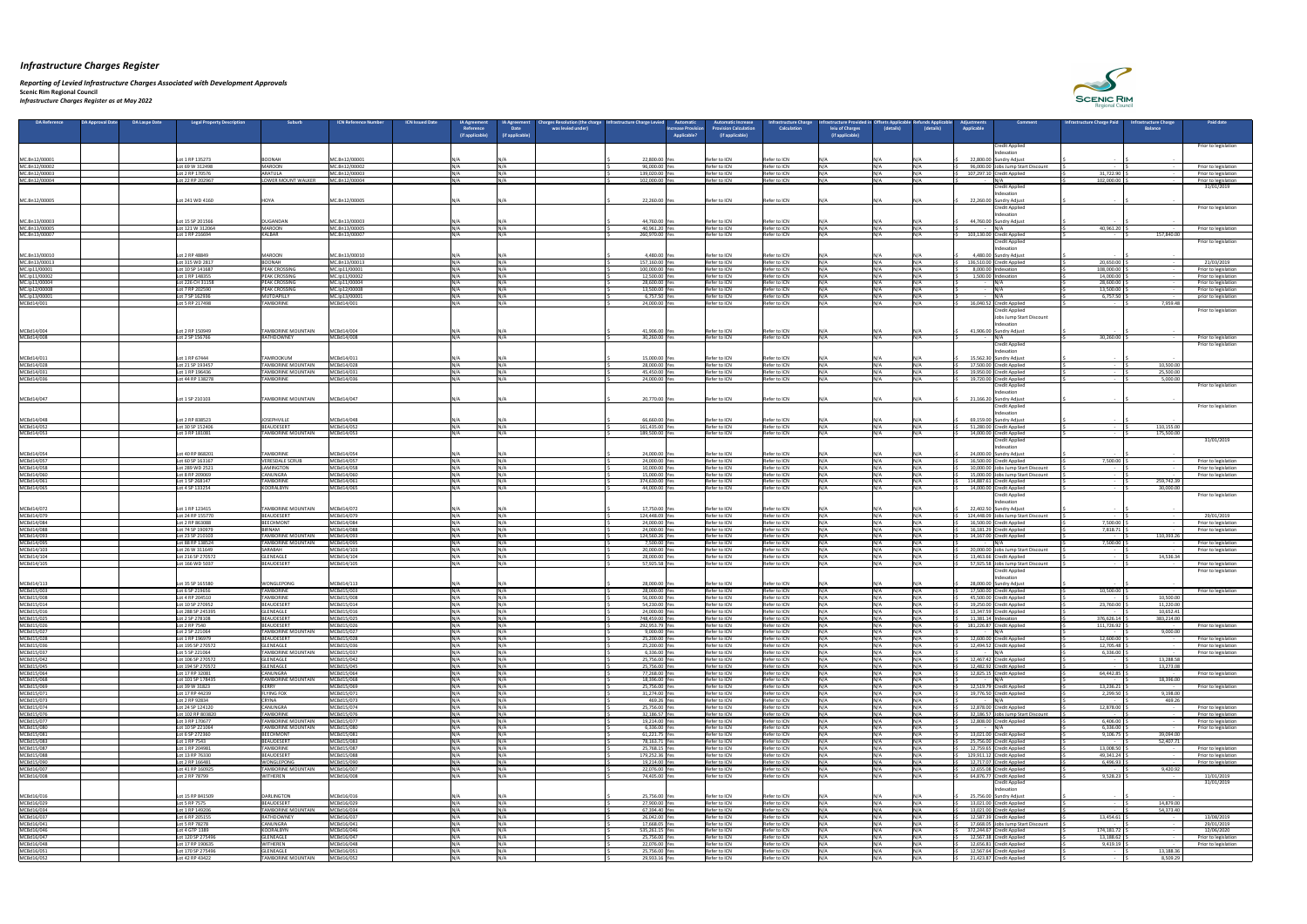# Infrastructure Charges Register

*Reporting of Levied Infrastructure Charges Associated with Development Approvals*

**Scenic Rim Regional Council**

*Infrastructure Charges Register as at May 2022*

| DA Reference | DA Approval Date | DA Lapse Date | Legal Property Description | Suburb | ICN Reference Number | ICN Issued Date | IA Agreement Reference (if applicable) | IA Agreement Date (if applicable) | Charges Resolution (the charge was levied under) | Infrastructure Charge Levied | Automatic Increase Provision Applicable? | Automatic Increase Provision Calculation (if applicable) | Infrastructure Charge Calculation | Infrastructure Provided in lieu of Charges (if applicable) | Offsets Applicable (details) | Refunds Applicable (details) | Adjustments Applicable | Comment | Infrastructure Charge Paid | Infrastructure Charge Balance | Paid date |
|---|---|---|---|---|---|---|---|---|---|---|---|---|---|---|---|---|---|---|---|---|---|
| MC.Bn12/00001 | | | Lot 1 RP 135273 | BOONAH | MC.Bn12/00001 | | N/A | N/A | | $ 22,800.00 | Yes | Refer to ICN | Refer to ICN | N/A | N/A | N/A | $ 22,800.00 | Credit Applied Indexation Sundry Adjust | $ - | $ - | Prior to legislation |
| MC.Bn12/00002 | | | Lot 69 W 312064 | MAROON | MC.Bn12/00002 | | N/A | N/A | | $ 96,000.00 | Yes | Refer to ICN | Refer to ICN | N/A | N/A | N/A | $ 96,000.00 | Jobs Jump Start Discount | $ - | $ - | Prior to legislation |
| MC.Bn12/00003 | | | Lot 2 RP 170576 | ARATULA | MC.Bn12/00003 | | N/A | N/A | | $ 139,020.00 | Yes | Refer to ICN | Refer to ICN | N/A | N/A | N/A | $ 107,297.10 | Credit Applied | $ 31,722.90 | $ - | Prior to legislation |
| MC.Bn12/00004 | | | Lot 22 RP 202967 | LOWER MOUNT WALKER | MC.Bn12/00004 | | N/A | N/A | | $ 102,000.00 | Yes | Refer to ICN | Refer to ICN | N/A | N/A | N/A | $ - | N/A | $ 102,000.00 | $ - | Prior to legislation |
| MC.Bn12/00005 | | | Lot 241 WD 4160 | HOYA | MC.Bn12/00005 | | N/A | N/A | | $ 22,260.00 | Yes | Refer to ICN | Refer to ICN | N/A | N/A | N/A | $ 22,260.00 | Credit Applied Indexation Sundry Adjust | $ - | $ - | 31/01/2019 |
| MC.Bn13/00003 | | | Lot 15 SP 201566 | DUGANDAN | MC.Bn13/00003 | | N/A | N/A | | $ 44,760.00 | Yes | Refer to ICN | Refer to ICN | N/A | N/A | N/A | $ 44,760.00 | Credit Applied Indexation Sundry Adjust | $ - | $ - | Prior to legislation |
| MC.Bn13/00005 | | | Lot 121 W 312064 | MAROON | MC.Bn13/00005 | | N/A | N/A | | $ 40,961.20 | Yes | Refer to ICN | Refer to ICN | N/A | N/A | N/A | $ - | N/A | $ 40,961.20 | $ - | |
| MC.Bn13/00007 | | | Lot 1 RP 216694 | KALBAR | MC.Bn13/00007 | | N/A | N/A | | $ 260,970.00 | Yes | Refer to ICN | Refer to ICN | N/A | N/A | N/A | $ 103,130.00 | Credit Applied | $ - | $ 157,840.00 | |
| MC.Bn13/00010 | | | Lot 2 RP 48849 | MAROON | MC.Bn13/00010 | | N/A | N/A | | $ 4,480.00 | Yes | Refer to ICN | Refer to ICN | N/A | N/A | N/A | $ 4,480.00 | Credit Applied Indexation Sundry Adjust | $ - | $ - | Prior to legislation |
| MC.Bn13/00013 | | | Lot 315 WD 2817 | BOONAH | MC.Bn13/00013 | | N/A | N/A | | $ 157,160.00 | Yes | Refer to ICN | Refer to ICN | N/A | N/A | N/A | $ 136,510.00 | Credit Applied | $ 20,650.00 | $ - | 21/03/2019 |
| MC.Ip11/00001 | | | Lot 10 SP 141687 | PEAK CROSSING | MC.Ip11/00001 | | N/A | N/A | | $ 100,000.00 | Yes | Refer to ICN | Refer to ICN | N/A | N/A | N/A | $ 8,000.00 | Indexation | $ 108,000.00 | $ - | Prior to legislation |
| MC.Ip11/00002 | | | Lot 1 RP 148355 | PEAK CROSSING | MC.Ip11/00002 | | N/A | N/A | | $ 12,500.00 | Yes | Refer to ICN | Refer to ICN | N/A | N/A | N/A | $ 1,500.00 | Indexation | $ 14,000.00 | $ - | Prior to legislation |
| MC.Ip11/00004 | | | Lot 226 CH 31158 | PEAK CROSSING | MC.Ip11/00004 | | N/A | N/A | | $ 28,600.00 | Yes | Refer to ICN | Refer to ICN | N/A | N/A | N/A | $ - | N/A | $ 28,600.00 | $ - | Prior to legislation |
| MC.Ip12/00008 | | | Lot 7 RP 202590 | PEAK CROSSING | MC.Ip12/00008 | | N/A | N/A | | $ 13,500.00 | Yes | Refer to ICN | Refer to ICN | N/A | N/A | N/A | $ - | N/A | $ 13,500.00 | $ - | Prior to legislation |
| MC.Ip13/00001 | | | Lot 7 SP 162936 | MUTDAPILLY | MC.Ip13/00001 | | N/A | N/A | | $ 6,757.50 | Yes | Refer to ICN | Refer to ICN | N/A | N/A | N/A | $ - | N/A | $ 6,757.50 | $ - | prior to legislation |
| MCBd14/001 | | | Lot 5 RP 217498 | TAMBORINE | MCBd14/001 | | N/A | N/A | | $ 24,000.00 | Yes | Refer to ICN | Refer to ICN | N/A | N/A | N/A | $ 16,040.52 | Credit Applied | $ - | $ 7,959.48 | |
| MCBd14/004 | | | Lot 2 RP 150949 | TAMBORINE MOUNTAIN | MCBd14/004 | | N/A | N/A | | $ 41,906.00 | Yes | Refer to ICN | Refer to ICN | N/A | N/A | N/A | $ 41,906.00 | Credit Applied Jobs Jump Start Discount Indexation Sundry Adjust | $ - | $ - | Prior to legislation |
| MCBd14/008 | | | Lot 2 SP 156766 | RATHDOWNEY | MCBd14/008 | | N/A | N/A | | $ 30,260.00 | Yes | Refer to ICN | Refer to ICN | N/A | N/A | N/A | $ - | N/A | $ 30,260.00 | $ - | Prior to legislation |
| MCBd14/011 | | | Lot 1 RP 67444 | TAMROOKUM | MCBd14/011 | | N/A | N/A | | $ 15,000.00 | Yes | Refer to ICN | Refer to ICN | N/A | N/A | N/A | $ 15,562.30 | Credit Applied Indexation Sundry Adjust | $ - | $ - | Prior to legislation |
| MCBd14/028 | | | Lot 21 SP 193457 | TAMBORINE MOUNTAIN | MCBd14/028 | | N/A | N/A | | $ 28,000.00 | Yes | Refer to ICN | Refer to ICN | N/A | N/A | N/A | $ 17,500.00 | Credit Applied | $ - | $ 10,500.00 | |
| MCBd14/031 | | | Lot 1 RP 196436 | TAMBORINE MOUNTAIN | MCBd14/031 | | N/A | N/A | | $ 45,450.00 | Yes | Refer to ICN | Refer to ICN | N/A | N/A | N/A | $ 19,950.00 | Credit Applied | $ - | $ 25,500.00 | |
| MCBd14/036 | | | Lot 44 RP 138278 | TAMBORINE | MCBd14/036 | | N/A | N/A | | $ 24,000.00 | Yes | Refer to ICN | Refer to ICN | N/A | N/A | N/A | $ 19,000.00 | Credit Applied | $ - | $ 5,000.00 | |
| MCBd14/047 | | | Lot 1 SP 210103 | TAMBORINE MOUNTAIN | MCBd14/047 | | N/A | N/A | | $ 20,770.00 | Yes | Refer to ICN | Refer to ICN | N/A | N/A | N/A | $ 21,166.20 | Credit Applied Indexation Sundry Adjust | $ - | $ - | Prior to legislation |
| MCBd14/048 | | | Lot 2 RP 838523 | JOSEPHVILLE | MCBd14/048 | | N/A | N/A | | $ 66,660.00 | Yes | Refer to ICN | Refer to ICN | N/A | N/A | N/A | $ 69,159.00 | Credit Applied Indexation Sundry Adjust | $ - | $ - | Prior to legislation |
| MCBd14/052 | | | Lot 30 SP 152406 | BEAUDESERT | MCBd14/052 | | N/A | N/A | | $ 161,435.00 | Yes | Refer to ICN | Refer to ICN | N/A | N/A | N/A | $ 51,280.00 | Credit Applied | $ - | $ 110,155.00 | |
| MCBd14/053 | | | Lot 3 RP 181081 | TAMBORINE MOUNTAIN | MCBd14/053 | | N/A | N/A | | $ 189,500.00 | Yes | Refer to ICN | Refer to ICN | N/A | N/A | N/A | $ 14,000.00 | Credit Applied | $ - | $ 175,500.00 | |
| MCBd14/054 | | | Lot 40 RP 868201 | TAMBORINE | MCBd14/054 | | N/A | N/A | | $ 24,000.00 | Yes | Refer to ICN | Refer to ICN | N/A | N/A | N/A | $ 24,000.00 | Credit Applied Indexation Sundry Adjust | $ - | $ - | 31/01/2019 |
| MCBd14/057 | | | Lot 60 SP 163167 | VERESDALE SCRUB | MCBd14/057 | | N/A | N/A | | $ 24,000.00 | Yes | Refer to ICN | Refer to ICN | N/A | N/A | N/A | $ 16,500.00 | Credit Applied | $ 7,500.00 | $ - | Prior to legislation |
| MCBd14/058 | | | Lot 289 WD 2521 | LAMINGTON | MCBd14/058 | | N/A | N/A | | $ 10,000.00 | Yes | Refer to ICN | Refer to ICN | N/A | N/A | N/A | $ 10,000.00 | Jobs Jump Start Discount | $ - | $ - | Prior to legislation |
| MCBd14/060 | | | Lot 8 RP 209069 | CANUNGRA | MCBd14/060 | | N/A | N/A | | $ 15,000.00 | Yes | Refer to ICN | Refer to ICN | N/A | N/A | N/A | $ 15,000.00 | Jobs Jump Start Discount | $ - | $ - | Prior to legislation |
| MCBd14/061 | | | Lot 1 SP 268147 | TAMBORINE | MCBd14/061 | | N/A | N/A | | $ 374,630.00 | Yes | Refer to ICN | Refer to ICN | N/A | N/A | N/A | $ 114,887.61 | Credit Applied | $ - | $ 259,742.39 | |
| MCBd14/065 | | | Lot 4 SP 131254 | KOORALBYN | MCBd14/065 | | N/A | N/A | | $ 44,000.00 | Yes | Refer to ICN | Refer to ICN | N/A | N/A | N/A | $ 14,000.00 | Credit Applied | $ - | $ 30,000.00 | |
| MCBd14/072 | | | Lot 1 RP 123415 | TAMBORINE MOUNTAIN | MCBd14/072 | | N/A | N/A | | $ 17,750.00 | Yes | Refer to ICN | Refer to ICN | N/A | N/A | N/A | $ 22,402.50 | Credit Applied Indexation Sundry Adjust | $ - | $ - | Prior to legislation |
| MCBd14/079 | | | Lot 24 RP 155770 | BEAUDESERT | MCBd14/079 | | N/A | N/A | | $ 124,448.09 | Yes | Refer to ICN | Refer to ICN | N/A | N/A | N/A | $ 124,448.09 | Jobs Jump Start Discount | $ - | $ - | 29/01/2019 |
| MCBd14/084 | | | Lot 2 RP 863088 | BEECHMONT | MCBd14/084 | | N/A | N/A | | $ 24,000.00 | Yes | Refer to ICN | Refer to ICN | N/A | N/A | N/A | $ 16,500.00 | Credit Applied | $ 7,500.00 | $ - | Prior to legislation |
| MCBd14/088 | | | Lot 74 SP 190979 | BIRNAM | MCBd14/088 | | N/A | N/A | | $ 24,000.00 | Yes | Refer to ICN | Refer to ICN | N/A | N/A | N/A | $ 16,181.29 | Credit Applied | $ 7,818.71 | $ - | Prior to legislation |
| MCBd14/093 | | | Lot 23 SP 210103 | TAMBORINE MOUNTAIN | MCBd14/093 | | N/A | N/A | | $ 124,560.26 | Yes | Refer to ICN | Refer to ICN | N/A | N/A | N/A | $ 14,167.00 | Credit Applied | $ - | $ 110,393.26 | |
| MCBd14/095 | | | Lot 88 RP 138524 | TAMBORINE MOUNTAIN | MCBd14/095 | | N/A | N/A | | $ 7,500.00 | Yes | Refer to ICN | Refer to ICN | N/A | N/A | N/A | $ - | N/A | $ 7,500.00 | $ - | Prior to legislation |
| MCBd14/103 | | | Lot 26 W 311649 | SARABAH | MCBd14/103 | | N/A | N/A | | $ 20,000.00 | Yes | Refer to ICN | Refer to ICN | N/A | N/A | N/A | $ 20,000.00 | Jobs Jump Start Discount | $ - | $ - | Prior to legislation |
| MCBd14/104 | | | Lot 216 SP 270572 | GLENEAGLE | MCBd14/104 | | N/A | N/A | | $ 28,000.00 | Yes | Refer to ICN | Refer to ICN | N/A | N/A | N/A | $ 13,463.66 | Credit Applied | $ - | $ 14,536.34 | |
| MCBd14/105 | | | Lot 166 WD 5037 | BEAUDESERT | MCBd14/105 | | N/A | N/A | | $ 57,925.58 | Yes | Refer to ICN | Refer to ICN | N/A | N/A | N/A | $ 57,925.58 | Jobs Jump Start Discount | $ - | $ - | Prior to legislation |
| MCBd14/113 | | | Lot 35 SP 165580 | WONGLEPONG | MCBd14/113 | | N/A | N/A | | $ 28,000.00 | Yes | Refer to ICN | Refer to ICN | N/A | N/A | N/A | $ 28,000.00 | Credit Applied Indexation Sundry Adjust | $ - | $ - | Prior to legislation |
| MCBd15/003 | | | Lot 6 SP 259656 | TAMBORINE | MCBd15/003 | | N/A | N/A | | $ 28,000.00 | Yes | Refer to ICN | Refer to ICN | N/A | N/A | N/A | $ 17,500.00 | Credit Applied | $ 10,500.00 | $ - | Prior to legislation |
| MCBd15/008 | | | Lot 4 RP 204510 | TAMBORINE | MCBd15/008 | | N/A | N/A | | $ 56,000.00 | Yes | Refer to ICN | Refer to ICN | N/A | N/A | N/A | $ 45,500.00 | Credit Applied | $ - | $ 10,500.00 | |
| MCBd15/014 | | | Lot 10 SP 270952 | BEAUDESERT | MCBd15/014 | | N/A | N/A | | $ 54,230.00 | Yes | Refer to ICN | Refer to ICN | N/A | N/A | N/A | $ 19,250.00 | Credit Applied | $ 23,760.00 | $ 11,220.00 | |
| MCBd15/016 | | | Lot 288 SP 245395 | GLENEAGLE | MCBd15/016 | | N/A | N/A | | $ 24,000.00 | Yes | Refer to ICN | Refer to ICN | N/A | N/A | N/A | $ 13,347.59 | Credit Applied | $ - | $ 10,652.41 | |
| MCBd15/025 | | | Lot 2 SP 278108 | BEAUDESERT | MCBd15/025 | | N/A | N/A | | $ 748,459.00 | Yes | Refer to ICN | Refer to ICN | N/A | N/A | N/A | $ 11,381.34 | Indexation | $ 376,626.34 | $ 383,214.00 | |
| MCBd15/026 | | | Lot 2 RP 7540 | BEAUDESERT | MCBd15/026 | | N/A | N/A | | $ 292,953.79 | Yes | Refer to ICN | Refer to ICN | N/A | N/A | N/A | $ 181,226.87 | Credit Applied | $ 111,726.92 | $ - | |
| MCBd15/027 | | | Lot 2 SP 221064 | TAMBORINE MOUNTAIN | MCBd15/027 | | N/A | N/A | | $ 9,000.00 | Yes | Refer to ICN | Refer to ICN | N/A | N/A | N/A | $ - | N/A | $ - | $ 9,000.00 | |
| MCBd15/028 | | | Lot 1 RP 196979 | BEAUDESERT | MCBd15/028 | | N/A | N/A | | $ 25,200.00 | Yes | Refer to ICN | Refer to ICN | N/A | N/A | N/A | $ 12,600.00 | Credit Applied | $ 12,600.00 | $ - | Prior to legislation |
| MCBd15/036 | | | Lot 195 SP 270572 | GLENEAGLE | MCBd15/036 | | N/A | N/A | | $ 25,200.00 | Yes | Refer to ICN | Refer to ICN | N/A | N/A | N/A | $ 12,494.52 | Credit Applied | $ 12,705.48 | $ - | Prior to legislation |
| MCBd15/037 | | | Lot 5 SP 221064 | TAMBORINE MOUNTAIN | MCBd15/037 | | N/A | N/A | | $ 6,336.00 | Yes | Refer to ICN | Refer to ICN | N/A | N/A | N/A | $ - | N/A | $ 6,336.00 | $ - | Prior to legislation |
| MCBd15/042 | | | Lot 106 SP 270572 | GLENEAGLE | MCBd15/042 | | N/A | N/A | | $ 25,756.00 | Yes | Refer to ICN | Refer to ICN | N/A | N/A | N/A | $ 12,467.42 | Credit Applied | $ - | $ 13,288.58 | |
| MCBd15/045 | | | Lot 194 SP 270572 | GLENEAGLE | MCBd15/045 | | N/A | N/A | | $ 25,756.00 | Yes | Refer to ICN | Refer to ICN | N/A | N/A | N/A | $ 12,482.92 | Credit Applied | $ - | $ 13,273.08 | |
| MCBd15/064 | | | Lot 17 RP 32081 | CANUNGRA | MCBd15/064 | | N/A | N/A | | $ 77,268.00 | Yes | Refer to ICN | Refer to ICN | N/A | N/A | N/A | $ 12,825.15 | Credit Applied | $ 64,442.85 | $ - | Prior to legislation |
| MCBd15/068 | | | Lot 101 SP 178435 | TAMBORINE MOUNTAIN | MCBd15/068 | | N/A | N/A | | $ 18,396.00 | Yes | Refer to ICN | Refer to ICN | N/A | N/A | N/A | $ - | N/A | $ - | $ 18,396.00 | |
| MCBd15/069 | | | Lot 39 W 31823 | KERRY | MCBd15/069 | | N/A | N/A | | $ 25,756.00 | Yes | Refer to ICN | Refer to ICN | N/A | N/A | N/A | $ 12,519.79 | Credit Applied | $ 13,236.21 | $ - | Prior to legislation |
| MCBd15/071 | | | Lot 17 RP 44239 | FLYING FOX | MCBd15/071 | | N/A | N/A | | $ 31,274.00 | Yes | Refer to ICN | Refer to ICN | N/A | N/A | N/A | $ 19,776.50 | Credit Applied | $ 2,299.50 | $ 9,198.00 | |
| MCBd15/073 | | | Lot 2 RP 92834 | CRYNA | MCBd15/073 | | N/A | N/A | | $ 469.26 | Yes | Refer to ICN | Refer to ICN | N/A | N/A | N/A | $ - | N/A | $ - | $ 469.26 | |
| MCBd15/074 | | | Lot 24 SP 124120 | CANUNGRA | MCBd15/074 | | N/A | N/A | | $ 25,756.00 | Yes | Refer to ICN | Refer to ICN | N/A | N/A | N/A | $ 12,878.00 | Credit Applied | $ 12,878.00 | $ - | Prior to legislation |
| MCBd15/076 | | | Lot 102 RP 803820 | TAMBORINE | MCBd15/076 | | N/A | N/A | | $ 32,186.57 | Yes | Refer to ICN | Refer to ICN | N/A | N/A | N/A | $ 32,186.57 | Jobs Jump Start Discount | $ - | $ - | Prior to legislation |
| MCBd15/077 | | | Lot 3 RP 170677 | TAMBORINE MOUNTAIN | MCBd15/077 | | N/A | N/A | | $ 19,214.00 | Yes | Refer to ICN | Refer to ICN | N/A | N/A | N/A | $ 12,808.00 | Credit Applied | $ 6,406.00 | $ - | Prior to legislation |
| MCBd15/080 | | | Lot 10 SP 221064 | TAMBORINE MOUNTAIN | MCBd15/080 | | N/A | N/A | | $ 6,336.00 | Yes | Refer to ICN | Refer to ICN | N/A | N/A | N/A | $ - | N/A | $ 6,336.00 | $ - | Prior to legislation |
| MCBd15/083 | | | Lot 6 SP 272360 | BEECHMONT | MCBd15/083 | | N/A | N/A | | $ 61,221.75 | Yes | Refer to ICN | Refer to ICN | N/A | N/A | N/A | $ 13,021.00 | Credit Applied | $ 9,106.75 | $ 39,094.00 | |
| MCBd15/083 | | | Lot 1 RP 7543 | BEAUDESERT | MCBd15/083 | | N/A | N/A | | $ 78,163.71 | Yes | Refer to ICN | Refer to ICN | N/A | N/A | N/A | $ 25,756.00 | Credit Applied | $ - | $ 52,407.71 | |
| MCBd15/087 | | | Lot 1 RP 204981 | TAMBORINE | MCBd15/087 | | N/A | N/A | | $ 25,768.15 | Yes | Refer to ICN | Refer to ICN | N/A | N/A | N/A | $ 12,759.65 | Credit Applied | $ 13,008.50 | $ - | Prior to legislation |
| MCBd15/088 | | | Lot 13 RP 76330 | BEAUDESERT | MCBd15/088 | | N/A | N/A | | $ 179,252.36 | Yes | Refer to ICN | Refer to ICN | N/A | N/A | N/A | $ 129,911.12 | Credit Applied | $ 49,341.24 | $ - | Prior to legislation |
| MCBd15/090 | | | Lot 2 RP 166481 | WONGLEPONG | MCBd15/090 | | N/A | N/A | | $ 19,214.00 | Yes | Refer to ICN | Refer to ICN | N/A | N/A | N/A | $ 12,717.07 | Credit Applied | $ 6,496.93 | $ - | Prior to legislation |
| MCBd16/007 | | | Lot 41 RP 160925 | TAMBORINE MOUNTAIN | MCBd16/007 | | N/A | N/A | | $ 22,076.00 | Yes | Refer to ICN | Refer to ICN | N/A | N/A | N/A | $ 12,655.08 | Credit Applied | $ - | $ 9,420.92 | |
| MCBd16/008 | | | Lot 2 RP 78799 | WITHEREN | MCBd16/008 | | N/A | N/A | | $ 74,405.00 | Yes | Refer to ICN | Refer to ICN | N/A | N/A | N/A | $ 64,876.77 | Credit Applied | $ 9,528.23 | $ - | 11/01/2019 |
| MCBd16/016 | | | Lot 15 RP 841509 | DARLINGTON | MCBd16/016 | | N/A | N/A | | $ 25,756.00 | Yes | Refer to ICN | Refer to ICN | N/A | N/A | N/A | $ 25,756.00 | Credit Applied Indexation Sundry Adjust | $ - | $ - | 31/01/2019 |
| MCBd16/029 | | | Lot 5 RP 7575 | BEAUDESERT | MCBd16/029 | | N/A | N/A | | $ 27,900.00 | Yes | Refer to ICN | Refer to ICN | N/A | N/A | N/A | $ 13,021.00 | Credit Applied | $ - | $ 14,879.00 | |
| MCBd16/034 | | | Lot 1 RP 149206 | TAMBORINE MOUNTAIN | MCBd16/034 | | N/A | N/A | | $ 67,394.40 | Yes | Refer to ICN | Refer to ICN | N/A | N/A | N/A | $ 13,021.00 | Credit Applied | $ - | $ 54,373.40 | |
| MCBd16/037 | | | Lot 6 RP 205155 | RATHDOWNEY | MCBd16/037 | | N/A | N/A | | $ 26,042.00 | Yes | Refer to ICN | Refer to ICN | N/A | N/A | N/A | $ 12,587.39 | Credit Applied | $ 13,454.61 | $ - | 13/08/2019 |
| MCBd16/041 | | | Lot 5 RP 78278 | CANUNGRA | MCBd16/041 | | N/A | N/A | | $ 17,668.05 | Yes | Refer to ICN | Refer to ICN | N/A | N/A | N/A | $ 17,668.05 | Jobs Jump Start Discount | $ - | $ - | 29/01/2019 |
| MCBd16/046 | | | Lot 4 GTP 1389 | KOORALBYN | MCBd16/046 | | N/A | N/A | | $ 535,261.15 | Yes | Refer to ICN | Refer to ICN | N/A | N/A | N/A | $ 372,244.67 | Credit Applied | $ 174,181.72 | $ - | 12/06/2020 |
| MCBd16/047 | | | Lot 120 SP 275496 | GLENEAGLE | MCBd16/047 | | N/A | N/A | | $ 25,756.00 | Yes | Refer to ICN | Refer to ICN | N/A | N/A | N/A | $ 12,567.38 | Credit Applied | $ 13,188.62 | $ - | Prior to legislation |
| MCBd16/048 | | | Lot 17 RP 190635 | WITHEREN | MCBd16/048 | | N/A | N/A | | $ 22,076.00 | Yes | Refer to ICN | Refer to ICN | N/A | N/A | N/A | $ 12,656.81 | Credit Applied | $ 9,419.19 | $ - | Prior to legislation |
| MCBd16/051 | | | Lot 170 SP 275496 | GLENEAGLE | MCBd16/051 | | N/A | N/A | | $ 25,756.00 | Yes | Refer to ICN | Refer to ICN | N/A | N/A | N/A | $ 12,567.64 | Credit Applied | $ - | $ 13,188.36 | |
| MCBd16/052 | | | Lot 42 RP 43422 | TAMBORINE MOUNTAIN | MCBd16/052 | | N/A | N/A | | $ 29,933.16 | Yes | Refer to ICN | Refer to ICN | N/A | N/A | N/A | $ 21,423.87 | Credit Applied | $ - | $ 8,509.29 | |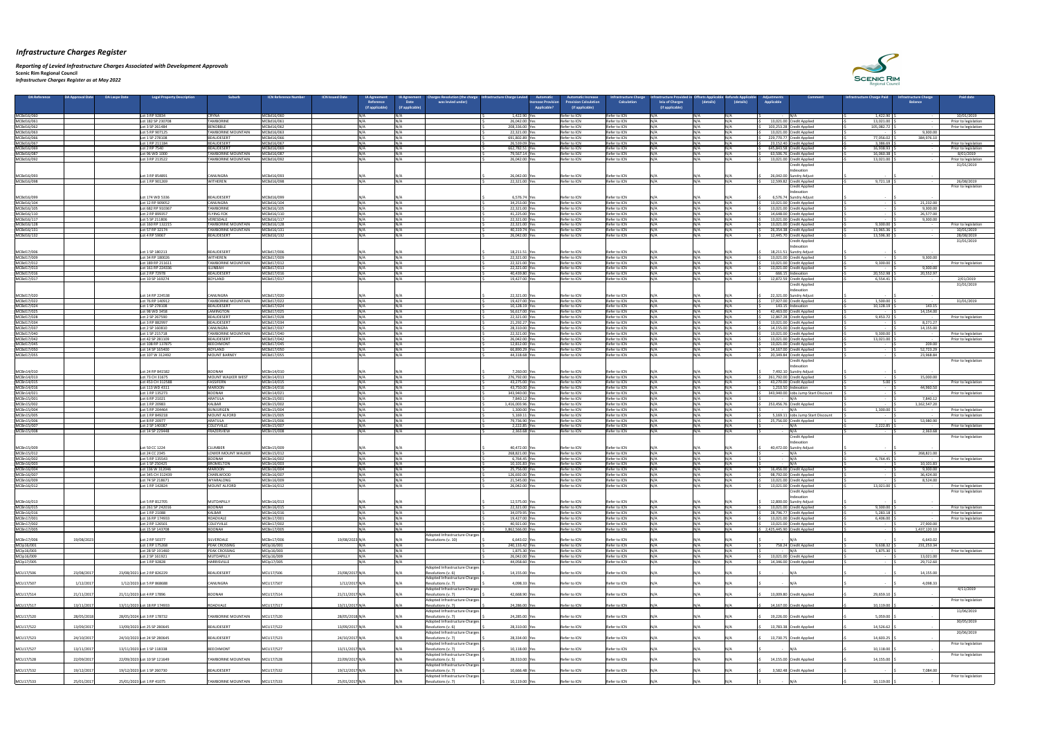# Infrastructure Charges Register

*Reporting of Levied Infrastructure Charges Associated with Development Approvals*

**Scenic Rim Regional Council**

*Infrastructure Charges Register as at May 2022*

| DA Reference | DA Approval Date | DA Lapse Date | Legal Property Description | Suburb | ICN Reference Number | ICN Issued Date | IA Agreement Reference (if applicable) | IA Agreement Date (if applicable) | Charges Resolution (the charge was levied under) | Infrastructure Charge Levied | Automatic Increase Provision Applicable? | Automatic Increase Provision Calculation (if applicable) | Infrastructure Charge Calculation | Infrastructure Provided in lieu of Charges (if applicable) | Offsets Applicable (details) | Refunds Applicable (details) | Adjustments Applicable | Comment | Infrastructure Charge Paid | Infrastructure Charge Balance | Paid date |
|---|---|---|---|---|---|---|---|---|---|---|---|---|---|---|---|---|---|---|---|---|---|
| MCBd16/060 | | | Lot 3 RP 92834 | CRYNA | MCBd16/060 | | N/A | N/A | | $ 1,422.90 | Yes | Refer to ICN | Refer to ICN | N/A | N/A | N/A | $ - | N/A | $ 1,422.90 | $ - | 30/01/2019 |
| MCBd16/061 | | | Lot 182 SP 230708 | TAMBORINE | MCBd16/061 | | N/A | N/A | | $ 26,042.00 | Yes | Refer to ICN | Refer to ICN | N/A | N/A | N/A | $ 13,021.00 | Credit Applied | $ 13,021.00 | $ - | Prior to legislation |
| MCBd16/062 | | | Lot 3 SP 261484 | BENOBBLE | MCBd16/062 | | N/A | N/A | | $ 208,336.00 | Yes | Refer to ICN | Refer to ICN | N/A | N/A | N/A | $ 103,253.28 | Credit Applied | $ 105,082.72 | $ - | Prior to legislation |
| MCBd16/063 | | | Lot 5 RP 907125 | TAMBORINE MOUNTAIN | MCBd16/063 | | N/A | N/A | | $ 22,321.00 | Yes | Refer to ICN | Refer to ICN | N/A | N/A | N/A | $ 13,021.00 | Credit Applied | $ - | $ 9,300.00 | |
| MCBd16/066 | | | Lot 3 SP 278108 | BEAUDESERT | MCBd16/066 | | N/A | N/A | | $ 691,802.89 | Yes | Refer to ICN | Refer to ICN | N/A | N/A | N/A | $ 229,770.77 | Credit Applied | $ 77,056.02 | $ 384,976.10 | |
| MCBd16/067 | | | Lot 1 RP 211184 | BEAUDESERT | MCBd16/067 | | N/A | N/A | | $ 26,539.09 | Yes | Refer to ICN | Refer to ICN | N/A | N/A | N/A | $ 23,152.40 | Credit Applied | $ 3,386.69 | $ - | Prior to legislation |
| MCBd16/069 | | | Lot 2 RP 7540 | BEAUDESERT | MCBd16/069 | | N/A | N/A | | $ 662,782.31 | Yes | Refer to ICN | Refer to ICN | N/A | N/A | N/A | $ 645,843.38 | Credit Applied | $ 16,938.93 | $ - | Prior to legislation |
| MCBd16/087 | | | Lot 96 WD 1000 | TAMBORINE MOUNTAIN | MCBd16/087 | | N/A | N/A | | $ 79,567.14 | Yes | Refer to ICN | Refer to ICN | N/A | N/A | N/A | $ 63,506.76 | Credit Applied | $ 16,060.38 | $ - | 8/01/2019 |
| MCBd16/092 | | | Lot 3 RP 213522 | TAMBORINE MOUNTAIN | MCBd16/092 | | N/A | N/A | | $ 26,042.00 | Yes | Refer to ICN | Refer to ICN | N/A | N/A | N/A | $ 13,021.00 | Credit Applied | $ 13,021.00 | $ - | Prior to legislation |
| MCBd16/093 | | | Lot 3 RP 854891 | CANUNGRA | MCBd16/093 | | N/A | N/A | | $ 26,042.00 | Yes | Refer to ICN | Refer to ICN | N/A | N/A | N/A | $ 26,042.00 | Credit Applied Indexation Sundry Adjust | $ - | $ - | 31/01/2019 |
| MCBd16/098 | | | Lot 1 RP 901269 | WITHEREN | MCBd16/098 | | N/A | N/A | | $ 22,321.00 | Yes | Refer to ICN | Refer to ICN | N/A | N/A | N/A | $ 12,599.82 | Credit Applied | $ 9,721.18 | $ - | 26/08/2019 |
| MCBd16/099 | | | Lot 174 WD 5336 | BEAUDESERT | MCBd16/099 | | N/A | N/A | | $ 6,576.74 | Yes | Refer to ICN | Refer to ICN | N/A | N/A | N/A | $ 6,576.74 | Credit Applied Indexation Sundry Adjust | $ - | $ - | Prior to legislation |
| MCBd16/104 | | | Lot 12 RP 909052 | CANUNGRA | MCBd16/104 | | N/A | N/A | | $ 34,253.00 | Yes | Refer to ICN | Refer to ICN | N/A | N/A | N/A | $ 13,021.00 | Credit Applied | $ - | $ 21,232.00 | |
| MCBd16/105 | | | Lot 682 RP 910367 | TAMBORINE | MCBd16/105 | | N/A | N/A | | $ 22,321.00 | Yes | Refer to ICN | Refer to ICN | N/A | N/A | N/A | $ 13,021.00 | Credit Applied | $ - | $ 9,300.00 | |
| MCBd16/110 | | | Lot 2 RP 899357 | FLYING FOX | MCBd16/110 | | N/A | N/A | | $ 41,225.00 | Yes | Refer to ICN | Refer to ICN | N/A | N/A | N/A | $ 14,648.00 | Credit Applied | $ - | $ 26,577.00 | |
| MCBd16/117 | | | Lot 5 SP 211806 | VERESDALE | MCBd16/117 | | N/A | N/A | | $ 22,321.00 | Yes | Refer to ICN | Refer to ICN | N/A | N/A | N/A | $ 13,021.00 | Credit Applied | $ - | $ 9,300.00 | |
| MCBd16/128 | | | Lot 160 RP 132215 | TAMBORINE MOUNTAIN | MCBd16/128 | | N/A | N/A | | $ 22,321.00 | Yes | Refer to ICN | Refer to ICN | N/A | N/A | N/A | $ 13,021.00 | Credit Applied | $ 9,300.00 | $ - | Prior to legislation |
| MCBd16/131 | | | Lot 57 RP 32174 | TAMBORINE MOUNTAIN | MCBd16/131 | | N/A | N/A | | $ 40,319.74 | Yes | Refer to ICN | Refer to ICN | N/A | N/A | N/A | $ 26,354.38 | Credit Applied | $ 13,965.36 | $ - | 10/01/2019 |
| MCBd16/132 | | | Lot 4 RP 59067 | BEAUDESERT | MCBd16/132 | | N/A | N/A | | $ 26,042.00 | Yes | Refer to ICN | Refer to ICN | N/A | N/A | N/A | $ 12,445.70 | Credit Applied | $ 13,596.30 | $ - | 28/08/2019 |
| MCBd17/006 | | | Lot 1 SP 180213 | BEAUDESERT | MCBd17/006 | | N/A | N/A | | $ 18,211.51 | Yes | Refer to ICN | Refer to ICN | N/A | N/A | N/A | $ 18,211.51 | Credit Applied Indexation Sundry Adjust | $ - | $ - | 31/01/2019 |
| MCBd17/009 | | | Lot 34 RP 180026 | WITHEREN | MCBd17/009 | | N/A | N/A | | $ 22,321.00 | Yes | Refer to ICN | Refer to ICN | N/A | N/A | N/A | $ 13,021.00 | Credit Applied | $ - | $ 9,300.00 | |
| MCBd17/012 | | | Lot 189 RP 211611 | TAMBORINE MOUNTAIN | MCBd17/012 | | N/A | N/A | | $ 22,321.00 | Yes | Refer to ICN | Refer to ICN | N/A | N/A | N/A | $ 13,021.00 | Credit Applied | $ 9,300.00 | $ - | Prior to legislation |
| MCBd17/013 | | | Lot 161 RP 224336 | ELINBAH | MCBd17/013 | | N/A | N/A | | $ 22,321.00 | Yes | Refer to ICN | Refer to ICN | N/A | N/A | N/A | $ 13,021.00 | Credit Applied | $ - | $ 9,300.00 | |
| MCBd17/016 | | | Lot 2 RP 72978 | BEAUDESERT | MCBd17/016 | | N/A | N/A | | $ 40,439.80 | Yes | Refer to ICN | Refer to ICN | N/A | N/A | N/A | $ 666.15 | Indexation | $ 20,552.98 | $ 20,552.97 | |
| MCBd17/017 | | | Lot 10 SP 169274 | BOYLAND | MCBd17/017 | | N/A | N/A | | $ 19,427.00 | Yes | Refer to ICN | Refer to ICN | N/A | N/A | N/A | $ 12,872.59 | Credit Applied | $ 6,554.41 | $ - | 2/01/2019 |
| MCBd17/020 | | | Lot 14 RP 224538 | CANUNGRA | MCBd17/020 | | N/A | N/A | | $ 22,321.00 | Yes | Refer to ICN | Refer to ICN | N/A | N/A | N/A | $ 22,321.00 | Credit Applied Indexation Sundry Adjust | $ - | $ - | 31/01/2019 |
| MCBd17/022 | | | Lot 76 RP 140012 | TAMBORINE MOUNTAIN | MCBd17/022 | | N/A | N/A | | $ 19,427.00 | Yes | Refer to ICN | Refer to ICN | N/A | N/A | N/A | $ 17,927.00 | Credit Applied | $ 1,500.00 | $ - | 31/01/2019 |
| MCBd17/024 | | | Lot 1 SP 278108 | BEAUDESERT | MCBd17/024 | | N/A | N/A | | $ 10,128.29 | Yes | Refer to ICN | Refer to ICN | N/A | N/A | N/A | $ 143.15 | Indexation | $ 10,128.15 | $ 143.15 | |
| MCBd17/025 | | | Lot 98 WD 3458 | LAMINGTON | MCBd17/025 | | N/A | N/A | | $ 56,617.00 | Yes | Refer to ICN | Refer to ICN | N/A | N/A | N/A | $ 42,463.00 | Credit Applied | $ - | $ 14,154.00 | |
| MCBd17/028 | | | Lot 2 SP 267590 | BEAUDESERT | MCBd17/028 | | N/A | N/A | | $ 22,321.00 | Yes | Refer to ICN | Refer to ICN | N/A | N/A | N/A | $ 12,867.28 | Credit Applied | $ 9,453.72 | $ - | Prior to legislation |
| MCBd17/034 | | | Lot 3 RP 882997 | BEAUDESERT | MCBd17/034 | | N/A | N/A | | $ 21,292.27 | Yes | Refer to ICN | Refer to ICN | N/A | N/A | N/A | $ 13,021.00 | Credit Applied | $ - | $ 8,271.27 | |
| MCBd17/037 | | | Lot 2 SP 160810 | CANUNGRA | MCBd17/037 | | N/A | N/A | | $ 28,310.00 | Yes | Refer to ICN | Refer to ICN | N/A | N/A | N/A | $ 14,155.00 | Credit Applied | $ - | $ 14,155.00 | |
| MCBd17/040 | | | Lot 1 SP 215718 | TAMBORINE MOUNTAIN | MCBd17/040 | | N/A | N/A | | $ 22,321.00 | Yes | Refer to ICN | Refer to ICN | N/A | N/A | N/A | $ 13,021.00 | Credit Applied | $ 9,300.00 | $ - | Prior to legislation |
| MCBd17/042 | | | Lot 42 SP 281109 | BEAUDESERT | MCBd17/042 | | N/A | N/A | | $ 26,042.00 | Yes | Refer to ICN | Refer to ICN | N/A | N/A | N/A | $ 13,021.00 | Credit Applied | $ 13,021.00 | $ - | Prior to legislation |
| MCBd17/045 | | | Lot 108 RP 137875 | BEECHMONT | MCBd17/045 | | N/A | N/A | | $ 12,812.00 | Yes | Refer to ICN | Refer to ICN | N/A | N/A | N/A | $ 13,021.00 | Credit Applied | $ - | $ 209.00 | |
| MCBd17/050 | | | Lot 14 SP 165400 | BOYLAND | MCBd17/050 | | N/A | N/A | | $ 66,890.29 | Yes | Refer to ICN | Refer to ICN | N/A | N/A | N/A | $ 14,167.00 | Credit Applied | $ - | $ 52,723.29 | |
| MCBd17/055 | | | Lot 107 W 312492 | MOUNT BARNEY | MCBd17/055 | | N/A | N/A | | $ 44,318.68 | Yes | Refer to ICN | Refer to ICN | N/A | N/A | N/A | $ 20,349.84 | Credit Applied | $ - | $ 23,968.84 | |
| MCBn14/010 | | | Lot 24 RP 841582 | BOONAH | MCBn14/010 | | N/A | N/A | | $ 7,260.00 | Yes | Refer to ICN | Refer to ICN | N/A | N/A | N/A | $ 7,492.10 | Credit Applied Indexation Sundry Adjust | $ - | $ - | Prior to legislation |
| MCBn14/013 | | | Lot 73 CH 31675 | MOUNT WALKER WEST | MCBn14/013 | | N/A | N/A | | $ 276,792.00 | Yes | Refer to ICN | Refer to ICN | N/A | N/A | N/A | $ 261,792.00 | Credit Applied | $ - | $ 15,000.00 | |
| MCBn14/015 | | | Lot 453 CH 312588 | FASSIFERN | MCBn14/015 | | N/A | N/A | | $ 43,275.00 | Yes | Refer to ICN | Refer to ICN | N/A | N/A | N/A | $ 43,270.00 | Credit Applied | $ 5.00 | $ - | Prior to legislation |
| MCBn14/016 | | | Lot 113 WD 4311 | MAROON | MCBn14/016 | | N/A | N/A | | $ 43,750.00 | Yes | Refer to ICN | Refer to ICN | N/A | N/A | N/A | $ 1,210.50 | Indexation | $ - | $ 44,960.50 | |
| MCBn14/021 | | | Lot 1 RP 135273 | BOONAH | MCBn14/021 | | N/A | N/A | | $ 343,940.00 | Yes | Refer to ICN | Refer to ICN | N/A | N/A | N/A | $ 343,940.00 | Jobs Jump Start Discount | $ - | $ - | Prior to legislation |
| MCBn15/001 | | | Lot 6 RP 21021 | ARATULA | MCBn15/001 | | N/A | N/A | | $ 7,840.12 | Yes | Refer to ICN | Refer to ICN | N/A | N/A | N/A | $ - | N/A | $ - | $ 7,840.12 | |
| MCBn15/002 | | | Lot 1 RP 20983 | KALBAR | MCBn15/002 | | N/A | N/A | | $ 1,416,003.96 | Yes | Refer to ICN | Refer to ICN | N/A | N/A | N/A | $ 253,456.76 | Credit Applied | $ - | $ 1,162,547.20 | |
| MCBn15/004 | | | Lot 5 RP 204464 | BUNJURGEN | MCBn15/004 | | N/A | N/A | | $ 1,300.00 | Yes | Refer to ICN | Refer to ICN | N/A | N/A | N/A | $ - | N/A | $ 1,300.00 | $ - | Prior to legislation |
| MCBn15/005 | | | Lot 1 RP 849218 | MOUNT ALFORD | MCBn15/005 | | N/A | N/A | | $ 5,169.11 | Yes | Refer to ICN | Refer to ICN | N/A | N/A | N/A | $ 5,169.11 | Jobs Jump Start Discount | $ - | $ - | Prior to legislation |
| MCBn15/006 | | | Lot 8 RP 20977 | ARATULA | MCBn15/006 | | N/A | N/A | | $ 79,736.90 | Yes | Refer to ICN | Refer to ICN | N/A | N/A | N/A | $ 25,756.00 | Credit Applied | $ - | $ 53,980.90 | |
| MCBn15/007 | | | Lot 2 SP 140087 | COLEYVILLE | MCBn15/007 | | N/A | N/A | | $ 2,222.85 | Yes | Refer to ICN | Refer to ICN | N/A | N/A | N/A | $ - | N/A | $ 2,222.85 | $ - | Prior to legislation |
| MCBn15/008 | | | Lot 14 SP 229448 | FRAZERVIEW | MCBn15/008 | | N/A | N/A | | $ 2,363.68 | Yes | Refer to ICN | Refer to ICN | N/A | N/A | N/A | $ - | N/A | $ - | $ 2,363.68 | |
| MCBn15/009 | | | Lot 50 CC 1224 | CLUMBER | MCBn15/009 | | N/A | N/A | | $ 40,472.00 | Yes | Refer to ICN | Refer to ICN | N/A | N/A | N/A | $ 40,472.00 | Credit Applied Indexation Sundry Adjust | $ - | $ - | Prior to legislation |
| MCBn15/012 | | | Lot 24 CC 2345 | LOWER MOUNT WALKER | MCBn15/012 | | N/A | N/A | | $ 268,821.00 | Yes | Refer to ICN | Refer to ICN | N/A | N/A | N/A | $ - | N/A | $ - | $ 268,821.00 | |
| MCBn16/002 | | | Lot 5 RP 139543 | BOONAH | MCBn16/002 | | N/A | N/A | | $ 6,764.45 | Yes | Refer to ICN | Refer to ICN | N/A | N/A | N/A | $ - | N/A | $ 6,764.45 | $ - | Prior to legislation |
| MCBn16/003 | | | Lot 1 SP 250425 | BROMELTON | MCBn16/003 | | N/A | N/A | | $ 10,101.83 | Yes | Refer to ICN | Refer to ICN | N/A | N/A | N/A | $ - | N/A | $ - | $ 10,101.83 | |
| MCBn16/004 | | | Lot 136 W 312046 | MAROON | MCBn16/004 | | N/A | N/A | | $ 25,756.00 | Yes | Refer to ICN | Refer to ICN | N/A | N/A | N/A | $ 16,456.00 | Credit Applied | $ - | $ 9,300.00 | |
| MCBn16/007 | | | Lot 345 CH 312439 | CHARLWOOD | MCBn16/007 | | N/A | N/A | | $ 126,692.00 | Yes | Refer to ICN | Refer to ICN | N/A | N/A | N/A | $ 98,792.00 | Credit Applied | $ - | $ 36,424.00 | |
| MCBn16/009 | | | Lot 74 SP 218671 | WYARALONG | MCBn16/009 | | N/A | N/A | | $ 21,545.00 | Yes | Refer to ICN | Refer to ICN | N/A | N/A | N/A | $ 13,021.00 | Credit Applied | $ - | $ 8,524.00 | |
| MCBn16/012 | | | Lot 1 RP 142824 | MOUNT ALFORD | MCBn16/012 | | N/A | N/A | | $ 26,042.00 | Yes | Refer to ICN | Refer to ICN | N/A | N/A | N/A | $ 13,021.00 | Credit Applied | $ 13,021.00 | $ - | Prior to legislation |
| MCBn16/013 | | | Lot 5 RP 812705 | MUTDAPILLY | MCBn16/013 | | N/A | N/A | | $ 12,575.00 | Yes | Refer to ICN | Refer to ICN | N/A | N/A | N/A | $ 12,800.00 | Credit Applied Indexation Sundry Adjust | $ - | $ - | Prior to legislation |
| MCBn16/015 | | | Lot 261 SP 243016 | BOONAH | MCBn16/015 | | N/A | N/A | | $ 22,321.00 | Yes | Refer to ICN | Refer to ICN | N/A | N/A | N/A | $ 13,021.00 | Credit Applied | $ 9,300.00 | $ - | Prior to legislation |
| MCBn16/016 | | | Lot 1 RP 21088 | KALBAR | MCBn16/016 | | N/A | N/A | | $ 34,079.95 | Yes | Refer to ICN | Refer to ICN | N/A | N/A | N/A | $ 28,796.77 | Credit Applied | $ 5,283.18 | $ - | Prior to legislation |
| MCBn17/001 | | | Lot 16 RP 174933 | ROADVALE | MCBn17/001 | | N/A | N/A | | $ 19,427.00 | Yes | Refer to ICN | Refer to ICN | N/A | N/A | N/A | $ 13,021.00 | Credit Applied | $ 6,406.00 | $ - | Prior to legislation |
| MCBn17/002 | | | Lot 2 RP 126501 | COLEYVILLE | MCBn17/002 | | N/A | N/A | | $ 40,921.00 | Yes | Refer to ICN | Refer to ICN | N/A | N/A | N/A | $ 13,021.00 | Credit Applied | $ - | $ 27,900.00 | |
| MCBn17/005 | | | Lot 15 SP 143708 | BOONAH | MCBn17/005 | | N/A | N/A | | $ 3,862,566.00 | Yes | Refer to ICN | Refer to ICN | N/A | N/A | N/A | $ 2,425,445.90 | Credit Applied | $ - | $ 1,437,120.10 | |
| MCBn17/006 | 19/08/2023 | | Lot 2 RP 50377 | SILVERDALE | MCBn17/006 | 19/08/2023 | N/A | N/A | Adopted Infrastructure Charges Resolutions (v. 10) | $ 6,643.02 | Yes | Refer to ICN | Refer to ICN | N/A | N/A | N/A | $ - | N/A | $ - | $ 6,643.02 | |
| MCDp16/001 | | | Lot 1 RP 175268 | PEAK CROSSING | MCDp16/001 | | N/A | N/A | | $ 240,133.42 | Yes | Refer to ICN | Refer to ICN | N/A | N/A | N/A | $ 758.24 | Credit Applied | $ 9,038.32 | $ 231,253.34 | |
| MCDp16/003 | | | Lot 28 SP 191460 | PEAK CROSSING | MCDp16/003 | | N/A | N/A | | $ 1,875.30 | Yes | Refer to ICN | Refer to ICN | N/A | N/A | N/A | $ - | N/A | $ 1,875.30 | $ - | Prior to legislation |
| MCDp16/009 | | | Lot 2 SP 161921 | MUTDAPILLY | MCDp16/009 | | N/A | N/A | | $ 26,042.00 | Yes | Refer to ICN | Refer to ICN | N/A | N/A | N/A | $ 13,021.00 | Credit Applied | $ - | $ 13,021.00 | |
| MCDp17/005 | | | Lot 1 RP 92828 | HARRISVILLE | MCDp17/005 | | N/A | N/A | | $ 44,058.60 | Yes | Refer to ICN | Refer to ICN | N/A | N/A | N/A | $ 14,346.00 | Credit Applied | $ - | $ 29,712.60 | |
| MCU17/506 | 23/08/2017 | 23/08/2021 | Lot 2 RP 826229 | BEAUDESERT | MCU17/506 | 23/08/2017 | N/A | N/A | Adopted Infrastructure Charges Resolutions (v. 6) | $ 14,155.00 | Yes | Refer to ICN | Refer to ICN | N/A | N/A | N/A | $ - | N/A | $ - | $ 14,155.00 | |
| MCU17/507 | 1/12/2017 | 1/12/2021 | Lot 5 RP 868688 | CANUNGRA | MCU17/507 | 1/12/2017 | N/A | N/A | Adopted Infrastructure Charges Resolutions (v. 7) | $ 4,098.33 | Yes | Refer to ICN | Refer to ICN | N/A | N/A | N/A | $ - | N/A | $ - | $ 4,098.33 | |
| MCU17/514 | 21/11/2017 | 21/11/2021 | Lot 4 RP 17896 | BOONAH | MCU17/514 | 21/11/2017 | N/A | N/A | Adopted Infrastructure Charges Resolutions (v. 7) | $ 42,668.90 | Yes | Refer to ICN | Refer to ICN | N/A | N/A | N/A | $ 13,009.80 | Credit Applied | $ 29,659.10 | $ - | 4/11/2019 |
| MCU17/517 | 13/11/2017 | 13/11/2021 | Lot 18 RP 174933 | ROADVALE | MCU17/517 | 13/11/2017 | N/A | N/A | Adopted Infrastructure Charges Resolutions (v. 7) | $ 24,286.00 | Yes | Refer to ICN | Refer to ICN | N/A | N/A | N/A | $ 14,167.00 | Credit Applied | $ 10,119.00 | $ - | Prior to legislation |
| MCU17/520 | 28/05/2018 | 28/05/2024 | Lot 3 RP 178732 | TAMBORINE MOUNTAIN | MCU17/520 | 28/05/2018 | N/A | N/A | Adopted Infrastructure Charges Resolutions (v. 7) | $ 24,285.00 | Yes | Refer to ICN | Refer to ICN | N/A | N/A | N/A | $ 19,226.00 | Credit Applied | $ 5,059.00 | $ - | 11/06/2019 |
| MCU17/522 | 13/09/2017 | 13/09/2023 | Lot 25 SP 280645 | BEAUDESERT | MCU17/522 | 13/09/2017 | N/A | N/A | Adopted Infrastructure Charges Resolutions (v. 6) | $ 28,310.00 | Yes | Refer to ICN | Refer to ICN | N/A | N/A | N/A | $ 13,783.38 | Credit Applied | $ 14,526.62 | $ - | 30/05/2019 |
| MCU17/523 | 24/10/2017 | 24/10/2023 | Lot 24 SP 280645 | BEAUDESERT | MCU17/523 | 24/10/2017 | N/A | N/A | Adopted Infrastructure Charges Resolutions (v. 7) | $ 28,334.00 | Yes | Refer to ICN | Refer to ICN | N/A | N/A | N/A | $ 13,730.75 | Credit Applied | $ 14,603.25 | $ - | 20/06/2019 |
| MCU17/527 | 13/11/2017 | 13/11/2023 | Lot 1 SP 118338 | BEECHMONT | MCU17/527 | 13/11/2017 | N/A | N/A | Adopted Infrastructure Charges Resolutions (v. 7) | $ 10,118.00 | Yes | Refer to ICN | Refer to ICN | N/A | N/A | N/A | $ - | N/A | $ 10,118.00 | $ - | Prior to legislation |
| MCU17/528 | 22/09/2017 | 22/09/2023 | Lot 10 SP 121649 | TAMBORINE MOUNTAIN | MCU17/528 | 22/09/2017 | N/A | N/A | Adopted Infrastructure Charges Resolutions (v. 5) | $ 28,310.00 | Yes | Refer to ICN | Refer to ICN | N/A | N/A | N/A | $ 14,155.00 | Credit Applied | $ 14,155.00 | $ - | |
| MCU17/532 | 19/12/2017 | 19/12/2023 | Lot 1 SP 260730 | BEAUDESERT | MCU17/532 | 19/12/2017 | N/A | N/A | Adopted Infrastructure Charges Resolutions (v. 7) | $ 10,666.48 | Yes | Refer to ICN | Refer to ICN | N/A | N/A | N/A | $ 3,582.48 | Credit Applied | $ - | $ 7,084.00 | |
| MCU17/533 | 25/01/2017 | 25/01/2023 | Lot 1 RP 41075 | TAMBORINE MOUNTAIN | MCU17/533 | 25/01/2017 | N/A | N/A | Adopted Infrastructure Charges Resolutions (v. 7) | $ 10,119.00 | Yes | Refer to ICN | Refer to ICN | N/A | N/A | N/A | $ - | N/A | $ 10,119.00 | $ - | Prior to legislation |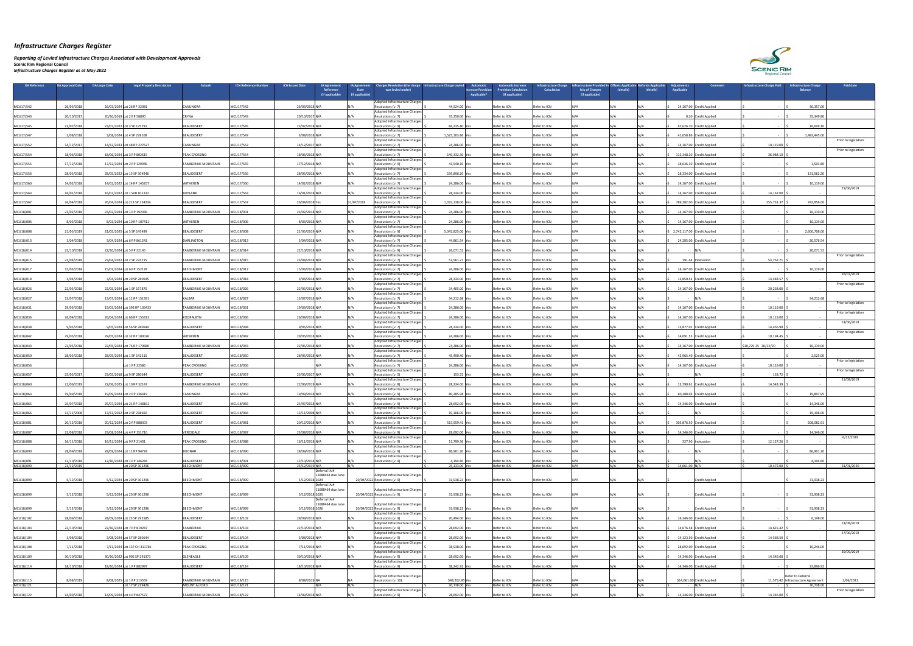# Infrastructure Charges Register

***Reporting of Levied Infrastructure Charges Associated with Development Approvals***
**Scenic Rim Regional Council**
*Infrastructure Charges Register as at May 2022*

| DA Reference | DA Approval Date | DA Lapse Date | Legal Property Description | Suburb | ICN Reference Number | ICN Issued Date | IA Agreement Reference (if applicable) | IA Agreement Date (if applicable) | Charges Resolution (the charge was levied under) | Infrastructure Charge Levied | Automatic Increase Provision Applicable? | Automatic Increase Provision Calculation (if applicable) | Infrastructure Charge Calculation | Infrastructure Provided in lieu of Charges (if applicable) | Offsets Applicable (details) | Refunds Applicable (details) | Adjustments Applicable | Comment | Infrastructure Charge Paid | Infrastructure Charge Balance | Paid date |
|---|---|---|---|---|---|---|---|---|---|---|---|---|---|---|---|---|---|---|---|---|---|
| MCU17/542 | 26/03/2018 | 26/03/2024 | Lot 26 RP 32081 | CANUNGRA | MCU17/542 | 26/03/2018 | N/A | N/A | Adopted Infrastructure Charges Resolutions (v. 7) | $ 44,524.00 | Yes | Refer to ICN | Refer to ICN | N/A | N/A | N/A | $ 14,167.00 | Credit Applied | $ - | $ 30,357.00 | |
| MCU17/543 | 20/10/2017 | 20/10/2019 | Lot 2 RP 58890 | CRYNA | MCU17/543 | 20/10/2017 | N/A | N/A | Adopted Infrastructure Charges Resolutions (v. 7) | $ 35,350.00 | Yes | Refer to ICN | Refer to ICN | N/A | N/A | N/A | $ 0.20 | Credit Applied | $ - | $ 35,349.80 | |
| MCU17/545 | 23/07/2018 | 23/07/2024 | Lot 3 SP 175791 | BEAUDESERT | MCU17/545 | 23/07/2018 | N/A | N/A | Adopted Infrastructure Charges Resolutions (v. 9) | $ 84,235.80 | Yes | Refer to ICN | Refer to ICN | N/A | N/A | N/A | $ 67,626.70 | Credit Applied | $ - | $ 16,609.10 | |
| MCU17/547 | 3/08/2018 | 3/08/2024 | Lot 4 SP 278108 | BEAUDESERT | MCU17/547 | 3/08/2018 | N/A | N/A | Adopted Infrastructure Charges Resolutions (v. 7) | $ 1,525,103.86 | Yes | Refer to ICN | Refer to ICN | N/A | N/A | N/A | $ 41,658.86 | Credit Applied | $ - | $ 1,483,445.00 | |
| MCU17/552 | 14/12/2017 | 14/12/2023 | Lot 48 RP 227627 | CANUNGRA | MCU17/552 | 14/12/2017 | N/A | N/A | Adopted Infrastructure Charges Resolutions (v. 7) | $ 24,286.00 | Yes | Refer to ICN | Refer to ICN | N/A | N/A | N/A | $ 14,167.00 | Credit Applied | $ 10,119.00 | $ - | Prior to legislation |
| MCU17/554 | 18/06/2018 | 18/06/2024 | Lot 3 RP 802615 | PEAK CROSSING | MCU17/554 | 18/06/2018 | N/A | N/A | Adopted Infrastructure Charges Resolutions (v. 7) | $ 149,332.30 | Yes | Refer to ICN | Refer to ICN | N/A | N/A | N/A | $ 112,348.20 | Credit Applied | $ 36,984.10 | $ - | Prior to legislation |
| MCU17/555 | 17/12/2018 | 17/12/2024 | Lot 2 RP 129946 | TAMBORINE MOUNTAIN | MCU17/555 | 17/12/2018 | N/A | N/A | Adopted Infrastructure Charges Resolutions (v. 9) | $ 41,540.10 | Yes | Refer to ICN | Refer to ICN | N/A | N/A | N/A | $ 38,036.30 | Credit Applied | $ - | $ 3,503.80 | |
| MCU17/556 | 28/05/2018 | 28/05/2024 | Lot 15 SP 304946 | BEAUDESERT | MCU17/556 | 28/05/2018 | N/A | N/A | Adopted Infrastructure Charges Resolutions (v. 7) | $ 159,896.20 | Yes | Refer to ICN | Refer to ICN | N/A | N/A | N/A | $ 28,334.00 | Credit Applied | $ - | $ 131,562.20 | |
| MCU17/560 | 14/02/2018 | 14/02/2024 | Lot 14 RP 145257 | WITHEREN | MCU17/560 | 14/02/2018 | N/A | N/A | Adopted Infrastructure Charges Resolutions (v. 7) | $ 24,286.00 | Yes | Refer to ICN | Refer to ICN | N/A | N/A | N/A | $ 14,167.00 | Credit Applied | $ - | $ 10,119.00 | |
| MCU17/563 | 16/01/2018 | 16/01/2024 | Lot 1 WD 811312 | BOYLAND | MCU17/563 | 16/01/2018 | N/A | N/A | Adopted Infrastructure Charges Resolutions (v. 7) | $ 28,334.00 | Yes | Refer to ICN | Refer to ICN | N/A | N/A | N/A | $ 14,167.00 | Credit Applied | $ 14,167.00 | $ - | 25/06/2019 |
| MCU17/567 | 26/04/2018 | 26/04/2024 | Lot 213 SP 254234 | BEAUDESERT | MCU17/567 | 26/04/2018 | Yes | 31/07/2018 | Adopted Infrastructure Charges Resolutions (v. 7) | $ 1,032,138.00 | Yes | Refer to ICN | Refer to ICN | N/A | N/A | N/A | $ 789,282.00 | Credit Applied | $ 255,731.37 | $ 242,856.00 | |
| MCU18/001 | 23/02/2018 | 23/02/2024 | Lot 1 RP 192036 | TAMBORINE MOUNTAIN | MCU18/001 | 23/02/2018 | N/A | N/A | Adopted Infrastructure Charges Resolutions (v. 7) | $ 24,286.00 | Yes | Refer to ICN | Refer to ICN | N/A | N/A | N/A | $ 14,167.00 | Credit Applied | $ - | $ 10,119.00 | |
| MCU18/006 | 8/03/2018 | 8/03/2024 | Lot 10 RP 187411 | WITHEREN | MCU18/006 | 8/03/2018 | N/A | N/A | Adopted Infrastructure Charges Resolutions (v. 7) | $ 24,286.00 | Yes | Refer to ICN | Refer to ICN | N/A | N/A | N/A | $ 14,167.00 | Credit Applied | $ - | $ 10,119.00 | |
| MCU18/008 | 21/05/2019 | 21/05/2025 | Lot 5 SP 145499 | BEAUDESERT | MCU18/008 | 21/05/2019 | N/A | N/A | Adopted Infrastructure Charges Resolutions (v. 9) | $ 5,342,825.00 | Yes | Refer to ICN | Refer to ICN | N/A | N/A | N/A | $ 2,742,117.00 | Credit Applied | $ - | $ 2,600,708.00 | |
| MCU18/013 | 3/04/2018 | 3/04/2024 | Lot 6 RP 861241 | DARLINGTON | MCU18/013 | 3/04/2018 | N/A | N/A | Adopted Infrastructure Charges Resolutions (v. 7) | $ 44,861.54 | Yes | Refer to ICN | Refer to ICN | N/A | N/A | N/A | $ 24,285.00 | Credit Applied | $ - | $ 20,576.54 | |
| MCU18/014 | 22/10/2018 | 22/10/2024 | Lot 5 RP 32145 | TAMBORINE MOUNTAIN | MCU18/014 | 22/10/2018 | N/A | N/A | Adopted Infrastructure Charges Resolutions (v. 9) | $ 26,071.52 | Yes | Refer to ICN | Refer to ICN | N/A | N/A | N/A | $ - | N/A | $ - | $ 26,071.52 | |
| MCU18/015 | 23/04/2018 | 23/04/2024 | Lot 2 SP 274715 | TAMBORINE MOUNTAIN | MCU18/015 | 23/04/2018 | N/A | N/A | Adopted Infrastructure Charges Resolutions (v. 7) | $ 53,561.27 | Yes | Refer to ICN | Refer to ICN | N/A | N/A | N/A | $ 191.44 | Indexation | $ 53,752.71 | $ - | Prior to legislation |
| MCU18/017 | 15/03/2018 | 15/03/2024 | Lot 6 RP 152178 | BEECHMONT | MCU18/017 | 15/03/2018 | N/A | N/A | Adopted Infrastructure Charges Resolutions (v. 7) | $ 24,286.00 | Yes | Refer to ICN | Refer to ICN | N/A | N/A | N/A | $ 14,167.00 | Credit Applied | $ - | $ 10,119.00 | |
| MCU18/018 | 3/04/2018 | 3/04/2024 | Lot 29 SP 280645 | BEAUDESERT | MCU18/018 | 3/04/2018 | N/A | N/A | Adopted Infrastructure Charges Resolutions (v. 7) | $ 28,334.00 | Yes | Refer to ICN | Refer to ICN | N/A | N/A | N/A | $ 13,850.43 | Credit Applied | $ 14,483.57 | $ - | 10/07/2019 |
| MCU18/026 | 22/05/2018 | 22/05/2024 | Lot 1 SP 157870 | TAMBORINE MOUNTAIN | MCU18/026 | 22/05/2018 | N/A | N/A | Adopted Infrastructure Charges Resolutions (v. 7) | $ 34,405.00 | Yes | Refer to ICN | Refer to ICN | N/A | N/A | N/A | $ 14,167.00 | Credit Applied | $ 20,238.00 | $ - | Prior to legislation |
| MCU18/027 | 13/07/2018 | 13/07/2024 | Lot 11 RP 151391 | KALBAR | MCU18/027 | 13/07/2018 | N/A | N/A | Adopted Infrastructure Charges Resolutions (v. 7) | $ 34,212.68 | Yes | Refer to ICN | Refer to ICN | N/A | N/A | N/A | $ - | N/A | $ - | $ 34,212.68 | |
| MCU18/031 | 19/03/2018 | 19/03/2024 | Lot 393 RP 136433 | TAMBORINE MOUNTAIN | MCU18/031 | 19/03/2018 | N/A | N/A | Adopted Infrastructure Charges Resolutions (v. 7) | $ 24,286.00 | Yes | Refer to ICN | Refer to ICN | N/A | N/A | N/A | $ 14,167.00 | Credit Applied | $ 10,119.00 | $ - | Prior to legislation |
| MCU18/036 | 26/04/2018 | 26/04/2024 | Lot 66 RP 155313 | KOORALBYN | MCU18/036 | 26/04/2018 | N/A | N/A | Adopted Infrastructure Charges Resolutions (v. 7) | $ 24,286.00 | Yes | Refer to ICN | Refer to ICN | N/A | N/A | N/A | $ 14,167.00 | Credit Applied | $ 10,119.00 | $ - | Prior to legislation |
| MCU18/038 | 9/05/2018 | 9/05/2024 | Lot 56 SP 280644 | BEAUDESERT | MCU18/038 | 9/05/2018 | N/A | N/A | Adopted Infrastructure Charges Resolutions (v. 7) | $ 28,334.00 | Yes | Refer to ICN | Refer to ICN | N/A | N/A | N/A | $ 13,877.01 | Credit Applied | $ 14,456.99 | $ - | 13/06/2019 |
| MCU18/042 | 29/05/2018 | 29/05/2024 | Lot 32 RP 180026 | WITHEREN | MCU18/042 | 29/05/2018 | N/A | N/A | Adopted Infrastructure Charges Resolutions (v. 7) | $ 24,286.00 | Yes | Refer to ICN | Refer to ICN | N/A | N/A | N/A | $ 14,091.55 | Credit Applied | $ 10,194.45 | $ - | Prior to legislation |
| MCU18/043 | 22/05/2018 | 22/05/2024 | Lot 76 RP 170680 | TAMBORINE MOUNTAIN | MCU18/043 | 22/05/2018 | N/A | N/A | Adopted Infrastructure Charges Resolutions (v. 7) | $ 24,286.00 | Yes | Refer to ICN | Refer to ICN | N/A | N/A | N/A | $ 14,167.00 | Credit Applied | $10,729.35 30/12/20 | $ 10,119.00 | |
| MCU18/050 | 28/05/2018 | 28/05/2024 | Lot 1 SP 142215 | BEAUDESERT | MCU18/050 | 28/05/2018 | N/A | N/A | Adopted Infrastructure Charges Resolutions (v. 7) | $ 45,490.40 | Yes | Refer to ICN | Refer to ICN | N/A | N/A | N/A | $ 42,965.40 | Credit Applied | $ - | $ 2,525.00 | |
| MCU18/056 | | | Lot 1 RP 22586 | PEAK CROSSING | MCU18/056 | | N/A | N/A | Adopted Infrastructure Charges Resolutions (v. 7) | $ 24,286.00 | Yes | Refer to ICN | Refer to ICN | N/A | N/A | N/A | $ 14,167.00 | Credit Applied | $ 10,119.00 | $ - | Prior to legislation |
| MCU18/057 | 23/05/2017 | 23/05/2018 | Lot 9 SP 280644 | BEAUDESERT | MCU18/057 | 23/05/2017 | N/A | N/A | Adopted Infrastructure Charges Resolutions (v. 5) | $ 153.72 | Yes | Refer to ICN | Refer to ICN | N/A | N/A | N/A | $ - | N/A | $ 153.72 | $ - | Prior to legislation |
| MCU18/060 | 22/06/2019 | 22/06/2025 | Lot 10 RP 32147 | TAMBORINE MOUNTAIN | MCU18/060 | 22/06/2019 | N/A | N/A | Adopted Infrastructure Charges Resolutions (v. 8) | $ 28,334.00 | Yes | Refer to ICN | Refer to ICN | N/A | N/A | N/A | $ 13,790.61 | Credit Applied | $ 14,543.39 | $ - | 23/08/2019 |
| MCU18/063 | 19/09/2018 | 19/09/2024 | Lot 2 RP 136419 | CANUNGRA | MCU18/063 | 19/09/2018 | N/A | N/A | Adopted Infrastructure Charges Resolutions (v. 9) | $ 80,285.98 | Yes | Refer to ICN | Refer to ICN | N/A | N/A | N/A | $ 60,388.03 | Credit Applied | $ - | $ 19,897.95 | |
| MCU18/065 | 25/07/2018 | 25/07/2024 | Lot 21 RP 148161 | BEAUDESERT | MCU18/065 | 25/07/2018 | N/A | N/A | Adopted Infrastructure Charges Resolutions (v. 9) | $ 28,692.00 | Yes | Refer to ICN | Refer to ICN | N/A | N/A | N/A | $ 14,346.00 | Credit Applied | $ - | $ 14,346.00 | |
| MCU18/066 | 13/11/2008 | 13/11/2012 | Lot 2 SP 238660 | BEAUDESERT | MCU18/066 | 13/11/2008 | N/A | N/A | Adopted Infrastructure Charges Resolutions (v. 7) | $ 19,106.00 | Yes | Refer to ICN | Refer to ICN | N/A | N/A | N/A | $ - | N/A | $ - | $ 19,106.00 | |
| MCU18/081 | 20/12/2018 | 20/12/2024 | Lot 2 RP 888303 | BEAUDESERT | MCU18/081 | 20/12/2018 | N/A | N/A | Adopted Infrastructure Charges Resolutions (v. 9) | $ 513,959.41 | Yes | Refer to ICN | Refer to ICN | N/A | N/A | N/A | $ 305,876.50 | Credit Applied | $ - | $ 208,082.91 | |
| MCU18/087 | 23/08/2018 | 23/08/2024 | Lot 4 RP 151710 | VERESDALE | MCU18/087 | 23/08/2018 | N/A | N/A | Adopted Infrastructure Charges Resolutions (v. 9) | $ 28,692.00 | Yes | Refer to ICN | Refer to ICN | N/A | N/A | N/A | $ 14,346.00 | Credit Applied | $ - | $ 14,346.00 | |
| MCU18/088 | 16/11/2018 | 16/11/2024 | Lot 9 RP 21401 | PEAK CROSSING | MCU18/088 | 16/11/2018 | N/A | N/A | Adopted Infrastructure Charges Resolutions (v. 9) | $ 11,799.36 | Yes | Refer to ICN | Refer to ICN | N/A | N/A | N/A | $ 327.90 | Indexation | $ 12,127.26 | $ - | 6/12/2019 |
| MCU18/090 | 28/09/2018 | 28/09/2024 | Lot 11 RP 94728 | BOONAH | MCU18/090 | 28/09/2018 | N/A | N/A | Adopted Infrastructure Charges Resolutions (v. 9) | $ 86,901.20 | Yes | Refer to ICN | Refer to ICN | N/A | N/A | N/A | $ - | N/A | $ - | $ 86,901.20 | |
| MCU18/091 | 12/10/2018 | 12/10/2024 | Lot 1 RP 146284 | BEAUDESERT | MCU18/091 | 12/10/2018 | N/A | N/A | Adopted Infrastructure Charges Resolutions (v. 9) | $ 4,194.60 | Yes | Refer to ICN | Refer to ICN | N/A | N/A | N/A | $ - | N/A | $ - | $ 4,194.60 | |
| MCU18/099 | 23/12/2019 | | Lot 20 SP 301296 | BEECHMONT | MCU18/099 | 23/12/2019 | N/A | N/A | | $ 25,133.00 | Yes | Refer to ICN | Refer to ICN | N/A | N/A | N/A | $ 14,661.00 | N/A | $ 10,472.00 | $ - | 31/01/2020 |
| MCU18/099 | 5/12/2018 | 5/12/2024 | Lot 20 SP 301296 | BEECHMONT | MCU18/099 | 5/12/2018 | Deferral IA # 11688464 due June 2024 | 20/04/2022 | Adopted Infrastructure Charges Resolutions (v. 9) | $ 31,938.23 | Yes | Refer to ICN | Refer to ICN | N/A | N/A | N/A | $ - | Credit Applied | $ - | $ 31,938.23 | |
| MCU18/099 | 5/12/2018 | 5/12/2024 | Lot 20 SP 301296 | BEECHMONT | MCU18/099 | 5/12/2018 | Deferral IA # 11688464 due June 2025 | 20/04/2022 | Adopted Infrastructure Charges Resolutions (v. 9) | $ 31,938.23 | Yes | Refer to ICN | Refer to ICN | N/A | N/A | N/A | $ - | Credit Applied | $ - | $ 31,938.23 | |
| MCU18/099 | 5/12/2018 | 5/12/2024 | Lot 20 SP 301296 | BEECHMONT | MCU18/099 | 5/12/2018 | Deferral IA # 11688464 due June 2026 | 20/04/2022 | Adopted Infrastructure Charges Resolutions (v. 9) | $ 31,938.23 | Yes | Refer to ICN | Refer to ICN | N/A | N/A | N/A | $ - | Credit Applied | $ - | $ 31,938.23 | |
| MCU18/102 | 28/09/2018 | 28/09/2024 | Lot 23 SP 292585 | BEAUDESERT | MCU18/102 | 28/09/2018 | N/A | N/A | Adopted Infrastructure Charges Resolutions (v. 9) | $ 20,494.00 | Yes | Refer to ICN | Refer to ICN | N/A | N/A | N/A | $ 14,346.00 | Credit Applied | $ - | $ 6,148.00 | |
| MCU18/103 | 22/10/2018 | 22/10/2024 | Lot 7 RP 819287 | TAMBORINE | MCU18/103 | 22/10/2018 | N/A | N/A | Adopted Infrastructure Charges Resolutions (v. 9) | $ 28,692.00 | Yes | Refer to ICN | Refer to ICN | N/A | N/A | N/A | $ 14,076.58 | Credit Applied | $ 14,615.42 | $ - | 13/08/2019 |
| MCU18/104 | 3/08/2018 | 3/08/2024 | Lot 57 SP 280644 | BEAUDESERT | MCU18/104 | 3/08/2018 | N/A | N/A | Adopted Infrastructure Charges Resolutions (v. 9) | $ 28,692.00 | Yes | Refer to ICN | Refer to ICN | N/A | N/A | N/A | $ 14,123.50 | Credit Applied | $ 14,568.50 | $ - | 27/06/2019 |
| MCU18/108 | 7/11/2018 | 7/11/2024 | Lot 137 CH 311786 | PEAK CROSSING | MCU18/108 | 7/11/2018 | N/A | N/A | Adopted Infrastructure Charges Resolutions (v. 9) | $ 38,938.00 | Yes | Refer to ICN | Refer to ICN | N/A | N/A | N/A | $ 28,692.00 | Credit Applied | $ - | $ 10,246.00 | |
| MCU18/109 | 30/10/2018 | 30/10/2022 | Lot 905 SP 291371 | GLENEAGLE | MCU18/109 | 30/10/2018 | N/A | N/A | Adopted Infrastructure Charges Resolutions (v. 9) | $ 28,692.00 | Yes | Refer to ICN | Refer to ICN | N/A | N/A | N/A | $ 14,346.00 | Credit Applied | $ 14,346.00 | $ - | 20/09/2019 |
| MCU18/114 | 18/10/2018 | 18/10/2024 | Lot 1 RP 882997 | BEAUDESERT | MCU18/114 | 18/10/2018 | N/A | N/A | Adopted Infrastructure Charges Resolutions (v. 9) | $ 38,242.92 | Yes | Refer to ICN | Refer to ICN | N/A | N/A | N/A | $ 14,346.00 | Credit Applied | $ - | $ 23,896.92 | |
| MCU18/115 | 8/08/2019 | 8/08/2025 | Lot 1 RP 213559 | TAMBORINE MOUNTAIN | MCU18/115 | 8/08/2019 | NA | NA | Adopted Infrastructure Charges Resolutions (v. 10) | $48,202.95 | Yes | Refer to ICN | Refer to ICN | N/A | N/A | N/A | $14,661.00 | Credit Applied | $ 11,575.42 | Refer to Deferral Infrastructure Agreement | 1/06/2021 |
| MCU18/121 | | | Lot 37 SP 239426 | MOUNT ALFORD | MCU18/121 | | N/A | N/A | | $ 30,738.00 | Yes | Refer to ICN | Refer to ICN | N/A | N/A | N/A | $ - | N/A | $ - | $ 30,738.00 | |
| MCU18/122 | 14/09/2018 | 14/09/2024 | Lot 4 RP 847572 | TAMBORINE MOUNTAIN | MCU18/122 | 14/09/2018 | N/A | N/A | Adopted Infrastructure Charges Resolutions (v. 9) | $ 28,692.00 | Yes | Refer to ICN | Refer to ICN | N/A | N/A | N/A | $ 14,346.00 | Credit Applied | $ 14,346.00 | $ - | Prior to legislation |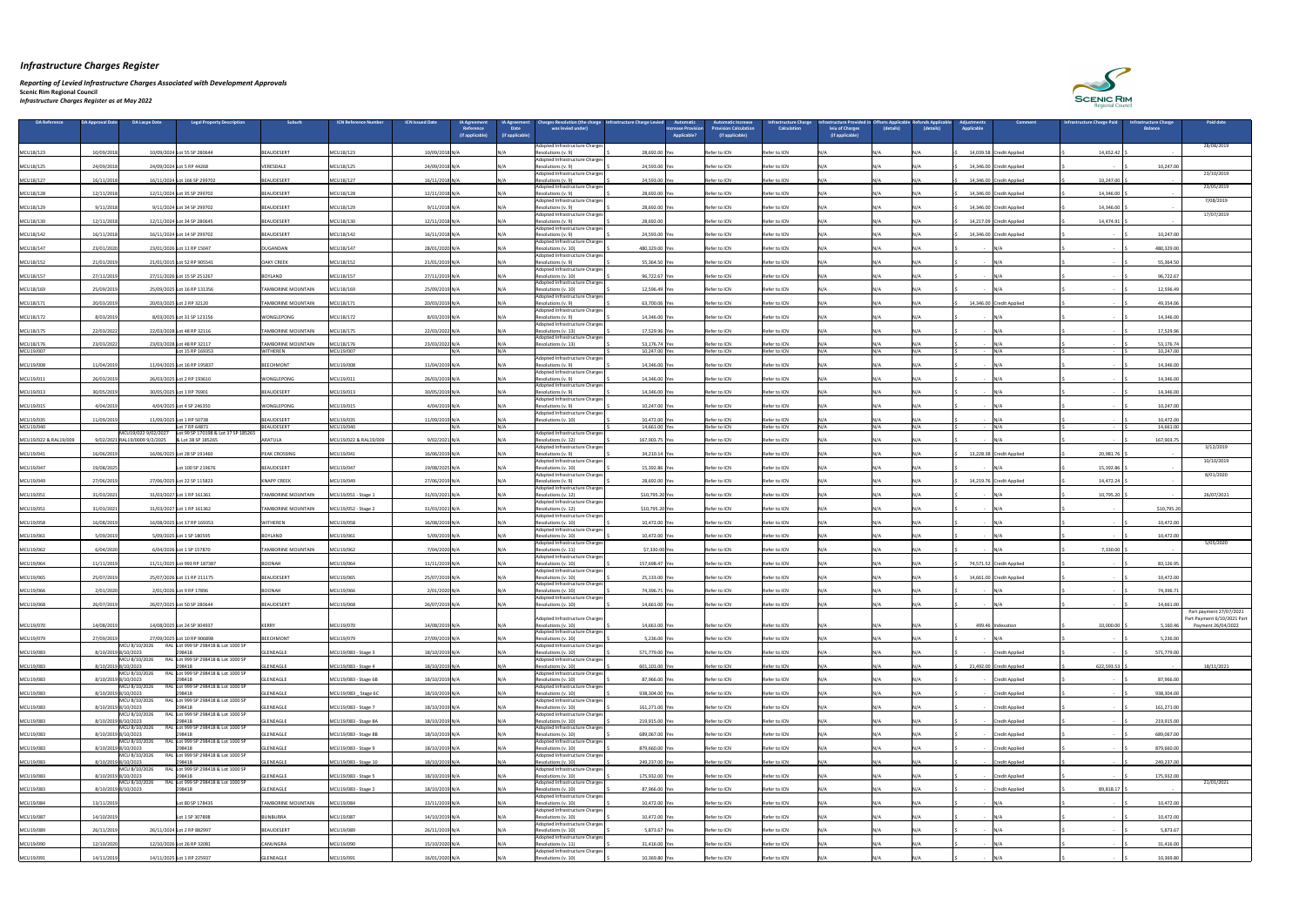# Infrastructure Charges Register

*Reporting of Levied Infrastructure Charges Associated with Development Approvals*

**Scenic Rim Regional Council**

*Infrastructure Charges Register as at May 2022*

| DA Reference | DA Approval Date | DA Lapse Date | Legal Property Description | Suburb | ICN Reference Number | ICN Issued Date | IA Agreement Reference (If applicable) | IA Agreement Date (If applicable) | Charges Resolution (the charge was levied under) | Infrastructure Charge Levied | Automatic Increase Provision Applicable? | Automatic Increase Provision Calculation (If applicable) | Infrastructure Charge Calculation | Infrastructure Provided in lieu of Charges (If applicable) | Offsets Applicable (details) | Refunds Applicable (details) | Adjustments Applicable | Comment | Infrastructure Charge Paid | Infrastructure Charge Balance | Paid date |
|---|---|---|---|---|---|---|---|---|---|---|---|---|---|---|---|---|---|---|---|---|---|
| MCU18/123 | 10/09/2018 | 10/09/2024 | Lot 55 SP 280644 | BEAUDESERT | MCU18/123 | 10/09/2018 | N/A | N/A | Adopted Infrastructure Charges Resolutions (v. 9) | $ 28,692.00 | Yes | Refer to ICN | Refer to ICN | N/A | N/A | N/A | $ 14,039.58 | Credit Applied | $ 14,652.42 | $ - | 28/08/2019 |
| MCU18/125 | 24/09/2018 | 24/09/2024 | Lot 5 RP 44268 | VERESDALE | MCU18/125 | 24/09/2018 | N/A | N/A | Adopted Infrastructure Charges Resolutions (v. 9) | $ 24,593.00 | Yes | Refer to ICN | Refer to ICN | N/A | N/A | N/A | $ 14,346.00 | Credit Applied | $ - | $ 10,247.00 | |
| MCU18/127 | 16/11/2018 | 16/11/2024 | Lot 166 SP 299702 | BEAUDESERT | MCU18/127 | 16/11/2018 | N/A | N/A | Adopted Infrastructure Charges Resolutions (v. 9) | $ 24,593.00 | Yes | Refer to ICN | Refer to ICN | N/A | N/A | N/A | $ 14,346.00 | Credit Applied | $ 10,247.00 | $ - | 23/10/2019 |
| MCU18/128 | 12/11/2018 | 12/11/2024 | Lot 35 SP 299702 | BEAUDESERT | MCU18/128 | 12/11/2018 | N/A | N/A | Adopted Infrastructure Charges Resolutions (v. 9) | $ 28,692.00 | Yes | Refer to ICN | Refer to ICN | N/A | N/A | N/A | $ 14,346.00 | Credit Applied | $ 14,346.00 | $ - | 23/05/2019 |
| MCU18/129 | 9/11/2018 | 9/11/2024 | Lot 34 SP 299702 | BEAUDESERT | MCU18/129 | 9/11/2018 | N/A | N/A | Adopted Infrastructure Charges Resolutions (v. 9) | $ 28,692.00 | Yes | Refer to ICN | Refer to ICN | N/A | N/A | N/A | $ 14,346.00 | Credit Applied | $ 14,346.00 | $ - | 7/08/2019 |
| MCU18/130 | 12/11/2018 | 12/11/2024 | Lot 34 SP 280645 | BEAUDESERT | MCU18/130 | 12/11/2018 | N/A | N/A | Adopted Infrastructure Charges Resolutions (v. 9) | $ 28,692.00 | | Refer to ICN | Refer to ICN | N/A | N/A | N/A | $ 14,217.09 | Credit Applied | $ 14,474.91 | $ - | 17/07/2019 |
| MCU18/142 | 16/11/2018 | 16/11/2024 | Lot 14 SP 299702 | BEAUDESERT | MCU18/142 | 16/11/2018 | N/A | N/A | Adopted Infrastructure Charges Resolutions (v. 9) | $ 24,593.00 | Yes | Refer to ICN | Refer to ICN | N/A | N/A | N/A | $ 14,346.00 | Credit Applied | $ - | $ 10,247.00 | |
| MCU18/147 | 23/01/2020 | 23/01/2026 | Lot 11 RP 15047 | DUGANDAN | MCU18/147 | 28/01/2020 | N/A | N/A | Adopted Infrastructure Charges Resolutions (v. 10) | $ 480,329.00 | Yes | Refer to ICN | Refer to ICN | N/A | N/A | N/A | $ - | N/A | $ - | $ 480,329.00 | |
| MCU18/152 | 21/01/2019 | 21/01/2025 | Lot 52 RP 905541 | OAKY CREEK | MCU18/152 | 21/01/2019 | N/A | N/A | Adopted Infrastructure Charges Resolutions (v. 9) | $ 55,364.50 | Yes | Refer to ICN | Refer to ICN | N/A | N/A | N/A | $ - | N/A | $ - | $ 55,364.50 | |
| MCU18/157 | 27/11/2019 | 27/11/2026 | Lot 15 SP 251267 | BOYLAND | MCU18/157 | 27/11/2019 | N/A | N/A | Adopted Infrastructure Charges Resolutions (v. 10) | $ 96,722.67 | Yes | Refer to ICN | Refer to ICN | N/A | N/A | N/A | $ - | N/A | $ - | $ 96,722.67 | |
| MCU18/169 | 25/09/2019 | 25/09/2025 | Lot 16 RP 131356 | TAMBORINE MOUNTAIN | MCU18/169 | 25/09/2019 | N/A | N/A | Adopted Infrastructure Charges Resolutions (v. 10) | $ 12,596.49 | Yes | Refer to ICN | Refer to ICN | N/A | N/A | N/A | $ - | N/A | $ - | $ 12,596.49 | |
| MCU18/171 | 20/03/2019 | 20/03/2025 | Lot 2 RP 32120 | TAMBORINE MOUNTAIN | MCU18/171 | 20/03/2019 | N/A | N/A | Adopted Infrastructure Charges Resolutions (v. 9) | $ 63,700.06 | Yes | Refer to ICN | Refer to ICN | N/A | N/A | N/A | $ 14,346.00 | Credit Applied | $ - | $ 49,354.06 | |
| MCU18/172 | 8/03/2019 | 8/03/2025 | Lot 31 SP 123156 | WONGLEPONG | MCU18/172 | 8/03/2019 | N/A | N/A | Adopted Infrastructure Charges Resolutions (v. 9) | $ 14,346.00 | Yes | Refer to ICN | Refer to ICN | N/A | N/A | N/A | $ - | N/A | $ - | $ 14,346.00 | |
| MCU18/175 | 22/03/2022 | 22/03/2028 | Lot 48 RP 32116 | TAMBORINE MOUNTAIN | MCU18/175 | 22/03/2022 | N/A | N/A | Adopted Infrastructure Charges Resolutions (v. 13) | $ 17,529.96 | Yes | Refer to ICN | Refer to ICN | N/A | N/A | N/A | $ - | N/A | $ - | $ 17,529.96 | |
| MCU18/176 | 23/03/2022 | 23/03/2028 | Lot 48 RP 32117 | TAMBORINE MOUNTAIN | MCU18/176 | 23/03/2022 | N/A | N/A | Adopted Infrastructure Charges Resolutions (v. 13) | $ 53,176.74 | Yes | Refer to ICN | Refer to ICN | N/A | N/A | N/A | $ - | N/A | $ - | $ 53,176.74 | |
| MCU19/007 | | | Lot 15 RP 169353 | WITHEREN | MCU19/007 | | N/A | N/A | | $ 10,247.00 | Yes | Refer to ICN | Refer to ICN | N/A | N/A | N/A | $ - | N/A | $ - | $ 10,247.00 | |
| MCU19/008 | 11/04/2019 | 11/04/2025 | Lot 105 RP 195837 | BEECHMONT | MCU19/008 | 11/04/2019 | N/A | N/A | Adopted Infrastructure Charges Resolutions (v. 9) | $ 14,346.00 | Yes | Refer to ICN | Refer to ICN | N/A | N/A | N/A | $ - | N/A | $ - | $ 14,346.00 | |
| MCU19/011 | 26/03/2019 | 26/03/2025 | Lot 2 RP 193610 | WONGLEPONG | MCU19/011 | 26/03/2019 | N/A | N/A | Adopted Infrastructure Charges Resolutions (v. 9) | $ 14,346.00 | Yes | Refer to ICN | Refer to ICN | N/A | N/A | N/A | $ - | N/A | $ - | $ 14,346.00 | |
| MCU19/013 | 30/05/2019 | 30/05/2025 | Lot 1 RP 76901 | BEAUDESERT | MCU19/013 | 30/05/2019 | N/A | N/A | Adopted Infrastructure Charges Resolutions (v. 9) | $ 14,346.00 | Yes | Refer to ICN | Refer to ICN | N/A | N/A | N/A | $ - | N/A | $ - | $ 14,346.00 | |
| MCU19/015 | 4/04/2019 | 4/04/2025 | Lot 4 SP 246350 | WONGLEPONG | MCU19/015 | 4/04/2019 | N/A | N/A | Adopted Infrastructure Charges Resolutions (v. 9) | $ 10,247.00 | Yes | Refer to ICN | Refer to ICN | N/A | N/A | N/A | $ - | N/A | $ - | $ 10,247.00 | |
| MCU19/035 | 11/09/2019 | 11/09/2025 | Lot 1 RP 50738 | BEAUDESERT | MCU19/035 | 11/09/2019 | N/A | N/A | Adopted Infrastructure Charges Resolutions (v. 10) | $ 10,472.00 | Yes | Refer to ICN | Refer to ICN | N/A | N/A | N/A | $ - | N/A | $ - | $ 10,472.00 | |
| MCU19/040 | | | Lot 7 RP 64871 | BEAUDESERT | MCU19/040 | | N/A | N/A | | $ 14,661.00 | Yes | Refer to ICN | Refer to ICN | N/A | N/A | N/A | $ - | N/A | $ - | $ 14,661.00 | |
| MCU19/022 & RAL19/009 | 9/02/2021 | MCU19/022 9/02/2027 RAL19/0009 9/2/2025 | Lot 99 SP 170198 & Lot 37 SP 185265 & Lot 38 SP 185265 | ARATULA | MCU19/022 & RAL19/009 | 9/02/2021 | N/A | N/A | Adopted Infrastructure Charges Resolutions (v. 12) | $ 167,903.75 | Yes | Refer to ICN | Refer to ICN | N/A | N/A | N/A | $ - | N/A | $ - | $ 167,903.75 | |
| MCU19/041 | 16/06/2019 | 16/06/2025 | Lot 28 SP 191460 | PEAK CROSSING | MCU19/041 | 16/06/2019 | N/A | N/A | Adopted Infrastructure Charges Resolutions (v. 9) | $ 34,210.14 | Yes | Refer to ICN | Refer to ICN | N/A | N/A | N/A | $ 13,228.38 | Credit Applied | $ 20,981.76 | $ - | 3/12/2019 |
| MCU19/047 | 19/08/2025 | | Lot 100 SP 219676 | BEAUDESERT | MCU19/047 | 19/08/2025 | N/A | N/A | Adopted Infrastructure Charges Resolutions (v. 10) | $ 15,392.86 | Yes | Refer to ICN | Refer to ICN | N/A | N/A | N/A | $ - | N/A | $ 15,392.86 | $ - | 10/10/2019 |
| MCU19/049 | 27/06/2019 | 27/06/2025 | Lot 22 SP 115823 | KNAPP CREEK | MCU19/049 | 27/06/2019 | N/A | N/A | Adopted Infrastructure Charges Resolutions (v. 9) | $ 28,692.00 | Yes | Refer to ICN | Refer to ICN | N/A | N/A | N/A | $ 14,219.76 | Credit Applied | $ 14,472.24 | $ - | 8/01/2020 |
| MCU19/051 | 31/03/2021 | 31/03/2027 | Lot 1 RP 161361 | TAMBORINE MOUNTAIN | MCU19/051 - Stage 1 | 31/03/2021 | N/A | N/A | Adopted Infrastructure Charges Resolutions (v. 12) | $10,795.20 | Yes | Refer to ICN | Refer to ICN | N/A | N/A | N/A | $ - | N/A | $ 10,795.20 | $ - | 26/07/2021 |
| MCU19/051 | 31/03/2021 | 31/03/2027 | Lot 1 RP 161362 | TAMBORINE MOUNTAIN | MCU19/052 - Stage 2 | 31/03/2021 | N/A | N/A | Adopted Infrastructure Charges Resolutions (v. 12) | $10,795.20 | Yes | Refer to ICN | Refer to ICN | N/A | N/A | N/A | $ - | N/A | $ - | $10,795.20 | |
| MCU19/058 | 16/08/2019 | 16/08/2025 | Lot 17 RP 169353 | WITHEREN | MCU19/058 | 16/08/2019 | N/A | N/A | Adopted Infrastructure Charges Resolutions (v. 10) | $ 10,472.00 | Yes | Refer to ICN | Refer to ICN | N/A | N/A | N/A | $ - | N/A | $ - | $ 10,472.00 | |
| MCU19/061 | 5/09/2019 | 5/09/2025 | Lot 1 RP 180595 | BOYLAND | MCU19/061 | 5/09/2019 | N/A | N/A | Adopted Infrastructure Charges Resolutions (v. 10) | $ 10,472.00 | Yes | Refer to ICN | Refer to ICN | N/A | N/A | N/A | $ - | N/A | $ - | $ 10,472.00 | |
| MCU19/062 | 6/04/2020 | 6/04/2026 | Lot 1 SP 157870 | TAMBORINE MOUNTAIN | MCU19/062 | 7/04/2020 | N/A | N/A | Adopted Infrastructure Charges Resolutions (v. 11) | $7,330.00 | Yes | Refer to ICN | Refer to ICN | N/A | N/A | N/A | $ - | N/A | $ 7,330.00 | $ - | 5/05/2020 |
| MCU19/064 | 11/11/2019 | 11/11/2025 | Lot 993 RP 187387 | BOONAH | MCU19/064 | 11/11/2019 | N/A | N/A | Adopted Infrastructure Charges Resolutions (v. 10) | $ 157,698.47 | Yes | Refer to ICN | Refer to ICN | N/A | N/A | N/A | $ 74,571.52 | Credit Applied | $ - | $ 83,126.95 | |
| MCU19/065 | 25/07/2019 | 25/07/2028 | Lot 11 RP 211175 | BEAUDESERT | MCU19/065 | 25/07/2019 | N/A | N/A | Adopted Infrastructure Charges Resolutions (v. 10) | $ 25,133.00 | Yes | Refer to ICN | Refer to ICN | N/A | N/A | N/A | $ 14,661.00 | Credit Applied | $ - | $ 10,472.00 | |
| MCU19/066 | 2/01/2020 | 2/01/2026 | Lot 9 RP 17896 | BOONAH | MCU19/066 | 2/01/2020 | N/A | N/A | Adopted Infrastructure Charges Resolutions (v. 10) | $ 74,396.71 | Yes | Refer to ICN | Refer to ICN | N/A | N/A | N/A | $ - | N/A | $ - | $ 74,396.71 | |
| MCU19/068 | 26/07/2019 | 26/07/2025 | Lot 50 SP 280644 | BEAUDESERT | MCU19/068 | 26/07/2019 | N/A | N/A | Adopted Infrastructure Charges Resolutions (v. 10) | $ 14,661.00 | Yes | Refer to ICN | Refer to ICN | N/A | N/A | N/A | $ - | N/A | $ - | $ 14,661.00 | |
| MCU19/070 | 14/08/2019 | 14/08/2025 | Lot 24 SP 304937 | KERRY | MCU19/070 | 14/08/2019 | N/A | N/A | Adopted Infrastructure Charges Resolutions (v. 10) | $ 14,661.00 | Yes | Refer to ICN | Refer to ICN | N/A | N/A | N/A | $ 499.46 | Indexation | $ 10,000.00 | $ 5,160.46 | Part payment 27/07/2021 Part Payment 6/10/2021 Part Payment 26/04/2022 |
| MCU19/079 | 27/09/2019 | 27/09/2025 | Lot 10 RP 906898 | BEECHMONT | MCU19/079 | 27/09/2019 | N/A | N/A | Adopted Infrastructure Charges Resolutions (v. 10) | $ 5,236.00 | Yes | Refer to ICN | Refer to ICN | N/A | N/A | N/A | $ - | N/A | $ - | $ 5,236.00 | |
| MCU19/083 | 8/10/2019 | MCU 8/10/2026 RAL 8/10/2023 | Lot 999 SP 298418 & Lot 1000 SP 298418 | GLENEAGLE | MCU19/083 - Stage 3 | 18/10/2019 | N/A | N/A | Adopted Infrastructure Charges Resolutions (v. 10) | $ 571,779.00 | Yes | Refer to ICN | Refer to ICN | N/A | N/A | N/A | $ - | Credit Applied | $ - | $ 571,779.00 | |
| MCU19/083 | 8/10/2019 | MCU 8/10/2026 RAL 8/10/2023 | Lot 999 SP 298418 & Lot 1000 SP 298418 | GLENEAGLE | MCU19/083 - Stage 4 | 18/10/2019 | N/A | N/A | Adopted Infrastructure Charges Resolutions (v. 10) | $ 601,101.00 | Yes | Refer to ICN | Refer to ICN | N/A | N/A | N/A | $ 21,492.00 | Credit Applied | $ 622,593.53 | $ - | 18/11/2021 |
| MCU19/083 | 8/10/2019 | MCU 8/10/2026 RAL 8/10/2023 | Lot 999 SP 298418 & Lot 1000 SP 298418 | GLENEAGLE | MCU19/083 - Stage 6B | 18/10/2019 | N/A | N/A | Adopted Infrastructure Charges Resolutions (v. 10) | $ 87,966.00 | Yes | Refer to ICN | Refer to ICN | N/A | N/A | N/A | $ - | Credit Applied | $ - | $ 87,966.00 | |
| MCU19/083 | 8/10/2019 | MCU 8/10/2026 RAL 8/10/2023 | Lot 999 SP 298418 & Lot 1000 SP 298418 | GLENEAGLE | MCU19/083 _ Stage 6C | 18/10/2019 | N/A | N/A | Adopted Infrastructure Charges Resolutions (v. 10) | $ 938,304.00 | Yes | Refer to ICN | Refer to ICN | N/A | N/A | N/A | $ - | Credit Applied | $ - | $ 938,304.00 | |
| MCU19/083 | 8/10/2019 | MCU 8/10/2026 RAL 8/10/2023 | Lot 999 SP 298418 & Lot 1000 SP 298418 | GLENEAGLE | MCU19/083 - Stage 7 | 18/10/2019 | N/A | N/A | Adopted Infrastructure Charges Resolutions (v. 10) | $ 161,271.00 | Yes | Refer to ICN | Refer to ICN | N/A | N/A | N/A | $ - | Credit Applied | $ - | $ 161,271.00 | |
| MCU19/083 | 8/10/2019 | MCU 8/10/2026 RAL 8/10/2023 | Lot 999 SP 298418 & Lot 1000 SP 298418 | GLENEAGLE | MCU19/083 - Stage 8A | 18/10/2019 | N/A | N/A | Adopted Infrastructure Charges Resolutions (v. 10) | $ 219,915.00 | Yes | Refer to ICN | Refer to ICN | N/A | N/A | N/A | $ - | Credit Applied | $ - | $ 219,915.00 | |
| MCU19/083 | 8/10/2019 | MCU 8/10/2026 RAL 8/10/2023 | Lot 999 SP 298418 & Lot 1000 SP 298418 | GLENEAGLE | MCU19/083 - Stage 8B | 18/10/2019 | N/A | N/A | Adopted Infrastructure Charges Resolutions (v. 10) | $ 689,067.00 | Yes | Refer to ICN | Refer to ICN | N/A | N/A | N/A | $ - | Credit Applied | $ - | $ 689,067.00 | |
| MCU19/083 | 8/10/2019 | MCU 8/10/2026 RAL 8/10/2023 | Lot 999 SP 298418 & Lot 1000 SP 298418 | GLENEAGLE | MCU19/083 - Stage 9 | 18/10/2019 | N/A | N/A | Adopted Infrastructure Charges Resolutions (v. 10) | $ 879,660.00 | Yes | Refer to ICN | Refer to ICN | N/A | N/A | N/A | $ - | Credit Applied | $ - | $ 879,660.00 | |
| MCU19/083 | 8/10/2019 | MCU 8/10/2026 RAL 8/10/2023 | Lot 999 SP 298418 & Lot 1000 SP 298418 | GLENEAGLE | MCU19/083 - Stage 10 | 18/10/2019 | N/A | N/A | Adopted Infrastructure Charges Resolutions (v. 10) | $ 249,237.00 | Yes | Refer to ICN | Refer to ICN | N/A | N/A | N/A | $ - | Credit Applied | $ - | $ 249,237.00 | |
| MCU19/083 | 8/10/2019 | MCU 8/10/2026 RAL 8/10/2023 | Lot 999 SP 298418 & Lot 1000 SP 298418 | GLENEAGLE | MCU19/083 - Stage 5 | 18/10/2019 | N/A | N/A | Adopted Infrastructure Charges Resolutions (v. 10) | $ 175,932.00 | Yes | Refer to ICN | Refer to ICN | N/A | N/A | N/A | $ - | Credit Applied | $ - | $ 175,932.00 | |
| MCU19/083 | 8/10/2019 | MCU 8/10/2026 RAL 8/10/2023 | Lot 999 SP 298418 & Lot 1000 SP 298418 | GLENEAGLE | MCU19/083 - Stage 2 | 18/10/2019 | N/A | N/A | Adopted Infrastructure Charges Resolutions (v. 10) | $ 87,966.00 | Yes | Refer to ICN | Refer to ICN | N/A | N/A | N/A | $ - | Credit Applied | $ 89,818.17 | $ - | 23/01/2021 |
| MCU19/084 | 13/11/2019 | | Lot 80 SP 178435 | TAMBORINE MOUNTAIN | MCU19/084 | 13/11/2019 | N/A | N/A | Adopted Infrastructure Charges Resolutions (v. 10) | $ 10,472.00 | Yes | Refer to ICN | Refer to ICN | N/A | N/A | N/A | $ - | N/A | $ - | $ 10,472.00 | |
| MCU19/087 | 14/10/2019 | | Lot 1 SP 307898 | BUNBURRA | MCU19/087 | 14/10/2019 | N/A | N/A | Adopted Infrastructure Charges Resolutions (v. 10) | $ 10,472.00 | Yes | Refer to ICN | Refer to ICN | N/A | N/A | N/A | $ - | N/A | $ - | $ 10,472.00 | |
| MCU19/089 | 26/11/2019 | 26/11/2024 | Lot 2 RP 882997 | BEAUDESERT | MCU19/089 | 26/11/2019 | N/A | N/A | Adopted Infrastructure Charges Resolutions (v. 10) | $ 5,873.67 | Yes | Refer to ICN | Refer to ICN | N/A | N/A | N/A | $ - | N/A | $ - | $ 5,873.67 | |
| MCU19/090 | 12/10/2020 | 12/10/2026 | Lot 26 RP 32081 | CANUNGRA | MCU19/090 | 15/10/2020 | N/A | N/A | Adopted Infrastructure Charges Resolutions (v. 11) | $ 31,416.00 | Yes | Refer to ICN | Refer to ICN | N/A | N/A | N/A | $ - | N/A | $ - | $ 31,416.00 | |
| MCU19/091 | 14/11/2019 | 14/11/2025 | Lot 1 RP 225937 | GLENEAGLE | MCU19/091 | 16/01/2020 | N/A | N/A | Adopted Infrastructure Charges Resolutions (v. 10) | $ 10,369.80 | Yes | Refer to ICN | Refer to ICN | N/A | N/A | N/A | $ - | N/A | $ - | $ 10,369.80 | |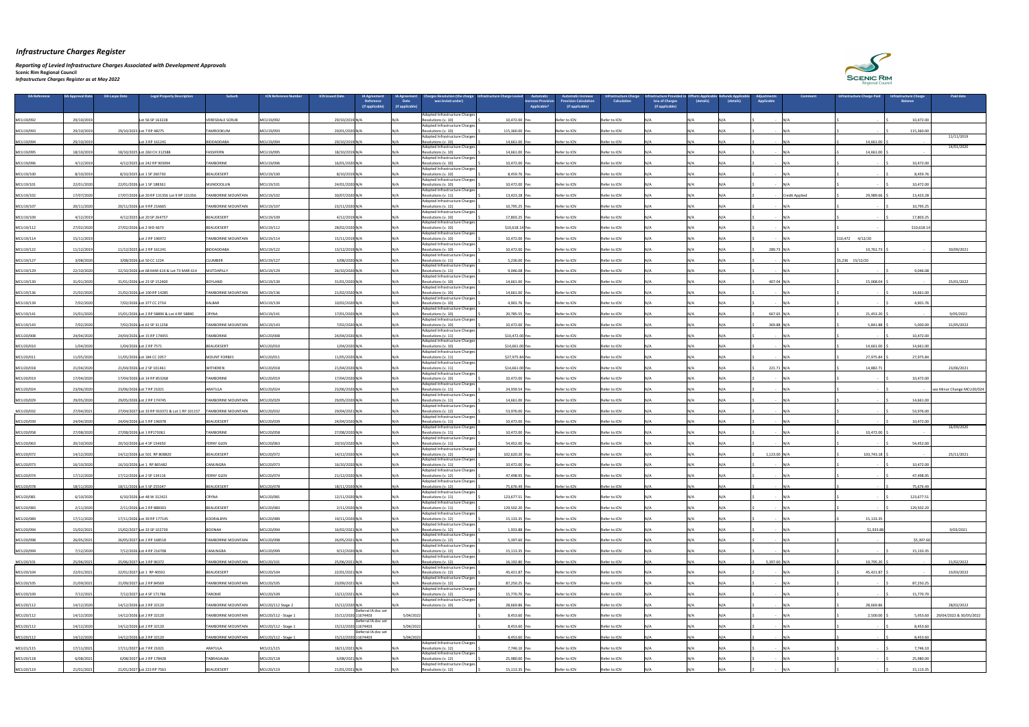# *Infrastructure Charges Register*

***Reporting of Levied Infrastructure Charges Associated with Development Approvals***
**Scenic Rim Regional Council**
***Infrastructure Charges Register as at May 2022***

| DA Reference | DA Approval Date | DA Lapse Date | Legal Property Description | Suburb | ICN Reference Number | ICN Issued Date | IA Agreement Reference (if applicable) | IA Agreement Date (if applicable) | Charges Resolution (the charge was levied under) | Infrastructure Charge Levied | Automatic Increase Provision Applicable? | Automatic Increase Provision Calculation (if applicable) | Infrastructure Charge Calculation | Infrastructure Provided in lieu of Charges (if applicable) | Offsets Applicable (details) | Refunds Applicable (details) | Adjustments Applicable | Comment | Infrastructure Charge Paid | Infrastructure Charge Balance | Paid date |
|---|---|---|---|---|---|---|---|---|---|---|---|---|---|---|---|---|---|---|---|---|---|
| MCU19/092 | 29/10/2019 | | Lot 56 SP 163228 | VERESDALE SCRUB | MCU19/092 | 29/10/2019 | N/A | N/A | Adopted Infrastructure Charges Resolutions (v. 10) | $ 10,472.00 | Yes | Refer to ICN | Refer to ICN | N/A | N/A | N/A | $ - | N/A | $ - | $ 10,472.00 | |
| MCU19/093 | 29/10/2019 | 29/10/2023 | Lot 7 RP 48275 | TAMROOKUM | MCU19/093 | 20/01/2020 | N/A | N/A | Adopted Infrastructure Charges Resolutions (v. 10) | $ 115,360.00 | Yes | Refer to ICN | Refer to ICN | N/A | N/A | N/A | $ - | N/A | $ - | $ 115,360.00 | |
| MCU19/094 | 29/10/2019 | | Lot 3 RP 161241 | BIDDADDABA | MCU19/094 | 29/10/2019 | N/A | N/A | Adopted Infrastructure Charges Resolutions (v. 10) | $ 14,661.00 | Yes | Refer to ICN | Refer to ICN | N/A | N/A | N/A | $ - | N/A | $ 14,661.00 | $ - | 11/11/2019 |
| MCU19/095 | 18/10/2019 | 18/10/2025 | Lot 260 CH 312588 | FASSIFERN | MCU19/095 | 18/10/2019 | N/A | N/A | Adopted Infrastructure Charges Resolutions (v. 10) | $ 14,661.00 | Yes | Refer to ICN | Refer to ICN | N/A | N/A | N/A | $ - | N/A | $ 14,661.00 | $ - | 14/01/2020 |
| MCU19/096 | 4/12/2019 | 4/12/2025 | Lot 242 RP 903094 | TAMBORINE | MCU19/096 | 16/01/2020 | N/A | N/A | Adopted Infrastructure Charges Resolutions (v. 10) | $ 10,472.00 | Yes | Refer to ICN | Refer to ICN | N/A | N/A | N/A | $ - | N/A | $ - | $ 10,472.00 | |
| MCU19/100 | 8/10/2019 | 8/10/2025 | Lot 1 SP 260730 | BEAUDESERT | MCU19/100 | 8/10/2019 | N/A | N/A | Adopted Infrastructure Charges Resolutions (v. 10) | $ 8,459.76 | Yes | Refer to ICN | Refer to ICN | N/A | N/A | N/A | $ - | N/A | $ - | $ 8,459.76 | |
| MCU19/101 | 22/01/2020 | 22/01/2026 | Lot 1 SP 188361 | MUNDOOLUN | MCU19/101 | 24/01/2020 | N/A | N/A | Adopted Infrastructure Charges Resolutions (v. 10) | $ 10,472.00 | Yes | Refer to ICN | Refer to ICN | N/A | N/A | N/A | $ - | N/A | $ - | $ 10,472.00 | |
| MCU19/102 | 17/07/2020 | 17/07/2026 | Lot 20 RP 131356 Lot 9 RP 131356 | TAMBORINE MOUNTAIN | MCU19/102 | 30/07/2020 | N/A | N/A | Adopted Infrastructure Charges Resolutions (v. 11) | $ 13,423.28 | Yes | Refer to ICN | Refer to ICN | N/A | N/A | N/A | $ - | Credit Applied | $ 29,989.66 | $ 13,423.28 | |
| MCU19/107 | 20/11/2020 | 20/11/2026 | Lot 9 RP 216665 | TAMBORINE MOUNTAIN | MCU19/107 | 23/11/2020 | N/A | N/A | Adopted Infrastructure Charges Resolutions (v. 12) | $ 10,795.25 | Yes | Refer to ICN | Refer to ICN | N/A | N/A | N/A | $ - | N/A | $ - | $ 10,795.25 | |
| MCU19/109 | 4/12/2019 | 4/12/2025 | Lot 20 SP 264757 | BEAUDESERT | MCU19/109 | 4/12/2019 | N/A | N/A | Adopted Infrastructure Charges Resolutions (v. 10) | $ 17,803.25 | Yes | Refer to ICN | Refer to ICN | N/A | N/A | N/A | $ - | N/A | $ - | $ 17,803.25 | |
| MCU19/112 | 27/02/2020 | 27/02/2026 | Lot 2 WD 6673 | BEAUDESERT | MCU19/112 | 28/02/2020 | N/A | N/A | Adopted Infrastructure Charges Resolutions (v. 10) | $10,618.14 | Yes | Refer to ICN | Refer to ICN | N/A | N/A | N/A | $ - | N/A | $ - | $10,618.14 | |
| MCU19/114 | 15/11/2019 | | Lot 2 RP 196972 | TAMBORINE MOUNTAIN | MCU19/114 | 15/11/2019 | N/A | N/A | Adopted Infrastructure Charges Resolutions (v. 10) | $ 10,472.00 | Yes | Refer to ICN | Refer to ICN | N/A | N/A | N/A | $ - | N/A | $10,472 4/12/20 | | |
| MCU19/122 | 11/12/2019 | 11/12/2025 | Lot 2 RP 161241 | BIDDADDABA | MCU19/122 | 13/12/2019 | N/A | N/A | Adopted Infrastructure Charges Resolutions (v. 10) | $ 10,472.00 | Yes | Refer to ICN | Refer to ICN | N/A | N/A | N/A | $ 289.73 | N/A | $ 10,761.73 | $ - | 30/09/2021 |
| MCU19/127 | 3/08/2020 | 3/08/2026 | Lot 50 CC 1224 | CLUMBER | MCU19/127 | 3/08/2020 | N/A | N/A | Adopted Infrastructure Charges Resolutions (v. 11) | $ 5,236.00 | Yes | Refer to ICN | Refer to ICN | N/A | N/A | N/A | $ - | N/A | $5,236 15/12/20 | | |
| MCU19/129 | 22/10/2020 | 22/10/2026 | Lot 68 MAR 614 & Lot 73 MAR 614 | MUTDAPILLY | MCU19/129 | 26/10/2020 | N/A | N/A | Adopted Infrastructure Charges Resolutions (v. 11) | $ 9,046.08 | Yes | Refer to ICN | Refer to ICN | N/A | N/A | N/A | $ - | N/A | $ - | $ 9,046.08 | |
| MCU19/130 | 31/01/2020 | 31/01/2026 | Lot 23 SP 152400 | BOYLAND | MCU19/130 | 31/01/2020 | N/A | N/A | Adopted Infrastructure Charges Resolutions (v. 10) | $ 14,661.00 | Yes | Refer to ICN | Refer to ICN | N/A | N/A | N/A | $ 407.04 | N/A | $ 15,068.04 | $ - | 25/01/2022 |
| MCU19/136 | 21/02/2020 | 21/02/2026 | Lot 100 RP 14285 | TAMBORINE MOUNTAIN | MCU19/136 | 21/02/2020 | N/A | N/A | Adopted Infrastructure Charges Resolutions (v. 10) | $ 14,661.00 | Yes | Refer to ICN | Refer to ICN | N/A | N/A | N/A | $ - | N/A | $ - | $ 14,661.00 | |
| MCU19/139 | 7/02/2020 | 7/02/2026 | Lot 377 CC 2734 | KALBAR | MCU19/139 | 10/02/2020 | N/A | N/A | Adopted Infrastructure Charges Resolutions (v. 10) | $ 4,901.76 | Yes | Refer to ICN | Refer to ICN | N/A | N/A | N/A | $ - | N/A | $ - | $ 4,901.76 | |
| MCU19/141 | 15/01/2020 | 15/01/2026 | Lot 2 RP 58890 & Lot 4 RP 58890 | CRYNA | MCU19/141 | 17/01/2020 | N/A | N/A | Adopted Infrastructure Charges Resolutions (v. 10) | $ 20,785.55 | Yes | Refer to ICN | Refer to ICN | N/A | N/A | N/A | $ 667.65 | N/A | $ 21,453.20 | $ - | 9/05/2022 |
| MCU19/143 | 7/02/2020 | 7/02/2026 | Lot 61 SP 311258 | TAMBORINE MOUNTAIN | MCU19/143 | 7/02/2020 | N/A | N/A | Adopted Infrastructure Charges Resolutions (v. 10) | $ 10,472.00 | Yes | Refer to ICN | Refer to ICN | N/A | N/A | N/A | $ 369.88 | N/A | $ 5,841.88 | $ 5,000.00 | 31/05/2022 |
| MCU20/008 | 24/04/2020 | 24/04/2026 | Lot 15 RP 174055 | TAMBORINE | MCU20/008 | 24/04/2020 | N/A | N/A | Adopted Infrastructure Charges Resolutions (v. 11) | $10,472.00 | Yes | Refer to ICN | Refer to ICN | N/A | N/A | N/A | $ - | N/A | $ - | $ 10,472.00 | |
| MCU20/010 | 1/04/2020 | 1/04/2026 | Lot 2 RP 7571 | BEAUDESERT | MCU20/010 | 1/04/2020 | N/A | N/A | Adopted Infrastructure Charges Resolutions (v. 10) | $14,661.00 | Yes | Refer to ICN | Refer to ICN | N/A | N/A | N/A | $ - | N/A | $ 14,661.00 | $ 14,661.00 | |
| MCU20/011 | 11/05/2020 | 11/05/2026 | Lot 184 CC 2057 | MOUNT FORBES | MCU20/011 | 11/05/2020 | N/A | N/A | Adopted Infrastructure Charges Resolutions (v. 11) | $27,975.84 | Yes | Refer to ICN | Refer to ICN | N/A | N/A | N/A | $ - | N/A | $ 27,975.84 | $ 27,975.84 | |
| MCU20/018 | 21/04/2020 | 21/04/2026 | Lot 2 SP 101461 | WITHEREN | MCU20/018 | 21/04/2020 | N/A | N/A | Adopted Infrastructure Charges Resolutions (v. 11) | $14,661.00 | Yes | Refer to ICN | Refer to ICN | N/A | N/A | N/A | $ 221.71 | N/A | $ 14,882.71 | | 23/06/2021 |
| MCU20/019 | 17/04/2020 | 17/04/2026 | Lot 14 RP 853268 | TAMBORINE | MCU20/019 | 17/04/2020 | N/A | N/A | Adopted Infrastructure Charges Resolutions (v. 10) | $ 10,472.00 | Yes | Refer to ICN | Refer to ICN | N/A | N/A | N/A | $ - | N/A | $ - | $ 10,472.00 | |
| MCU20/024 | 23/06/2020 | 23/06/2026 | Lot 7 RP 21021 | ARATULA | MCU20/024 | 23/06/2020 | N/A | N/A | Adopted Infrastructure Charges Resolutions (v. 11) | $ 24,939.54 | Yes | Refer to ICN | Refer to ICN | N/A | N/A | N/A | $ - | N/A | $ - | $ - | see Minor Change MCU20/024 |
| MCU20/029 | 29/05/2020 | 29/05/2026 | Lot 2 RP 174745 | TAMBORINE MOUNTAIN | MCU20/029 | 29/05/2020 | N/A | N/A | Adopted Infrastructure Charges Resolutions (v. 11) | $ 14,661.00 | Yes | Refer to ICN | Refer to ICN | N/A | N/A | N/A | $ - | N/A | $ - | $ 14,661.00 | |
| MCU20/032 | 27/04/2021 | 27/04/2027 | Lot 33 RP 910372 & Lot 1 RP 101157 | TAMBORINE MOUNTAIN | MCU20/032 | 29/04/2021 | N/A | N/A | Adopted Infrastructure Charges Resolutions (v. 12) | $ 53,976.00 | Yes | Refer to ICN | Refer to ICN | N/A | N/A | N/A | $ - | N/A | $ - | $ 53,976.00 | |
| MCU20/039 | 24/04/2020 | 24/04/2026 | Lot 5 RP 196978 | BEAUDESERT | MCU20/039 | 24/04/2020 | N/A | N/A | Adopted Infrastructure Charges Resolutions (v. 11) | $ 10,472.00 | Yes | Refer to ICN | Refer to ICN | N/A | N/A | N/A | $ - | N/A | $ - | $ 10,472.00 | |
| MCU20/058 | 27/08/2020 | 27/08/2026 | Lot 1 RP173061 | TAMBORINE | MCU20/058 | 27/08/2020 | N/A | N/A | Adopted Infrastructure Charges Resolutions (v. 11) | $ 10,472.00 | Yes | Refer to ICN | Refer to ICN | N/A | N/A | N/A | $ - | N/A | $ 10,472.00 | $ - | 18/09/2020 |
| MCU20/063 | 20/10/2020 | 20/10/2026 | Lot 4 SP 154650 | FERNY GLEN | MCU20/063 | 20/10/2020 | N/A | N/A | Adopted Infrastructure Charges Resolutions (v. 11) | $ 54,452.00 | Yes | Refer to ICN | Refer to ICN | N/A | N/A | N/A | $ - | N/A | $ - | $ 54,452.00 | |
| MCU20/072 | 14/12/2020 | 14/12/2026 | Lot 501 RP 808820 | BEAUDESERT | MCU20/072 | 14/12/2020 | N/A | N/A | Adopted Infrastructure Charges Resolutions (v. 12) | $ 102,620.20 | Yes | Refer to ICN | Refer to ICN | N/A | N/A | N/A | $ 1,123.00 | N/A | $ 103,743.18 | $ - | 25/11/2021 |
| MCU20/073 | 16/10/2020 | 16/10/2026 | Lot 1 RP 865482 | CANUNGRA | MCU20/073 | 16/10/2020 | N/A | N/A | Adopted Infrastructure Charges Resolutions (v. 11) | $ 10,472.00 | Yes | Refer to ICN | Refer to ICN | N/A | N/A | N/A | $ - | N/A | $ - | $ 10,472.00 | |
| MCU20/074 | 17/12/2020 | 17/12/2026 | Lot 2 SP 134116 | FERNY GLEN | MCU20/074 | 21/12/2020 | N/A | N/A | Adopted Infrastructure Charges Resolutions (v. 12) | $ 47,498.95 | Yes | Refer to ICN | Refer to ICN | N/A | N/A | N/A | $ - | N/A | $ - | $ 47,498.95 | |
| MCU20/078 | 18/11/2020 | 18/11/2026 | Lot 5 SP 255047 | BEAUDESERT | MCU20/078 | 18/11/2020 | N/A | N/A | Adopted Infrastructure Charges Resolutions (v. 12) | $ 75,676.49 | Yes | Refer to ICN | Refer to ICN | N/A | N/A | N/A | $ - | N/A | $ - | $ 75,676.49 | |
| MCU20/081 | 6/10/2020 | 6/10/2026 | Lot 48 W 312421 | CRYNA | MCU20/081 | 12/11/2020 | N/A | N/A | Adopted Infrastructure Charges Resolutions (v. 11) | $ 123,677.51 | Yes | Refer to ICN | Refer to ICN | N/A | N/A | N/A | $ - | N/A | $ - | $ 123,677.51 | |
| MCU20/083 | 2/11/2020 | 2/11/2026 | Lot 2 RP 888303 | BEAUDESERT | MCU20/083 | 2/11/2020 | N/A | N/A | Adopted Infrastructure Charges Resolutions (v. 11) | $ 129,502.20 | Yes | Refer to ICN | Refer to ICN | N/A | N/A | N/A | $ - | N/A | $ - | $ 129,502.20 | |
| MCU20/089 | 17/11/2020 | 17/11/2026 | Lot 39 RP 177145 | KOORALBYN | MCU20/089 | 19/11/2020 | N/A | N/A | Adopted Infrastructure Charges Resolutions (v. 12) | $ 15,133.35 | Yes | Refer to ICN | Refer to ICN | N/A | N/A | N/A | $ - | N/A | $ 15,133.35 | | |
| MCU20/094 | 15/02/2021 | 15/02/2027 | Lot 33 SP 162739 | BOONAH | MCU20/094 | 16/02/2021 | N/A | N/A | Adopted Infrastructure Charges Resolutions (v. 12) | $ 1,933.88 | Yes | Refer to ICN | Refer to ICN | N/A | N/A | N/A | $ - | N/A | $1,933.88 | | 9/03/2021 |
| MCU20/098 | 26/05/2021 | 26/05/2027 | Lot 2 RP 168518 | TAMBORINE MOUNTAIN | MCU20/098 | 26/05/2021 | N/A | N/A | Adopted Infrastructure Charges Resolutions (v. 12) | $ 5,397.60 | Yes | Refer to ICN | Refer to ICN | N/A | N/A | N/A | $ - | N/A | $ - | $5,397.60 | |
| MCU20/099 | 7/12/2020 | 7/12/2026 | Lot 4 RP 216708 | CANUNGRA | MCU20/099 | 9/12/2020 | N/A | N/A | Adopted Infrastructure Charges Resolutions (v. 12) | $ 15,133.35 | Yes | Refer to ICN | Refer to ICN | N/A | N/A | N/A | $ - | N/A | $ - | $ 15,133.35 | |
| MCU20/101 | 25/06/2021 | 25/06/2027 | Lot 3 RP 96372 | TAMBORINE MOUNTAIN | MCU20/101 | 25/06/2021 | N/A | N/A | Adopted Infrastructure Charges Resolutions (v. 12) | $ 16,192.80 | Yes | Refer to ICN | Refer to ICN | N/A | N/A | N/A | $ 5,397.60 | N/A | $ 10,795.20 | $ - | 21/02/2022 |
| MCU20/104 | 22/01/2021 | 22/01/2027 | Lot 1 RP 40592 | BEAUDESERT | MCU20/104 | 22/01/2021 | N/A | N/A | Adopted Infrastructure Charges Resolutions (v. 12) | $ 45,421.87 | Yes | Refer to ICN | Refer to ICN | N/A | N/A | N/A | $ - | N/A | $ 45,421.87 | $ - | 23/03/2022 |
| MCU20/105 | 21/09/2021 | 21/09/2027 | Lot 2 RP 84569 | TAMBORINE MOUNTAIN | MCU20/105 | 23/09/2021 | N/A | N/A | Adopted Infrastructure Charges Resolutions (v. 12) | $ 87,250.25 | Yes | Refer to ICN | Refer to ICN | N/A | N/A | N/A | $ - | N/A | $ - | $ 87,250.25 | |
| MCU20/109 | 7/12/2021 | 7/12/2027 | Lot 4 SP 171786 | TAROME | MCU20/109 | 13/12/2021 | N/A | N/A | Adopted Infrastructure Charges Resolutions (v. 12) | $ 15,770.70 | Yes | Refer to ICN | Refer to ICN | N/A | N/A | N/A | $ - | N/A | $ - | $ 15,770.70 | |
| MCU20/112 | 14/12/2020 | 14/12/2026 | Lot 2 RP 32120 | TAMBORINE MOUNTAIN | MCU20/112 Stage 2 | 15/12/2020 | N/A | N/A | Adopted Infrastructure Charges Resolutions (v. 10) | $ 28,669.86 | Yes | Refer to ICN | Refer to ICN | N/A | N/A | N/A | $ - | N/A | $ 28,669.86 | $ - | 28/02/2022 |
| MCU20/112 | 14/12/2020 | 14/12/2026 | Lot 2 RP 32120 | TAMBORINE MOUNTAIN | MCU20/112 - Stage 1 | 15/12/2020 | Deferral IA doc set 11674403 | 5/04/2022 | | $ 8,453.60 | Yes | Refer to ICN | Refer to ICN | N/A | N/A | N/A | $ - | N/A | $ 2,500.00 | $ 5,953.60 | 29/04/2022 & 30/05/2022 |
| MCU20/112 | 14/12/2020 | 14/12/2026 | Lot 2 RP 32120 | TAMBORINE MOUNTAIN | MCU20/112 - Stage 1 | 15/12/2020 | Deferral IA doc set 11674403 | 5/04/2022 | | $ 8,453.60 | Yes | Refer to ICN | Refer to ICN | N/A | N/A | N/A | $ - | N/A | $ - | $ 8,453.60 | |
| MCU20/112 | 14/12/2020 | 14/12/2026 | Lot 2 RP 32120 | TAMBORINE MOUNTAIN | MCU20/112 - Stage 1 | 15/12/2020 | Deferral IA doc set 11674403 | 5/04/2022 | | $ 8,453.60 | Yes | Refer to ICN | Refer to ICN | N/A | N/A | N/A | $ - | N/A | $ - | $ 8,453.60 | |
| MCU21/115 | 17/11/2021 | 17/11/2027 | Lot 7 RP 21021 | ARATULA | MCU21/115 | 18/11/2021 | N/A | N/A | Adopted Infrastructure Charges Resolutions (v. 12) | $ 7,746.10 | Yes | Refer to ICN | Refer to ICN | N/A | N/A | N/A | $ - | N/A | $ - | $ 7,746.10 | |
| MCU20/118 | 6/08/2021 | 6/08/2027 | Lot 2 RP 178428 | TABRAGALBA | MCU20/118 | 6/08/2021 | N/A | N/A | Adopted Infrastructure Charges Resolutions (v. 12) | $ 25,980.00 | Yes | Refer to ICN | Refer to ICN | N/A | N/A | N/A | $ - | N/A | $ - | $ 25,980.00 | |
| MCU20/119 | 21/01/2021 | 21/01/2027 | Lot 223 RP 7563 | BEAUDESERT | MCU20/119 | 21/01/2021 | N/A | N/A | Adopted Infrastructure Charges Resolutions (v. 12) | $ 15,113.35 | Yes | Refer to ICN | Refer to ICN | N/A | N/A | N/A | $ - | N/A | $ - | $ 15,113.35 | |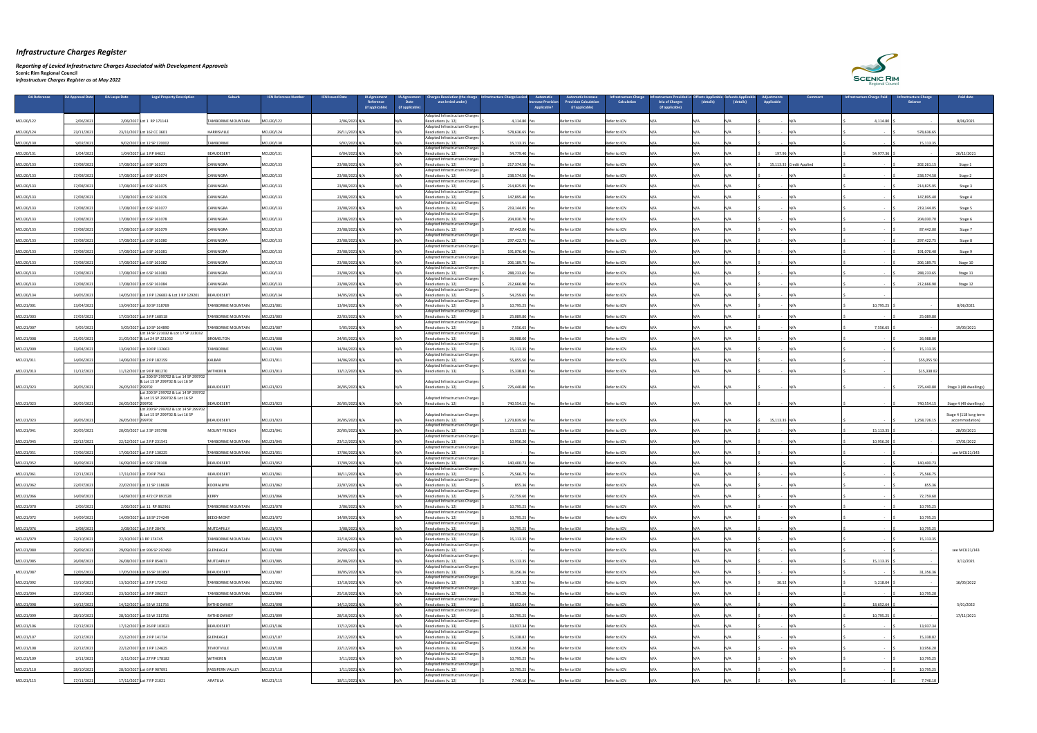# *Infrastructure Charges Register*

***Reporting of Levied Infrastructure Charges Associated with Development Approvals***
**Scenic Rim Regional Council**
*Infrastructure Charges Register as at May 2022*

| DA Reference | DA Approval Date | DA Lapse Date | Legal Property Description | Suburb | ICN Reference Number | ICN Issued Date | IA Agreement Reference (if applicable) | IA Agreement Date (if applicable) | Charges Resolution (the charge was levied under) | Infrastructure Charge Levied | Automatic Increase Provision Applicable? | Automatic Increase Provision Calculation (if applicable) | Infrastructure Charge Calculation | Infrastructure Provided in lieu of Charges (if applicable) | Offsets Applicable (details) | Refunds Applicable (details) | Adjustments Applicable | Comment | Infrastructure Charge Paid | Infrastructure Charge Balance | Paid date |
|---|---|---|---|---|---|---|---|---|---|---|---|---|---|---|---|---|---|---|---|---|---|
| MCU20/122 | 2/06/2021 | 2/06/2027 | Lot 1 RP 171143 | TAMBORINE MOUNTAIN | MCU20/122 | 2/06/2021 | N/A | N/A | Adopted Infrastructure Charges Resolutions (v. 12) | $ 4,114.80 | Yes | Refer to ICN | Refer to ICN | N/A | N/A | N/A | $ - | N/A | $ 4,114.80 | $ - | 8/06/2021 |
| MCU20/124 | 23/11/2021 | 23/11/2027 | Lot 162 CC 3601 | HARRISVILLE | MCU20/124 | 29/11/2021 | N/A | N/A | Adopted Infrastructure Charges Resolutions (v. 12) | $ 578,636.65 | Yes | Refer to ICN | Refer to ICN | N/A | N/A | N/A | $ - | N/A | $ - | $ 578,636.65 | |
| MCU20/130 | 9/02/2021 | 9/02/2027 | Lot 12 SP 170002 | TAMBORINE | MCU20/130 | 9/02/2021 | N/A | N/A | Adopted Infrastructure Charges Resolutions (v. 12) | $ 15,113.35 | Yes | Refer to ICN | Refer to ICN | N/A | N/A | N/A | $ - | N/A | $ - | $ 15,113.35 | |
| MCU20/131 | 1/04/2021 | 1/04/2027 | Lot 1 RP 64621 | BEAUDESERT | MCU20/131 | 6/04/2021 | N/A | N/A | Adopted Infrastructure Charges Resolutions (v. 12) | $ 54,779.40 | Yes | Refer to ICN | Refer to ICN | N/A | N/A | N/A | $ 197.96 | N/A | $ 54,977.36 | $ - | 26/11/2021 |
| MCU20/133 | 17/08/2021 | 17/08/2027 | Lot 6 SP 161073 | CANUNGRA | MCU20/133 | 23/08/2021 | N/A | N/A | Adopted Infrastructure Charges Resolutions (v. 12) | $ 217,374.50 | Yes | Refer to ICN | Refer to ICN | N/A | N/A | N/A | $ 15,113.35 | Credit Applied | $ - | $ 202,261.15 | Stage 1 |
| MCU20/133 | 17/08/2021 | 17/08/2027 | Lot 6 SP 161074 | CANUNGRA | MCU20/133 | 23/08/2021 | N/A | N/A | Adopted Infrastructure Charges Resolutions (v. 12) | $ 238,574.50 | Yes | Refer to ICN | Refer to ICN | N/A | N/A | N/A | $ - | N/A | $ - | $ 238,574.50 | Stage 2 |
| MCU20/133 | 17/08/2021 | 17/08/2027 | Lot 6 SP 161075 | CANUNGRA | MCU20/133 | 23/08/2021 | N/A | N/A | Adopted Infrastructure Charges Resolutions (v. 12) | $ 214,825.95 | Yes | Refer to ICN | Refer to ICN | N/A | N/A | N/A | $ - | N/A | $ - | $ 214,825.95 | Stage 3 |
| MCU20/133 | 17/08/2021 | 17/08/2027 | Lot 6 SP 161076 | CANUNGRA | MCU20/133 | 23/08/2021 | N/A | N/A | Adopted Infrastructure Charges Resolutions (v. 12) | $ 147,895.40 | Yes | Refer to ICN | Refer to ICN | N/A | N/A | N/A | $ - | N/A | $ - | $ 147,895.40 | Stage 4 |
| MCU20/133 | 17/08/2021 | 17/08/2027 | Lot 6 SP 161077 | CANUNGRA | MCU20/133 | 23/08/2021 | N/A | N/A | Adopted Infrastructure Charges Resolutions (v. 12) | $ 219,144.05 | Yes | Refer to ICN | Refer to ICN | N/A | N/A | N/A | $ - | N/A | $ - | $ 219,144.05 | Stage 5 |
| MCU20/133 | 17/08/2021 | 17/08/2027 | Lot 6 SP 161078 | CANUNGRA | MCU20/133 | 23/08/2021 | N/A | N/A | Adopted Infrastructure Charges Resolutions (v. 12) | $ 204,030.70 | Yes | Refer to ICN | Refer to ICN | N/A | N/A | N/A | $ - | N/A | $ - | $ 204,030.70 | Stage 6 |
| MCU20/133 | 17/08/2021 | 17/08/2027 | Lot 6 SP 161079 | CANUNGRA | MCU20/133 | 23/08/2021 | N/A | N/A | Adopted Infrastructure Charges Resolutions (v. 12) | $ 87,442.00 | Yes | Refer to ICN | Refer to ICN | N/A | N/A | N/A | $ - | N/A | $ - | $ 87,442.00 | Stage 7 |
| MCU20/133 | 17/08/2021 | 17/08/2027 | Lot 6 SP 161080 | CANUNGRA | MCU20/133 | 23/08/2021 | N/A | N/A | Adopted Infrastructure Charges Resolutions (v. 12) | $ 297,422.75 | Yes | Refer to ICN | Refer to ICN | N/A | N/A | N/A | $ - | N/A | $ - | $ 297,422.75 | Stage 8 |
| MCU20/133 | 17/08/2021 | 17/08/2027 | Lot 6 SP 161081 | CANUNGRA | MCU20/133 | 23/08/2021 | N/A | N/A | Adopted Infrastructure Charges Resolutions (v. 12) | $ 191,076.40 | Yes | Refer to ICN | Refer to ICN | N/A | N/A | N/A | $ - | N/A | $ - | $ 191,076.40 | Stage 9 |
| MCU20/133 | 17/08/2021 | 17/08/2027 | Lot 6 SP 161082 | CANUNGRA | MCU20/133 | 23/08/2021 | N/A | N/A | Adopted Infrastructure Charges Resolutions (v. 12) | $ 206,189.75 | Yes | Refer to ICN | Refer to ICN | N/A | N/A | N/A | $ - | N/A | $ - | $ 206,189.75 | Stage 10 |
| MCU20/133 | 17/08/2021 | 17/08/2027 | Lot 6 SP 161083 | CANUNGRA | MCU20/133 | 23/08/2021 | N/A | N/A | Adopted Infrastructure Charges Resolutions (v. 12) | $ 288,233.65 | Yes | Refer to ICN | Refer to ICN | N/A | N/A | N/A | $ - | N/A | $ - | $ 288,233.65 | Stage 11 |
| MCU20/133 | 17/08/2021 | 17/08/2027 | Lot 6 SP 161084 | CANUNGRA | MCU20/133 | 23/08/2021 | N/A | N/A | Adopted Infrastructure Charges Resolutions (v. 12) | $ 212,666.90 | Yes | Refer to ICN | Refer to ICN | N/A | N/A | N/A | $ - | N/A | $ - | $ 212,666.90 | Stage 12 |
| MCU20/134 | 14/05/2021 | 14/05/2027 | Lot 1 RP 126683 & Lot 1 RP 129201 | BEAUDESERT | MCU20/134 | 14/05/2021 | N/A | N/A | Adopted Infrastructure Charges Resolutions (v. 12) | $ 54,259.65 | Yes | Refer to ICN | Refer to ICN | N/A | N/A | N/A | $ - | N/A | $ - | | |
| MCU21/001 | 13/04/2021 | 13/04/2027 | Lot 30 SP 318769 | TAMBORINE MOUNTAIN | MCU21/001 | 13/04/2021 | N/A | N/A | Adopted Infrastructure Charges Resolutions (v. 12) | $ 10,795.25 | Yes | Refer to ICN | Refer to ICN | N/A | N/A | N/A | $ - | N/A | $ 10,795.25 | $ - | 8/06/2021 |
| MCU21/003 | 17/03/2021 | 17/03/2027 | Lot 3 RP 168518 | TAMBORINE MOUNTAIN | MCU21/003 | 22/03/2021 | N/A | N/A | Adopted Infrastructure Charges Resolutions (v. 12) | $ 25,089.80 | Yes | Refer to ICN | Refer to ICN | N/A | N/A | N/A | $ - | N/A | $ - | $ 25,089.80 | |
| MCU21/007 | 5/05/2021 | 5/05/2027 | Lot 10 SP 164890 | TAMBORINE MOUNTAIN | MCU21/007 | 5/05/2021 | N/A | N/A | Adopted Infrastructure Charges Resolutions (v. 12) | $ 7,556.65 | Yes | Refer to ICN | Refer to ICN | N/A | N/A | N/A | $ - | N/A | $ 7,556.65 | $ - | 19/05/2021 |
| MCU21/008 | 21/05/2021 | 21/05/2027 | Lot 14 SP 221032 & Lot 17 SP 221032 & Lot 24 SP 221032 | BROMELTON | MCU21/008 | 24/05/2021 | N/A | N/A | Adopted Infrastructure Charges Resolutions (v. 12) | $ 26,988.00 | Yes | Refer to ICN | Refer to ICN | N/A | N/A | N/A | $ - | N/A | $ - | $ 26,988.00 | |
| MCU21/009 | 13/04/2021 | 13/04/2027 | Lot 30 RP 132663 | TAMBORINE | MCU21/009 | 14/04/2021 | N/A | N/A | Adopted Infrastructure Charges Resolutions (v. 12) | $ 15,113.35 | Yes | Refer to ICN | Refer to ICN | N/A | N/A | N/A | $ - | N/A | $ - | $ 15,113.35 | |
| MCU21/011 | 14/06/2021 | 14/06/2027 | Lot 2 RP 182159 | KALBAR | MCU21/011 | 14/06/2021 | N/A | N/A | Adopted Infrastructure Charges Resolutions (v. 12) | $ 55,055.50 | Yes | Refer to ICN | Refer to ICN | N/A | N/A | N/A | $ - | N/A | $ - | $55,055.50 | |
| MCU21/013 | 11/12/2021 | 11/12/2027 | Lot 9 RP 901270 | WITHEREN | MCU21/013 | 13/12/2021 | N/A | N/A | Adopted Infrastructure Charges Resolutions (v. 13) | $ 15,338.82 | Yes | Refer to ICN | Refer to ICN | N/A | N/A | N/A | $ - | N/A | $ - | $15,338.82 | |
| MCU21/023 | 26/05/2021 | 26/05/2027 | Lot 200 SP 299702 & Lot 14 SP 299702 & Lot 15 SP 299702 & Lot 16 SP 299702 | BEAUDESERT | MCU21/023 | 26/05/2021 | N/A | N/A | Adopted Infrastructure Charges Resolutions (v. 12) | $ 725,440.80 | Yes | Refer to ICN | Refer to ICN | N/A | N/A | N/A | $ - | N/A | $ - | $ 725,440.80 | Stage 3 (48 dwellings) |
| MCU21/023 | 26/05/2021 | 26/05/2027 | Lot 200 SP 299702 & Lot 14 SP 299702 & Lot 15 SP 299702 & Lot 16 SP 299702 | BEAUDESERT | MCU21/023 | 26/05/2021 | N/A | N/A | Adopted Infrastructure Charges Resolutions (v. 12) | $ 740,554.15 | Yes | Refer to ICN | Refer to ICN | N/A | N/A | N/A | $ - | N/A | $ - | $ 740,554.15 | Stage 4 (49 dwellings) |
| MCU21/023 | 26/05/2021 | 26/05/2027 | Lot 200 SP 299702 & Lot 14 SP 299702 & Lot 15 SP 299702 & Lot 16 SP 299702 | BEAUDESERT | MCU21/023 | 26/05/2021 | N/A | N/A | Adopted Infrastructure Charges Resolutions (v. 12) | $ 1,273,839.50 | Yes | Refer to ICN | Refer to ICN | N/A | N/A | N/A | $ 15,113.35 | N/A | $ - | $ 1,258,726.15 | Stage 4 (118 long term accommodation) |
| MCU21/041 | 20/05/2021 | 20/05/2027 | Lot 2 SP 195798 | MOUNT FRENCH | MCU21/041 | 20/05/2021 | N/A | N/A | Adopted Infrastructure Charges Resolutions (v. 12) | $ 15,113.35 | Yes | Refer to ICN | Refer to ICN | N/A | N/A | N/A | $ - | N/A | $ 15,113.35 | $ - | 28/05/2021 |
| MCU21/045 | 22/12/2021 | 22/12/2027 | Lot 2 RP 231541 | TAMBORINE MOUNTAIN | MCU21/045 | 23/12/2021 | N/A | N/A | Adopted Infrastructure Charges Resolutions (v. 13) | $ 10,956.20 | Yes | Refer to ICN | Refer to ICN | N/A | N/A | N/A | $ - | N/A | $ 10,956.20 | $ - | 17/01/2022 |
| MCU21/051 | 17/06/2021 | 17/06/2027 | Lot 2 RP 130225 | TAMBORINE MOUNTAIN | MCU21/051 | 17/06/2021 | N/A | N/A | Adopted Infrastructure Charges Resolutions (v. 12) | $ - | Yes | Refer to ICN | Refer to ICN | N/A | N/A | N/A | $ - | N/A | $ - | $ - | see MCU21/143 |
| MCU21/052 | 16/09/2021 | 16/09/2027 | Lot 6 SP 278108 | BEAUDESERT | MCU21/052 | 17/09/2021 | N/A | N/A | Adopted Infrastructure Charges Resolutions (v. 12) | $ 140,400.73 | Yes | Refer to ICN | Refer to ICN | N/A | N/A | N/A | $ - | N/A | $ - | $ 140,400.73 | |
| MCU21/061 | 17/11/2021 | 17/11/2027 | Lot 70 RP 7563 | BEAUDESERT | MCU21/061 | 18/11/2021 | N/A | N/A | Adopted Infrastructure Charges Resolutions (v. 12) | $ 75,566.75 | Yes | Refer to ICN | Refer to ICN | N/A | N/A | N/A | $ - | N/A | $ - | $ 75,566.75 | |
| MCU21/062 | 22/07/2021 | 22/07/2027 | Lot 11 SP 118839 | KOORALBYN | MCU21/062 | 22/07/2021 | N/A | N/A | Adopted Infrastructure Charges Resolutions (v. 12) | $ 855.36 | Yes | Refer to ICN | Refer to ICN | N/A | N/A | N/A | $ - | N/A | $ - | $ 855.36 | |
| MCU21/066 | 14/09/2021 | 14/09/2027 | Lot 472 CP 891528 | KERRY | MCU21/066 | 14/09/2021 | N/A | N/A | Adopted Infrastructure Charges Resolutions (v. 12) | $ 72,759.60 | Yes | Refer to ICN | Refer to ICN | N/A | N/A | N/A | $ - | N/A | $ - | $ 72,759.60 | |
| MCU21/070 | 2/06/2021 | 2/06/2027 | Lot 11 RP 862961 | TAMBORINE MOUNTAIN | MCU21/070 | 2/06/2021 | N/A | N/A | Adopted Infrastructure Charges Resolutions (v. 12) | $ 10,795.25 | Yes | Refer to ICN | Refer to ICN | N/A | N/A | N/A | $ - | N/A | $ - | $ 10,795.25 | |
| MCU21/072 | 14/09/2021 | 14/09/2027 | Lot 18 SP 274249 | BEECHMONT | MCU21/072 | 14/09/2021 | N/A | N/A | Adopted Infrastructure Charges Resolutions (v. 12) | $ 10,795.25 | Yes | Refer to ICN | Refer to ICN | N/A | N/A | N/A | $ - | N/A | $ - | $ 10,795.25 | |
| MCU21/076 | 2/08/2021 | 2/08/2027 | Lot 3 RP 28476 | MUTDAPILLY | MCU21/076 | 3/08/2021 | N/A | N/A | Adopted Infrastructure Charges Resolutions (v. 12) | $ 10,795.25 | Yes | Refer to ICN | Refer to ICN | N/A | N/A | N/A | $ - | N/A | $ - | $ 10,795.25 | |
| MCU21/079 | 22/10/2021 | 22/10/2027 | L1 RP 174745 | TAMBORINE MOUNTAIN | MCU21/079 | 22/10/2021 | N/A | N/A | Adopted Infrastructure Charges Resolutions (v. 12) | $ 15,113.35 | Yes | Refer to ICN | Refer to ICN | N/A | N/A | N/A | $ - | N/A | $ - | $ 15,113.35 | |
| MCU21/080 | 29/09/2021 | 29/09/2027 | Lot 906 SP 297450 | GLENEAGLE | MCU21/080 | 29/09/2021 | N/A | N/A | Adopted Infrastructure Charges Resolutions (v. 12) | $ - | Yes | Refer to ICN | Refer to ICN | N/A | N/A | N/A | $ - | N/A | $ - | $ - | see MCU21/143 |
| MCU21/085 | 26/08/2021 | 26/08/2027 | Lot 8 RP 854673 | MUTDAPILLY | MCU21/085 | 26/08/2021 | N/A | N/A | Adopted Infrastructure Charges Resolutions (v. 12) | $ 15,113.35 | Yes | Refer to ICN | Refer to ICN | N/A | N/A | N/A | $ - | N/A | $ 15,113.35 | $ - | 3/12/2021 |
| MCU21/087 | 17/05/2022 | 17/05/2028 | Lot 16 SP 181853 | BEAUDESERT | MCU21/087 | 18/05/2022 | N/A | N/A | Adopted Infrastructure Charges Resolutions (v. 13) | $ 31,356.36 | Yes | Refer to ICN | Refer to ICN | N/A | N/A | N/A | $ - | N/A | $ - | $ 31,356.36 | |
| MCU21/092 | 13/10/2021 | 13/10/2027 | Lot 2 RP 172432 | TAMBORINE MOUNTAIN | MCU21/092 | 13/10/2021 | N/A | N/A | Adopted Infrastructure Charges Resolutions (v. 12) | $ 5,187.52 | Yes | Refer to ICN | Refer to ICN | N/A | N/A | N/A | $ 30.52 | N/A | $ 5,218.04 | $ - | 16/05/2022 |
| MCU21/094 | 23/10/2021 | 23/10/2027 | Lot 3 RP 206217 | TAMBORINE MOUNTAIN | MCU21/094 | 25/10/2021 | N/A | N/A | Adopted Infrastructure Charges Resolutions (v. 12) | $ 10,795.20 | Yes | Refer to ICN | Refer to ICN | N/A | N/A | N/A | $ - | N/A | $ - | $ 10,795.20 | |
| MCU21/098 | 14/12/2021 | 14/12/2027 | Lot 53 W 311756 | RATHDOWNEY | MCU21/098 | 14/12/2021 | N/A | N/A | Adopted Infrastructure Charges Resolutions (v. 13) | $ 18,652.64 | Yes | Refer to ICN | Refer to ICN | N/A | N/A | N/A | $ - | N/A | $ 18,652.64 | $ - | 5/01/2022 |
| MCU21/099 | 28/10/2021 | 28/10/2027 | Lot 53 W 311756 | RATHDOWNEY | MCU21/099 | 28/10/2021 | N/A | N/A | Adopted Infrastructure Charges Resolutions (v. 12) | $ 10,795.25 | Yes | Refer to ICN | Refer to ICN | N/A | N/A | N/A | $ - | N/A | $ 10,795.25 | $ - | 17/11/2021 |
| MCU21/106 | 17/12/2021 | 17/12/2027 | Lot 26 RP 103023 | BEAUDESERT | MCU21/106 | 17/12/2021 | N/A | N/A | Adopted Infrastructure Charges Resolutions (v. 13) | $ 13,937.34 | Yes | Refer to ICN | Refer to ICN | N/A | N/A | N/A | $ - | N/A | $ - | $ 13,937.34 | |
| MCU21/107 | 22/12/2021 | 22/12/2027 | Lot 2 RP 141734 | GLENEAGLE | MCU21/107 | 23/12/2021 | N/A | N/A | Adopted Infrastructure Charges Resolutions (v. 13) | $ 15,338.82 | Yes | Refer to ICN | Refer to ICN | N/A | N/A | N/A | $ - | N/A | $ - | $ 15,338.82 | |
| MCU21/108 | 22/12/2021 | 22/12/2027 | Lot 1 RP 124625 | TEVIOTVILLE | MCU21/108 | 22/12/2021 | N/A | N/A | Adopted Infrastructure Charges Resolutions (v. 13) | $ 10,956.20 | Yes | Refer to ICN | Refer to ICN | N/A | N/A | N/A | $ - | N/A | $ - | $ 10,956.20 | |
| MCU21/109 | 2/11/2021 | 2/11/2027 | Lot 27 RP 178182 | WITHEREN | MCU21/109 | 3/11/2021 | N/A | N/A | Adopted Infrastructure Charges Resolutions (v. 12) | $ 10,795.25 | Yes | Refer to ICN | Refer to ICN | N/A | N/A | N/A | $ - | N/A | $ - | $ 10,795.25 | |
| MCU21/110 | 28/10/2021 | 28/10/2027 | Lot 6 RP 907091 | FASSIFERN VALLEY | MCU21/110 | 1/11/2021 | N/A | N/A | Adopted Infrastructure Charges Resolutions (v. 12) | $ 10,795.25 | Yes | Refer to ICN | Refer to ICN | N/A | N/A | N/A | $ - | N/A | $ - | $ 10,795.25 | |
| MCU21/115 | 17/11/2021 | 17/11/2027 | Lot 7 RP 21021 | ARATULA | MCU21/115 | 18/11/2021 | N/A | N/A | Adopted Infrastructure Charges Resolutions (v. 12) | $ 7,746.10 | Yes | Refer to ICN | Refer to ICN | N/A | N/A | N/A | $ - | N/A | $ - | $ 7,746.10 | |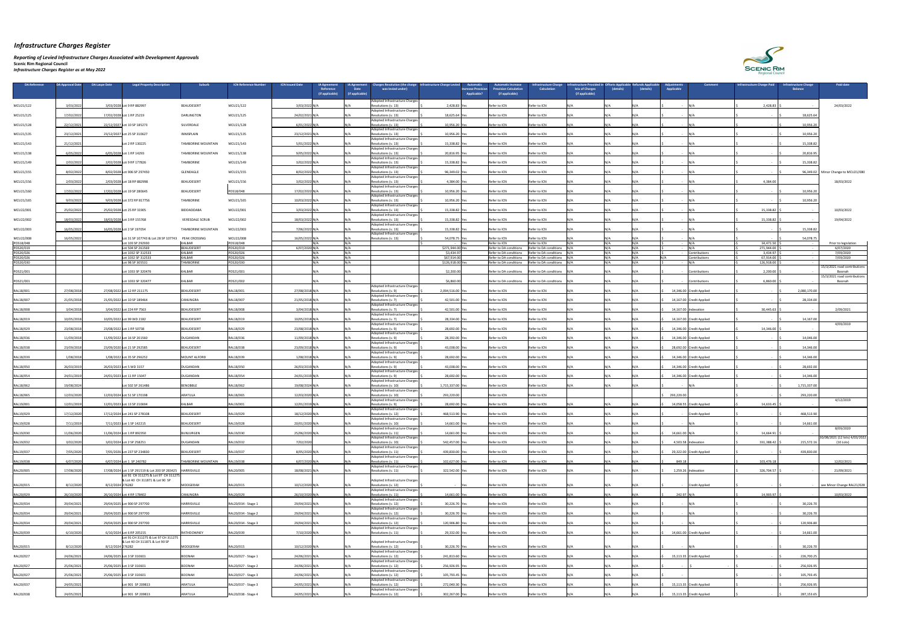# Infrastructure Charges Register

*Reporting of Levied Infrastructure Charges Associated with Development Approvals*
**Scenic Rim Regional Council**
*Infrastructure Charges Register as at May 2022*

| DA Reference | DA Approval Date | DA Lapse Date | Legal Property Description | Suburb | ICN Reference Number | ICN Issued Date | IA Agreement Reference (If applicable) | IA Agreement Date (If applicable) | Charges Resolution (the charge was levied under) | Infrastructure Charge Levied | Automatic Increase Provision Applicable? | Automatic Increase Provision Calculation (If applicable) | Infrastructure Charge Calculation | Infrastructure Provided in lieu of Charges (If applicable) | Offsets Applicable (details) | Refunds Applicable (details) | Adjustments Applicable | Comment | Infrastructure Charge Paid | Infrastructure Charge Balance | Paid date |
|---|---|---|---|---|---|---|---|---|---|---|---|---|---|---|---|---|---|---|---|---|---|
| MCU21/122 | 3/03/2022 | 3/03/2028 | Lot 9 RP 882997 | BEAUDESERT | MCU21/122 | 3/03/2022 | N/A | N/A | Adopted Infrastructure Charges Resolutions (v. 13) | $ 2,428.83 | Yes | Refer to ICN | Refer to ICN | N/A | N/A | N/A | $ - | N/A | $ 2,428.83 | $ - | 24/03/2022 |
| MCU21/125 | 17/02/2022 | 17/02/2028 | Lot 1 RP 25219 | DARLINGTON | MCU21/125 | 24/02/2021 | N/A | N/A | Adopted Infrastructure Charges Resolutions (v. 13) | $ 18,625.64 | Yes | Refer to ICN | Refer to ICN | N/A | N/A | N/A | $ - | N/A | $ - | $ 18,625.64 | |
| MCU21/128 | 22/12/2021 | 22/12/2027 | Lot 10 SP 185273 | SILVERDALE | MCU21/128 | 6/01/2022 | N/A | N/A | Adopted Infrastructure Charges Resolutions (v. 13) | $ 10,956.20 | Yes | Refer to ICN | Refer to ICN | N/A | N/A | N/A | $ - | N/A | $ - | $ 10,956.20 | |
| MCU21/135 | 23/12/2021 | 23/12/2027 | Lot 25 SP 310627 | INNISPLAIN | MCU21/135 | 23/12/2021 | N/A | N/A | Adopted Infrastructure Charges Resolutions (v. 13) | $ 10,956.20 | Yes | Refer to ICN | Refer to ICN | N/A | N/A | N/A | $ - | N/A | $ - | $ 10,956.20 | |
| MCU21/143 | 21/12/2021 | | Lot 2 RP 130225 | TAMBORINE MOUNTAIN | MCU21/143 | 5/01/2022 | N/A | N/A | Adopted Infrastructure Charges Resolutions (v. 13) | $ 15,338.82 | Yes | Refer to ICN | Refer to ICN | N/A | N/A | N/A | $ - | N/A | $ - | $ 15,338.82 | |
| MCU21/138 | 6/05/2022 | 6/05/2028 | Lot 1 RP 14293 | TAMBORINE MOUNTAIN | MCU21/138 | 9/05/2022 | N/A | N/A | Adopted Infrastructure Charges Resolutions (v. 13) | $ 20,816.95 | Yes | Refer to ICN | Refer to ICN | N/A | N/A | N/A | $ - | N/A | $ - | $ 20,816.95 | |
| MCU21/149 | 2/02/2022 | 2/02/2028 | Lot 9 RP 177826 | TAMBORINE | MCU21/149 | 3/02/2022 | N/A | N/A | Adopted Infrastructure Charges Resolutions (v. 13) | $ 15,338.82 | Yes | Refer to ICN | Refer to ICN | N/A | N/A | N/A | $ - | N/A | $ - | $ 15,338.82 | |
| MCU21/155 | 8/02/2022 | 8/02/2028 | Lot 906 SP 297450 | GLENEAGLE | MCU21/155 | 8/02/2022 | N/A | N/A | Adopted Infrastructure Charges Resolutions (v. 13) | $ 96,349.02 | Yes | Refer to ICN | Refer to ICN | N/A | N/A | N/A | $ - | N/A | $ - | $ 96,349.02 | Minor Change to MCU21/080 |
| MCU21/156 | 2/03/2022 | 2/03/2028 | Lot 18 RP 882998 | BEAUDESERT | MCU21/156 | 3/02/2022 | N/A | N/A | Adopted Infrastructure Charges Resolutions (v. 13) | $ 4,384.00 | Yes | Refer to ICN | Refer to ICN | N/A | N/A | N/A | $ - | N/A | $ 4,384.00 | | 18/03/2022 |
| MCU21/160 | 17/02/2022 | 17/02/2028 | Lot 19 SP 280645 | BEAUDESERT | PDS18/048 | 17/02/2022 | N/A | N/A | Adopted Infrastructure Charges Resolutions (v. 13) | $ 10,956.20 | Yes | Refer to ICN | Refer to ICN | N/A | N/A | N/A | $ - | N/A | $ - | $ 10,956.20 | |
| MCU21/165 | 9/03/2022 | 9/03/2028 | Lot 372 RP 817756 | TAMBORINE | MCU21/165 | 10/03/2022 | N/A | N/A | Adopted Infrastructure Charges Resolutions (v. 13) | $ 10,956.20 | Yes | Refer to ICN | Refer to ICN | N/A | N/A | N/A | $ - | N/A | $ - | $ 10,956.20 | |
| MCU22/001 | 25/02/2022 | 25/02/2028 | Lot 25 RP 31905 | BIDDADDABA | MCU22/001 | 3/03/2022 | N/A | N/A | Adopted Infrastructure Charges Resolutions (v. 13) | $ 15,338.82 | Yes | Refer to ICN | Refer to ICN | N/A | N/A | N/A | $ - | N/A | $ 15,338.82 | $ - | 10/03/2022 |
| MCU22/002 | 18/03/2022 | 18/03/2028 | Lot 3 RP 155768 | VERESDALE SCRUB | MCU22/002 | 18/03/2022 | N/A | N/A | Adopted Infrastructure Charges Resolutions (v. 13) | $ 15,338.82 | Yes | Refer to ICN | Refer to ICN | N/A | N/A | N/A | $ - | N/A | $ 15,338.82 | $ - | 19/04/2022 |
| MCU22/003 | 16/05/2022 | 16/05/2028 | Lot 2 SP 197054 | TAMBORINE MOUNTAIN | MCU22/003 | 7/06/2022 | N/A | N/A | Adopted Infrastructure Charges Resolutions (v. 13) | $ 15,338.82 | Yes | Refer to ICN | Refer to ICN | N/A | N/A | N/A | $ - | N/A | $ - | $ 15,338.82 | |
| MCU22/008 | 16/05/2022 | | Lot 31 SP 107743 & Lot 28 SP 107743 | PEAK CROSSING | MCU22/008 | 16/05/2022 | N/A | N/A | Adopted Infrastructure Charges Resolutions (v. 13) | $ 54,078.75 | Yes | Refer to ICN | Refer to ICN | N/A | N/A | N/A | $ - | N/A | $ - | $ 54,078.75 | |
| PDS18/048 | | | Lot 103 SP 292930 | KALBAR | PDS18/048 | | N/A | N/A | | | Yes | Refer to ICN | Refer to ICN | N/A | N/A | N/A | $ - | N/A | $ 34,471.92 | $ - | Prior to legislation |
| PDS20/019 | | | Lot 504 SP 261569 | BEAUDESERT | PDS20/019 | 6/07/2020 | N/A | N/A | | $271,944.00 | Yes | Refer to DA conditions | Refer to DA conditions | N/A | N/A | N/A | $ - | N/A | $ 271,944.00 | $ - | 6/07/2020 |
| PDS20/026 | | | Lot 1002 SP 312533 | KALBAR | PDS20/026 | | N/A | N/A | | $3,434.97 | | Refer to DA conditions | Refer to DA conditions | N/A | N/A | N/A | | Contributions | $ 3,434.97 | $ - | 7/09/2020 |
| PDS20/026 | | | Lot 1002 SP 312533 | KALBAR | PDS20/026 | | N/A | N/A | | $67,914.00 | | Refer to DA conditions | Refer to DA conditions | N/A | N/A | N/A | N/A | Contributions | $ 67,914.00 | $ - | 7/09/2020 |
| PDS20/030 | | | Lot 98 SP 305531 | TAMBORINE | PDS20/030 | | N/A | N/A | | $126,918.00 | Yes | Refer to DA conditions | Refer to DA conditions | N/A | N/A | N/A | $ - | N/A | $ 126,918.00 | $ - | |
| PDS21/001 | | | Lot 1033 SP 320476 | KALBAR | PDS21/001 | | N/A | N/A | | $2,200.00 | | Refer to DA conditions | Refer to DA conditions | N/A | N/A | N/A | | Contributions | $ 2,200.00 | $ - | 15/3/2021 road contributions Boonah |
| PDS21/001 | | | Lot 1033 SP 320477 | KALBAR | PDS21/002 | | N/A | N/A | | $6,860.00 | | Refer to DA conditions | Refer to DA conditions | N/A | N/A | N/A | | Contributions | $ 6,860.00 | $ - | 15/3/2021 road contributions Boonah |
| RAL18/001 | 27/08/2018 | 27/08/2022 | Lot 12 RP 211175 | BEAUDESERT | RAL18/001 | 27/08/2018 | N/A | N/A | Adopted Infrastructure Charges Resolutions (v. 9) | $ 2,094,516.00 | Yes | Refer to ICN | Refer to ICN | N/A | N/A | N/A | $ 14,346.00 | Credit Applied | $ - | $ 2,080,170.00 | |
| RAL18/007 | 21/05/2018 | 21/05/2022 | Lot 10 SP 189464 | CANUNGRA | RAL18/007 | 21/05/2018 | N/A | N/A | Adopted Infrastructure Charges Resolutions (v. 7) | $ 42,501.00 | Yes | Refer to ICN | Refer to ICN | N/A | N/A | N/A | $ 14,167.00 | Credit Applied | $ - | $ 28,334.00 | |
| RAL18/008 | 3/04/2018 | 3/04/2022 | Lot 224 RP 7563 | BEAUDESERT | RAL18/008 | 3/04/2018 | N/A | N/A | Adopted Infrastructure Charges Resolutions (v. 7) | $ 42,501.00 | Yes | Refer to ICN | Refer to ICN | N/A | N/A | N/A | $ 14,167.00 | Indexation | $ 30,445.63 | $ - | 2/09/2021 |
| RAL18/019 | 10/05/2018 | 10/05/2022 | Lot 99 WD 2182 | BEAUDESERT | RAL18/019 | 10/05/2018 | N/A | N/A | Adopted Infrastructure Charges Resolutions (v. 7) | $ 28,334.00 | Yes | Refer to ICN | Refer to ICN | N/A | N/A | N/A | $ 14,167.00 | Credit Applied | $ - | $ 14,167.00 | |
| RAL18/029 | 23/08/2018 | 23/08/2022 | Lot 1 RP 50738 | BEAUDESERT | RAL18/029 | 23/08/2018 | N/A | N/A | Adopted Infrastructure Charges Resolutions (v. 9) | $ 28,692.00 | Yes | Refer to ICN | Refer to ICN | N/A | N/A | N/A | $ 14,346.00 | Credit Applied | $ 14,346.00 | $ - | 4/09/2019 |
| RAL18/036 | 11/09/2018 | 11/09/2022 | Lot 16 SP 201560 | DUGANDAN | RAL18/036 | 11/09/2018 | N/A | N/A | Adopted Infrastructure Charges Resolutions (v. 9) | $ 28,392.00 | Yes | Refer to ICN | Refer to ICN | N/A | N/A | N/A | $ 14,346.00 | Credit Applied | $ - | $ 14,046.00 | |
| RAL18/038 | 23/09/2018 | 23/09/2022 | Lot 21 SP 292585 | BEAUDESERT | RAL18/038 | 23/09/2018 | N/A | N/A | Adopted Infrastructure Charges Resolutions (v. 9) | $ 43,038.00 | Yes | Refer to ICN | Refer to ICN | N/A | N/A | N/A | $ 28,692.00 | Credit Applied | $ - | $ 14,346.00 | |
| RAL18/039 | 1/08/2018 | 1/08/2022 | Lot 35 SP 296252 | MOUNT ALFORD | RAL18/039 | 1/08/2018 | N/A | N/A | Adopted Infrastructure Charges Resolutions (v. 9) | $ 28,692.00 | Yes | Refer to ICN | Refer to ICN | N/A | N/A | N/A | $ 14,346.00 | Credit Applied | $ - | $ 14,346.00 | |
| RAL18/050 | 26/03/2019 | 26/03/2023 | Lot 5 WD 3157 | DUGANDAN | RAL18/050 | 26/03/2019 | N/A | N/A | Adopted Infrastructure Charges Resolutions (v. 9) | $ 43,038.00 | Yes | Refer to ICN | Refer to ICN | N/A | N/A | N/A | $ 14,346.00 | Credit Applied | $ - | $ 28,692.00 | |
| RAL18/054 | 24/01/2019 | 24/01/2023 | Lot 11 RP 15047 | DUGANDAN | RAL18/054 | 24/01/2019 | N/A | N/A | Adopted Infrastructure Charges Resolutions (v. 9) | $ 28,692.00 | Yes | Refer to ICN | Refer to ICN | N/A | N/A | N/A | $ 14,346.00 | Credit Applied | $ - | $ 14,346.00 | |
| RAL18/062 | 19/08/2024 | | Lot 502 SP 261486 | BENOBBLE | RAL18/062 | 19/08/2024 | N/A | N/A | Adopted Infrastructure Charges Resolutions (v. 10) | $ 1,715,337.00 | Yes | Refer to ICN | Refer to ICN | N/A | N/A | N/A | $ - | N/A | $ - | $ 1,715,337.00 | |
| RAL18/065 | 12/03/2020 | 12/03/2024 | Lot 51 SP 170198 | ARATULA | RAL18/065 | 12/03/2020 | N/A | N/A | Adopted Infrastructure Charges Resolutions (v. 10) | $ 293,220.00 | | Refer to ICN | Refer to ICN | | | | $ 293,220.00 | | $ - | $ 293,220.00 | |
| RAL19/001 | 12/01/2019 | 12/01/2023 | Lot 13 SP 210694 | KALBAR | RAL19/001 | 12/01/2019 | N/A | N/A | Adopted Infrastructure Charges Resolutions (v. 9) | $ 28,692.00 | Yes | Refer to ICN | Refer to ICN | N/A | N/A | N/A | $ 14,058.55 | Credit Applied | $ 14,633.45 | $ - | 4/12/2019 |
| RAL19/029 | 17/12/2020 | 17/12/2024 | Lot 241 SP 278108 | BEAUDESERT | RAL19/029 | 18/12/2020 | N/A | N/A | Adopted Infrastructure Charges Resolutions (v. 12) | $ 468,513.90 | Yes | Refer to ICN | Refer to ICN | N/A | N/A | N/A | $ - | Credit Applied | $ - | $ 468,513.90 | |
| RAL19/028 | 7/11/2019 | 7/11/2023 | Lot 1 SP 142215 | BEAUDESERT | RAL19/028 | 20/01/2020 | N/A | N/A | Adopted Infrastructure Charges Resolutions (v. 10) | $ 14,661.00 | Yes | Refer to ICN | Refer to ICN | N/A | N/A | N/A | $ - | N/A | $ - | $ 14,661.00 | |
| RAL19/030 | 11/06/2020 | 11/06/2024 | Lot 1 RP 892350 | BUNJURGEN | RAL19/030 | 25/08/2020 | N/A | N/A | Adopted Infrastructure Charges Resolutions (v. 11) | $ 14,661.00 | Yes | Refer to ICN | Refer to ICN | N/A | N/A | N/A | $ 14,661.00 | N/A | $ 14,664.91 | $ - | 8/09/2020 |
| RAL19/032 | 3/02/2020 | 3/02/2024 | Lot 2 SP 258251 | DUGANDAN | RAL19/032 | 7/02/2020 | | | Adopted Infrastructure Charges Resolutions (v. 10) | $ 542,457.00 | Yes | Refer to ICN | Refer to ICN | N/A | N/A | N/A | $ 4,503.58 | Indexation | $ 331,388.42 | $ 215,572.16 | 30/08/2021 (12 lots) 4/03/2022 (10 Lots) |
| RAL19/037 | 7/05/2020 | 7/05/2026 | Lot 237 SP 234830 | BEAUDESERT | RAL19/037 | 8/05/2020 | N/A | N/A | Adopted Infrastructure Charges Resolutions (v. 11) | $ 439,830.00 | Yes | Refer to ICN | Refer to ICN | N/A | N/A | N/A | $ 29,322.00 | Credit Applied | $ - | $ 439,830.00 | |
| RAL19/038 | 6/07/2020 | 6/07/2024 | Lot 1 SP 240782 | TAMBORINE MOUNTAIN | RAL19/038 | 6/07/2020 | N/A | N/A | Adopted Infrastructure Charges Resolutions (v. 11) | $ 102,627.00 | Yes | Refer to ICN | Refer to ICN | N/A | N/A | N/A | 849.18 | | $ 103,476.18 | | 12/02/2021 |
| RAL20/005 | 17/08/2020 | 17/08/2024 | Lot 1 SP 291519 & Lot 200 SP 283425 | HARRISVILLE | RAL20/005 | 18/08/2021 | N/A | N/A | Adopted Infrastructure Charges Resolutions (v. 11) | $ 322,542.00 | Yes | Refer to ICN | Refer to ICN | N/A | N/A | N/A | $ 1,259.26 | Indexation | $ 326,704.57 | $ - | 21/09/2021 |
| RAL20/015 | 8/12/2020 | 8/12/2024 | Lot 91 CH 311275 & Lot 97 CH 311275 & Lot 40 CH 311871 & Lot 90 SP 276282 | MOOGERAH | RAL20/015 | 10/12/2020 | N/A | N/A | Adopted Infrastructure Charges Resolutions (v. 12) | $ - | Yes | Refer to ICN | Refer to ICN | N/A | N/A | N/A | $ - | Credit Applied | $ - | $ - | see Minor Change RAL21/028 |
| RAL20/029 | 26/10/2020 | 26/10/2024 | Lot 4 RP 178402 | CANUNGRA | RAL20/029 | 26/10/2020 | N/A | N/A | Adopted Infrastructure Charges Resolutions (v. 11) | $ 14,661.00 | Yes | Refer to ICN | Refer to ICN | N/A | N/A | N/A | $ 242.97 | N/A | $ 14,903.97 | $ - | 10/03/2022 |
| RAL20/034 | 29/04/2021 | 29/04/2025 | Lot 900 SP 297700 | HARRISVILLE | RAL20/034 - Stage 1 | 29/04/2021 | N/A | N/A | Adopted Infrastructure Charges Resolutions (v. 12) | $ 30,226.70 | Yes | Refer to ICN | Refer to ICN | N/A | N/A | N/A | $ - | N/A | $ - | $ 30,226.70 | |
| RAL20/034 | 29/04/2021 | 29/04/2025 | Lot 900 SP 297700 | HARRISVILLE | RAL20/034 - Stage 2 | 29/04/2021 | N/A | N/A | Adopted Infrastructure Charges Resolutions (v. 12) | $ 30,226.70 | Yes | Refer to ICN | Refer to ICN | N/A | N/A | N/A | $ - | N/A | $ - | $ 30,226.70 | |
| RAL20/034 | 29/04/2021 | 29/04/2025 | Lot 900 SP 297700 | HARRISVILLE | RAL20/034 - Stage 3 | 29/04/2021 | N/A | N/A | Adopted Infrastructure Charges Resolutions (v. 12) | $ 120,906.80 | Yes | Refer to ICN | Refer to ICN | N/A | N/A | N/A | $ - | N/A | $ - | $ 120,906.80 | |
| RAL20/039 | 6/10/2020 | 6/10/2024 | Lot 6 RP 205155 | RATHDOWNEY | RAL20/039 | 7/10/2020 | N/A | N/A | Adopted Infrastructure Charges Resolutions (v. 11) | $ 29,332.00 | Yes | Refer to ICN | Refer to ICN | N/A | N/A | N/A | $ 14,661.00 | Credit Applied | $ - | $ 14,661.00 | |
| RAL20/015 | 8/12/2020 | 8/12/2024 | Lot 91 CH 311275 & Lot 97 CH 311275 & Lot 40 CH 311871 & Lot 90 SP 276282 | MOOGERAH | RAL20/015 | 10/12/2020 | N/A | N/A | Adopted Infrastructure Charges Resolutions (v. 12) | $ 30,226.70 | Yes | Refer to ICN | Refer to ICN | N/A | N/A | N/A | $ - | N/A | $ - | $ 30,226.70 | |
| RAL20/027 | 24/06/2021 | 24/06/2025 | Lot 3 SP 310601 | BOONAH | RAL20/027 - Stage 1 | 24/06/2021 | N/A | N/A | Adopted Infrastructure Charges Resolutions (v. 12) | $ 241,813.60 | Yes | Refer to ICN | Refer to ICN | N/A | N/A | N/A | $ 15,113.35 | Credit Applied | $ - | $ 226,700.25 | |
| RAL20/027 | 25/06/2021 | 25/06/2025 | Lot 3 SP 310601 | BOONAH | RAL20/027 - Stage 2 | 24/06/2021 | N/A | N/A | Adopted Infrastructure Charges Resolutions (v. 12) | $ 256,926.95 | Yes | Refer to ICN | Refer to ICN | N/A | N/A | N/A | $ - | | $ - | $ 256,926.95 | |
| RAL20/027 | 25/06/2021 | 25/06/2025 | Lot 3 SP 310601 | BOONAH | RAL20/027 - Stage 3 | 24/06/2021 | N/A | N/A | Adopted Infrastructure Charges Resolutions (v. 12) | $ 105,793.45 | Yes | Refer to ICN | Refer to ICN | N/A | N/A | N/A | $ - | | $ - | $ 105,793.45 | |
| RAL20/037 | 24/05/2021 | | Lot 901 SP 209813 | ARATULA | RAL20/037 - Stage 3 | 24/05/2021 | N/A | N/A | Adopted Infrastructure Charges Resolutions (v. 12) | $ 272,040.30 | Yes | Refer to ICN | Refer to ICN | N/A | N/A | N/A | $ 15,113.35 | Credit Applied | $ - | $ 256,926.95 | |
| RAL20/038 | 24/05/2021 | | Lot 901 SP 209813 | ARATULA | RAL20/038 - Stage 4 | 24/05/2021 | N/A | N/A | Adopted Infrastructure Charges Resolutions (v. 12) | $ 302,267.00 | Yes | Refer to ICN | Refer to ICN | N/A | N/A | N/A | $ 15,113.35 | Credit Applied | $ - | $ 287,153.65 | |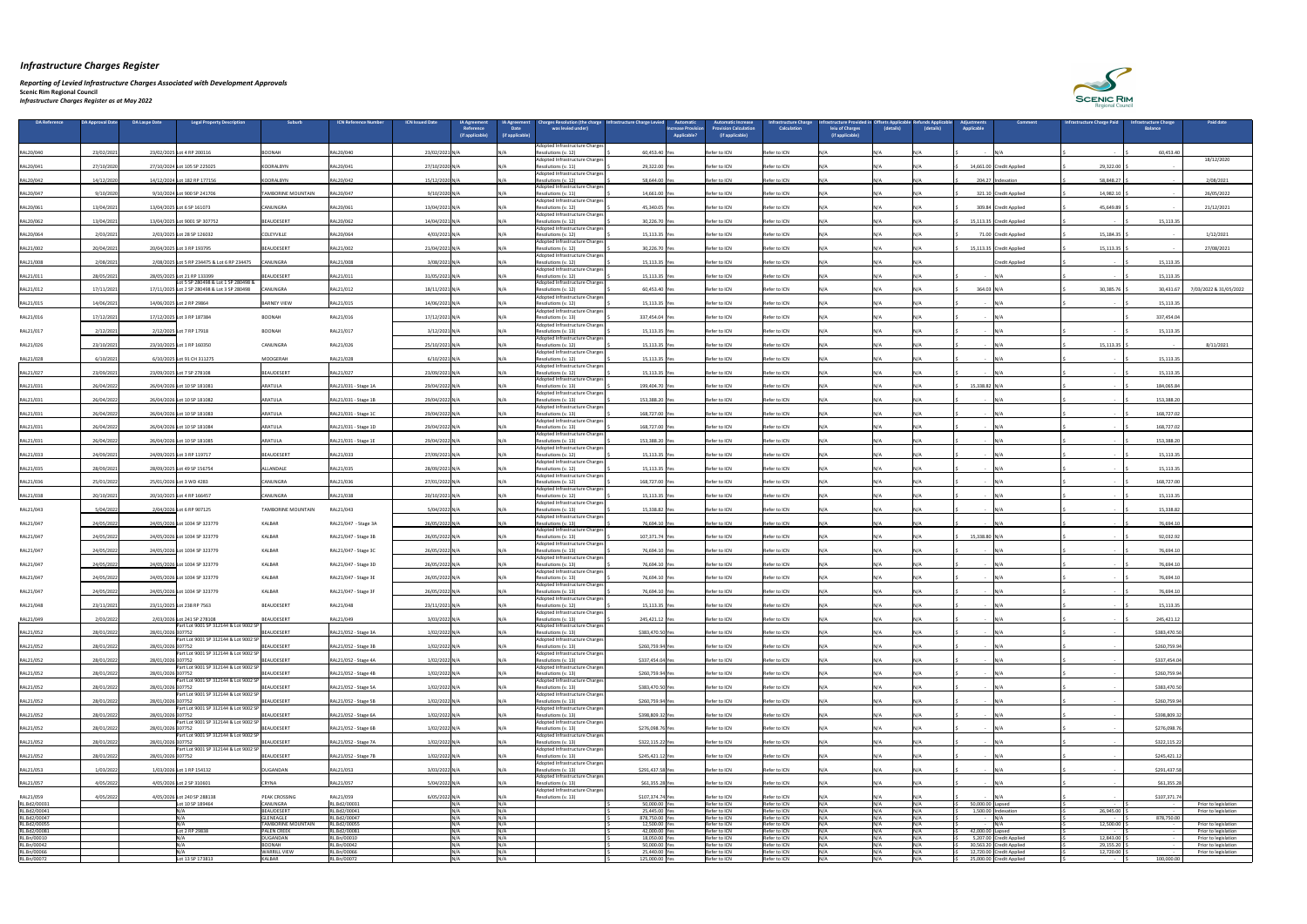# Infrastructure Charges Register

*Reporting of Levied Infrastructure Charges Associated with Development Approvals*

**Scenic Rim Regional Council**

*Infrastructure Charges Register as at May 2022*

| DA Reference | DA Approval Date | DA Lapse Date | Legal Property Description | Suburb | ICN Reference Number | ICN Issued Date | IA Agreement Reference (if applicable) | IA Agreement Date (if applicable) | Charges Resolution (the charge was levied under) | Infrastructure Charge Levied | Automatic Increase Provision Applicable? | Automatic Increase Provision Calculation (if applicable) | Infrastructure Charge Calculation | Infrastructure Provided in lieu of Charges (if applicable) | Offsets Applicable (details) | Refunds Applicable (details) | Adjustments Applicable | Comment | Infrastructure Charge Paid | Infrastructure Charge Balance | Paid date |
|---|---|---|---|---|---|---|---|---|---|---|---|---|---|---|---|---|---|---|---|---|---|
| RAL20/040 | 23/02/2021 | 23/02/2025 | Lot 4 RP 200116 | BOONAH | RAL20/040 | 23/02/2021 | N/A | N/A | Adopted Infrastructure Charges Resolutions (v. 12) | $ 60,453.40 | Yes | Refer to ICN | Refer to ICN | N/A | N/A | N/A | $ - | N/A | $ - | 60,453.40 | |
| RAL20/041 | 27/10/2020 | 27/10/2024 | Lot 105 SP 225025 | KOORALBYN | RAL20/041 | 27/10/2020 | N/A | N/A | Adopted Infrastructure Charges Resolutions (v. 11) | $ 29,322.00 | Yes | Refer to ICN | Refer to ICN | N/A | N/A | N/A | $ 14,661.00 | Credit Applied | $ 29,322.00 | $ - | 18/12/2020 |
| RAL20/042 | 14/12/2020 | 14/12/2024 | Lot 182 RP 177156 | KOORALBYN | RAL20/042 | 15/12/2020 | N/A | N/A | Adopted Infrastructure Charges Resolutions (v. 12) | $ 58,644.00 | Yes | Refer to ICN | Refer to ICN | N/A | N/A | N/A | $ 204.27 | Indexation | $ 58,848.27 | $ - | 2/08/2021 |
| RAL20/047 | 9/10/2020 | 9/10/2024 | Lot 900 SP 241706 | TAMBORINE MOUNTAIN | RAL20/047 | 9/10/2020 | N/A | N/A | Adopted Infrastructure Charges Resolutions (v. 11) | $ 14,661.00 | Yes | Refer to ICN | Refer to ICN | N/A | N/A | N/A | $ 321.10 | Credit Applied | $ 14,982.10 | $ - | 26/05/2022 |
| RAL20/061 | 13/04/2021 | 13/04/2025 | Lot 6 SP 161073 | CANUNGRA | RAL20/061 | 13/04/2021 | N/A | N/A | Adopted Infrastructure Charges Resolutions (v. 12) | $ 45,340.05 | Yes | Refer to ICN | Refer to ICN | N/A | N/A | N/A | $ 309.84 | Credit Applied | $ 45,649.89 | $ - | 21/12/2021 |
| RAL20/062 | 13/04/2021 | 13/04/2025 | Lot 9001 SP 307752 | BEAUDESERT | RAL20/062 | 14/04/2021 | N/A | N/A | Adopted Infrastructure Charges Resolutions (v. 12) | $ 30,226.70 | Yes | Refer to ICN | Refer to ICN | N/A | N/A | N/A | $ 15,113.35 | Credit Applied | $ - | $ 15,113.35 | |
| RAL20/064 | 2/03/2021 | 2/03/2025 | Lot 28 SP 126032 | COLEYVILLE | RAL20/064 | 4/03/2021 | N/A | N/A | Adopted Infrastructure Charges Resolutions (v. 12) | $ 15,113.35 | Yes | Refer to ICN | Refer to ICN | N/A | N/A | N/A | $ 71.00 | Credit Applied | $ 15,184.35 | $ - | 1/12/2021 |
| RAL21/002 | 20/04/2021 | 20/04/2025 | Lot 3 RP 193795 | BEAUDESERT | RAL21/002 | 21/04/2021 | N/A | N/A | Adopted Infrastructure Charges Resolutions (v. 12) | $ 30,226.70 | Yes | Refer to ICN | Refer to ICN | N/A | N/A | N/A | $ 15,113.35 | Credit Applied | $ 15,113.35 | $ - | 27/08/2021 |
| RAL21/008 | 2/08/2021 | 2/08/2025 | Lot 5 RP 234475 & Lot 6 RP 234475 | CANUNGRA | RAL21/008 | 3/08/2021 | N/A | N/A | Adopted Infrastructure Charges Resolutions (v. 12) | $ 15,113.35 | Yes | Refer to ICN | Refer to ICN | N/A | N/A | N/A | | Credit Applied | $ - | $ 15,113.35 | |
| RAL21/011 | 28/05/2021 | 28/05/2025 | Lot 21 RP 133399 | BEAUDESERT | RAL21/011 | 31/05/2021 | N/A | N/A | Adopted Infrastructure Charges Resolutions (v. 12) | $ 15,113.35 | Yes | Refer to ICN | Refer to ICN | N/A | N/A | N/A | $ - | N/A | $ - | $ 15,113.35 | |
| RAL21/012 | 17/11/2021 | 17/11/2025 | Lot 5 SP 280498 & Lot 1 SP 280498 & Lot 2 SP 280498 & Lot 3 SP 280498 | CANUNGRA | RAL21/012 | 18/11/2021 | N/A | N/A | Adopted Infrastructure Charges Resolutions (v. 12) | $ 60,453.40 | Yes | Refer to ICN | Refer to ICN | N/A | N/A | N/A | $ 364.03 | N/A | $ 30,385.76 | $ 30,431.67 | 7/03/2022 & 31/05/2022 |
| RAL21/015 | 14/06/2021 | 14/06/2025 | Lot 2 RP 29864 | BARNEY VIEW | RAL21/015 | 14/06/2021 | N/A | N/A | Adopted Infrastructure Charges Resolutions (v. 12) | $ 15,113.35 | Yes | Refer to ICN | Refer to ICN | N/A | N/A | N/A | $ - | N/A | $ - | $ 15,113.35 | |
| RAL21/016 | 17/12/2021 | 17/12/2025 | Lot 3 RP 187384 | BOONAH | RAL21/016 | 17/12/2021 | N/A | N/A | Adopted Infrastructure Charges Resolutions (v. 13) | $ 337,454.04 | Yes | Refer to ICN | Refer to ICN | N/A | N/A | N/A | $ - | N/A | | $ 337,454.04 | |
| RAL21/017 | 2/12/2021 | 2/12/2025 | Lot 7 RP 17918 | BOONAH | RAL21/017 | 3/12/2021 | N/A | N/A | Adopted Infrastructure Charges Resolutions (v. 13) | $ 15,113.35 | Yes | Refer to ICN | Refer to ICN | N/A | N/A | N/A | $ - | N/A | $ - | $ 15,113.35 | |
| RAL21/026 | 23/10/2021 | 23/10/2025 | Lot 1 RP 160350 | CANUNGRA | RAL21/026 | 25/10/2021 | N/A | N/A | Adopted Infrastructure Charges Resolutions (v. 12) | $ 15,113.35 | Yes | Refer to ICN | Refer to ICN | N/A | N/A | N/A | $ - | N/A | $ 15,113.35 | $ - | 8/11/2021 |
| RAL21/028 | 6/10/2021 | 6/10/2025 | Lot 91 CH 311275 | MOOGERAH | RAL21/028 | 6/10/2021 | N/A | N/A | Adopted Infrastructure Charges Resolutions (v. 12) | $ 15,113.35 | Yes | Refer to ICN | Refer to ICN | N/A | N/A | N/A | $ - | N/A | $ - | $ 15,113.35 | |
| RAL21/027 | 23/09/2021 | 23/09/2025 | Lot 7 SP 278108 | BEAUDESERT | RAL21/027 | 23/09/2021 | N/A | N/A | Adopted Infrastructure Charges Resolutions (v. 12) | $ 15,113.35 | Yes | Refer to ICN | Refer to ICN | N/A | N/A | N/A | $ - | N/A | $ - | $ 15,113.35 | |
| RAL21/031 | 26/04/2022 | 26/04/2026 | Lot 10 SP 181081 | ARATULA | RAL21/031 - Stage 1A | 29/04/2022 | N/A | N/A | Adopted Infrastructure Charges Resolutions (v. 13) | $ 199,404.70 | Yes | Refer to ICN | Refer to ICN | N/A | N/A | N/A | $ 15,338.82 | N/A | $ - | $ 184,065.84 | |
| RAL21/031 | 26/04/2022 | 26/04/2026 | Lot 10 SP 181082 | ARATULA | RAL21/031 - Stage 1B | 29/04/2022 | N/A | N/A | Adopted Infrastructure Charges Resolutions (v. 13) | $ 153,388.20 | Yes | Refer to ICN | Refer to ICN | N/A | N/A | N/A | $ - | N/A | $ - | $ 153,388.20 | |
| RAL21/031 | 26/04/2022 | 26/04/2026 | Lot 10 SP 181083 | ARATULA | RAL21/031 - Stage 1C | 29/04/2022 | N/A | N/A | Adopted Infrastructure Charges Resolutions (v. 13) | $ 168,727.02 | Yes | Refer to ICN | Refer to ICN | N/A | N/A | N/A | $ - | N/A | $ - | $ 168,727.02 | |
| RAL21/031 | 26/04/2022 | 26/04/2026 | Lot 10 SP 181084 | ARATULA | RAL21/031 - Stage 1D | 29/04/2022 | N/A | N/A | Adopted Infrastructure Charges Resolutions (v. 13) | $ 168,727.00 | Yes | Refer to ICN | Refer to ICN | N/A | N/A | N/A | $ - | N/A | $ - | $ 168,727.02 | |
| RAL21/031 | 26/04/2022 | 26/04/2026 | Lot 10 SP 181085 | ARATULA | RAL21/031 - Stage 1E | 29/04/2022 | N/A | N/A | Adopted Infrastructure Charges Resolutions (v. 13) | $ 153,388.20 | Yes | Refer to ICN | Refer to ICN | N/A | N/A | N/A | $ - | N/A | $ - | $ 153,388.20 | |
| RAL21/033 | 24/09/2021 | 24/09/2025 | Lot 3 RP 119717 | BEAUDESERT | RAL21/033 | 27/09/2021 | N/A | N/A | Adopted Infrastructure Charges Resolutions (v. 12) | $ 15,113.35 | Yes | Refer to ICN | Refer to ICN | N/A | N/A | N/A | $ - | N/A | $ - | $ 15,113.35 | |
| RAL21/035 | 28/09/2021 | 28/09/2025 | Lot 49 SP 156754 | ALLANDALE | RAL21/035 | 28/09/2021 | N/A | N/A | Adopted Infrastructure Charges Resolutions (v. 12) | $ 15,113.35 | Yes | Refer to ICN | Refer to ICN | N/A | N/A | N/A | $ - | N/A | $ - | $ 15,113.35 | |
| RAL21/036 | 25/01/2022 | 25/01/2026 | Lot 3 WD 4283 | CANUNGRA | RAL21/036 | 27/01/2022 | N/A | N/A | Adopted Infrastructure Charges Resolutions (v. 13) | $ 168,727.00 | Yes | Refer to ICN | Refer to ICN | N/A | N/A | N/A | $ - | N/A | $ - | $ 168,727.00 | |
| RAL21/038 | 20/10/2021 | 20/10/2025 | Lot 4 RP 166457 | CANUNGRA | RAL21/038 | 20/10/2021 | N/A | N/A | Adopted Infrastructure Charges Resolutions (v. 12) | $ 15,113.35 | Yes | Refer to ICN | Refer to ICN | N/A | N/A | N/A | $ - | N/A | $ - | $ 15,113.35 | |
| RAL21/043 | 5/04/2022 | 2/04/2026 | Lot 6 RP 907125 | TAMBORINE MOUNTAIN | RAL21/043 | 5/04/2022 | N/A | N/A | Adopted Infrastructure Charges Resolutions (v. 13) | $ 15,338.82 | Yes | Refer to ICN | Refer to ICN | N/A | N/A | N/A | $ - | N/A | $ - | $ 15,338.82 | |
| RAL21/047 | 24/05/2022 | 24/05/2026 | Lot 1004 SP 323779 | KALBAR | RAL21/047 - Stage 3A | 26/05/2022 | N/A | N/A | Adopted Infrastructure Charges Resolutions (v. 13) | $ 76,694.10 | Yes | Refer to ICN | Refer to ICN | N/A | N/A | N/A | $ - | N/A | $ - | $ 76,694.10 | |
| RAL21/047 | 24/05/2022 | 24/05/2026 | Lot 1004 SP 323779 | KALBAR | RAL21/047 - Stage 3B | 26/05/2022 | N/A | N/A | Adopted Infrastructure Charges Resolutions (v. 13) | $ 107,371.74 | Yes | Refer to ICN | Refer to ICN | N/A | N/A | N/A | $ 15,338.80 | N/A | $ - | $ 92,032.92 | |
| RAL21/047 | 24/05/2022 | 24/05/2026 | Lot 1004 SP 323779 | KALBAR | RAL21/047 - Stage 3C | 26/05/2022 | N/A | N/A | Adopted Infrastructure Charges Resolutions (v. 13) | $ 76,694.10 | Yes | Refer to ICN | Refer to ICN | N/A | N/A | N/A | $ - | N/A | $ - | $ 76,694.10 | |
| RAL21/047 | 24/05/2022 | 24/05/2026 | Lot 1004 SP 323779 | KALBAR | RAL21/047 - Stage 3D | 26/05/2022 | N/A | N/A | Adopted Infrastructure Charges Resolutions (v. 13) | $ 76,694.10 | Yes | Refer to ICN | Refer to ICN | N/A | N/A | N/A | $ - | N/A | $ - | $ 76,694.10 | |
| RAL21/047 | 24/05/2022 | 24/05/2026 | Lot 1004 SP 323779 | KALBAR | RAL21/047 - Stage 3E | 26/05/2022 | N/A | N/A | Adopted Infrastructure Charges Resolutions (v. 13) | $ 76,694.10 | Yes | Refer to ICN | Refer to ICN | N/A | N/A | N/A | $ - | N/A | $ - | $ 76,694.10 | |
| RAL21/047 | 24/05/2022 | 24/05/2026 | Lot 1004 SP 323779 | KALBAR | RAL21/047 - Stage 3F | 26/05/2022 | N/A | N/A | Adopted Infrastructure Charges Resolutions (v. 13) | $ 76,694.10 | Yes | Refer to ICN | Refer to ICN | N/A | N/A | N/A | $ - | N/A | $ - | $ 76,694.10 | |
| RAL21/048 | 23/11/2021 | 23/11/2025 | Lot 238 RP 7563 | BEAUDESERT | RAL21/048 | 23/11/2021 | N/A | N/A | Adopted Infrastructure Charges Resolutions (v. 12) | $ 15,113.35 | Yes | Refer to ICN | Refer to ICN | N/A | N/A | N/A | $ - | N/A | $ - | $ 15,113.35 | |
| RAL21/049 | 2/03/2022 | 2/03/2026 | Lot 241 SP 278108 | BEAUDESERT | RAL21/049 | 3/03/2022 | N/A | N/A | Adopted Infrastructure Charges Resolutions (v. 13) | $ 245,421.12 | Yes | Refer to ICN | Refer to ICN | N/A | N/A | N/A | $ - | N/A | $ - | $ 245,421.12 | |
| RAL21/052 | 28/01/2022 | 28/01/2026 | Part Lot 9001 SP 312144 & Lot 9002 SP 307752 | BEAUDESERT | RAL21/052 - Stage 3A | 1/02/2022 | N/A | N/A | Adopted Infrastructure Charges Resolutions (v. 13) | $383,470.50 | Yes | Refer to ICN | Refer to ICN | N/A | N/A | N/A | $ - | N/A | $ - | $383,470.50 | |
| RAL21/052 | 28/01/2022 | 28/01/2026 | Part Lot 9001 SP 312144 & Lot 9002 SP 307752 | BEAUDESERT | RAL21/052 - Stage 3B | 1/02/2022 | N/A | N/A | Adopted Infrastructure Charges Resolutions (v. 13) | $260,759.94 | Yes | Refer to ICN | Refer to ICN | N/A | N/A | N/A | $ - | N/A | $ - | $260,759.94 | |
| RAL21/052 | 28/01/2022 | 28/01/2026 | Part Lot 9001 SP 312144 & Lot 9002 SP 307752 | BEAUDESERT | RAL21/052 - Stage 4A | 1/02/2022 | N/A | N/A | Adopted Infrastructure Charges Resolutions (v. 13) | $337,454.04 | Yes | Refer to ICN | Refer to ICN | N/A | N/A | N/A | $ - | N/A | $ - | $337,454.04 | |
| RAL21/052 | 28/01/2022 | 28/01/2026 | Part Lot 9001 SP 312144 & Lot 9002 SP 307752 | BEAUDESERT | RAL21/052 - Stage 4B | 1/02/2022 | N/A | N/A | Adopted Infrastructure Charges Resolutions (v. 13) | $260,759.94 | Yes | Refer to ICN | Refer to ICN | N/A | N/A | N/A | $ - | N/A | $ - | $260,759.94 | |
| RAL21/052 | 28/01/2022 | 28/01/2026 | Part Lot 9001 SP 312144 & Lot 9002 SP 307752 | BEAUDESERT | RAL21/052 - Stage 5A | 1/02/2022 | N/A | N/A | Adopted Infrastructure Charges Resolutions (v. 13) | $383,470.50 | Yes | Refer to ICN | Refer to ICN | N/A | N/A | N/A | $ - | N/A | $ - | $383,470.50 | |
| RAL21/052 | 28/01/2022 | 28/01/2026 | Part Lot 9001 SP 312144 & Lot 9002 SP 307752 | BEAUDESERT | RAL21/052 - Stage 5B | 1/02/2022 | N/A | N/A | Adopted Infrastructure Charges Resolutions (v. 13) | $260,759.94 | Yes | Refer to ICN | Refer to ICN | N/A | N/A | N/A | $ - | N/A | $ - | $260,759.94 | |
| RAL21/052 | 28/01/2022 | 28/01/2026 | Part Lot 9001 SP 312144 & Lot 9002 SP 307752 | BEAUDESERT | RAL21/052 - Stage 6A | 1/02/2022 | N/A | N/A | Adopted Infrastructure Charges Resolutions (v. 13) | $398,809.32 | Yes | Refer to ICN | Refer to ICN | N/A | N/A | N/A | $ - | N/A | $ - | $398,809.32 | |
| RAL21/052 | 28/01/2022 | 28/01/2026 | Part Lot 9001 SP 312144 & Lot 9002 SP 307752 | BEAUDESERT | RAL21/052 - Stage 6B | 1/02/2022 | N/A | N/A | Adopted Infrastructure Charges Resolutions (v. 13) | $276,098.76 | Yes | Refer to ICN | Refer to ICN | N/A | N/A | N/A | $ - | N/A | $ - | $276,098.76 | |
| RAL21/052 | 28/01/2022 | 28/01/2026 | Part Lot 9001 SP 312144 & Lot 9002 SP 307752 | BEAUDESERT | RAL21/052 - Stage 7A | 1/02/2022 | N/A | N/A | Adopted Infrastructure Charges Resolutions (v. 13) | $322,115.22 | Yes | Refer to ICN | Refer to ICN | N/A | N/A | N/A | $ - | N/A | $ - | $322,115.22 | |
| RAL21/052 | 28/01/2022 | 28/01/2026 | Part Lot 9001 SP 312144 & Lot 9002 SP 307752 | BEAUDESERT | RAL21/052 - Stage 7B | 1/02/2022 | N/A | N/A | Adopted Infrastructure Charges Resolutions (v. 13) | $245,421.12 | Yes | Refer to ICN | Refer to ICN | N/A | N/A | N/A | $ - | N/A | $ - | $245,421.12 | |
| RAL21/053 | 1/03/2022 | 1/03/2026 | Lot 1 RP 154132 | DUGANDAN | RAL21/053 | 3/03/2022 | N/A | N/A | Adopted Infrastructure Charges Resolutions (v. 13) | $291,437.58 | Yes | Refer to ICN | Refer to ICN | N/A | N/A | N/A | $ - | N/A | $ - | $291,437.58 | |
| RAL21/057 | 4/05/2022 | 4/05/2026 | Lot 2 SP 310601 | CRYNA | RAL21/057 | 5/04/2022 | N/A | N/A | Adopted Infrastructure Charges Resolutions (v. 13) | $61,355.28 | Yes | Refer to ICN | Refer to ICN | N/A | N/A | N/A | $ - | N/A | $ - | $61,355.28 | |
| RAL21/059 | 4/05/2022 | 4/05/2026 | Lot 240 SP 288138 | PEAK CROSSING | RAL21/059 | 6/05/2022 | N/A | N/A | Adopted Infrastructure Charges Resolutions (v. 13) | $107,371.74 | Yes | Refer to ICN | Refer to ICN | N/A | N/A | N/A | $ - | N/A | $ - | $107,371.74 | |
| RL.Bd2/00031 | | | Lot 10 SP 189464 | CANUNGRA | RL.Bd2/00031 | | N/A | N/A | | $ 50,000.00 | Yes | Refer to ICN | Refer to ICN | N/A | N/A | N/A | $ 50,000.00 | Lapsed | $ - | $ - | Prior to legislation |
| RL.Bd2/00041 | | | N/A | BEAUDESERT | RL.Bd2/00041 | | N/A | N/A | | $ 25,445.00 | Yes | Refer to ICN | Refer to ICN | N/A | N/A | N/A | $ 1,500.00 | Indexation | $ 26,945.00 | $ - | Prior to legislation |
| RL.Bd2/00047 | | | N/A | GLENEAGLE | RL.Bd2/00047 | | N/A | N/A | | $ 878,750.00 | Yes | Refer to ICN | Refer to ICN | N/A | N/A | N/A | $ - | N/A | $ - | 878,750.00 | |
| RL.Bd2/00055 | | | N/A | TAMBORINE MOUNTAIN | RL.Bd2/00055 | | N/A | N/A | | $ 12,500.00 | Yes | Refer to ICN | Refer to ICN | N/A | N/A | N/A | $ - | N/A | $ 12,500.00 | $ - | Prior to legislation |
| RL.Bd2/00081 | | | Lot 2 RP 29838 | PALEN CREEK | RL.Bd2/00081 | | N/A | N/A | | $ 42,000.00 | Yes | Refer to ICN | Refer to ICN | N/A | N/A | N/A | $ 42,000.00 | Lapsed | $ - | $ - | Prior to legislation |
| RL.Bn/00010 | | | N/A | DUGANDAN | RL.Bn/00010 | | N/A | N/A | | $ 18,050.00 | Yes | Refer to ICN | Refer to ICN | N/A | N/A | N/A | $ 5,207.00 | Credit Applied | $ 12,843.00 | $ - | Prior to legislation |
| RL.Bn/00042 | | | N/A | BOONAH | RL.Bn/00042 | | N/A | N/A | | $ 50,000.00 | Yes | Refer to ICN | Refer to ICN | N/A | N/A | N/A | $ 30,563.20 | Credit Applied | $ 29,155.20 | $ - | Prior to legislation |
| RL.Bn/00066 | | | N/A | WARRILL VIEW | RL.Bn/00066 | | N/A | N/A | | $ 25,440.00 | Yes | Refer to ICN | Refer to ICN | N/A | N/A | N/A | $ 12,720.00 | Credit Applied | $ 12,720.00 | $ - | Prior to legislation |
| RL.Bn/00072 | | | Lot 13 SP 171813 | KALBAR | RL.Bn/00072 | | N/A | N/A | | $ 125,000.00 | Yes | Refer to ICN | Refer to ICN | N/A | N/A | N/A | $ 25,000.00 | Credit Applied | $ - | $ 100,000.00 | |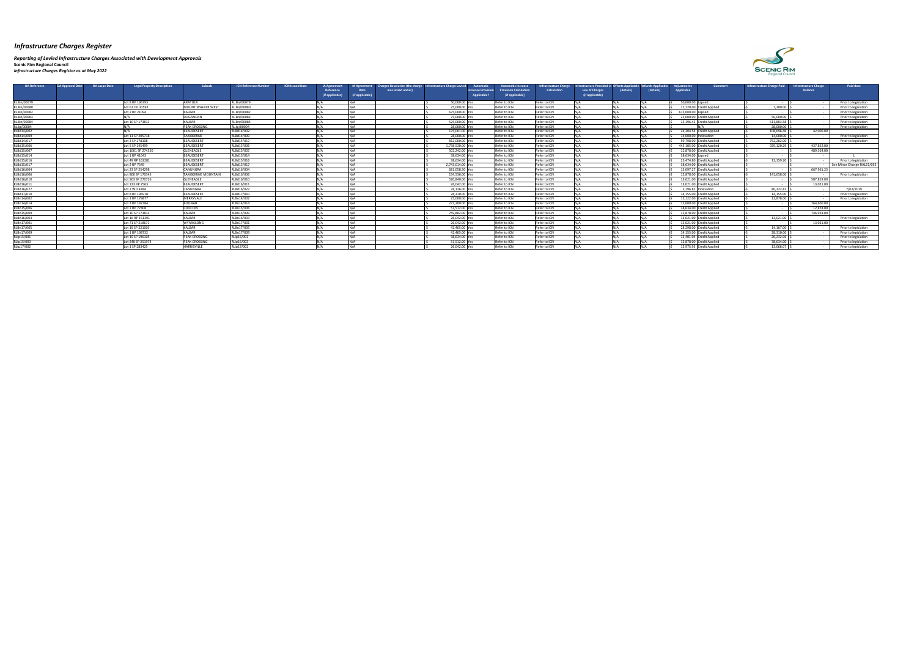# *Infrastructure Charges Register*

***Reporting of Levied Infrastructure Charges Associated with Development Approvals***
**Scenic Rim Regional Council**
***Infrastructure Charges Register as at May 2022***

| DA Reference | DA Approval Date | DA Lapse Date | Legal Property Description | Suburb | ICN Reference Number | ICN Issued Date | IA Agreement Reference (if applicable) | IA Agreement Date (if applicable) | Charges Resolution (the charge was levied under) | Infrastructure Charge Levied | Automatic Increase Provision Applicable? | Automatic Increase Provision Calculation (if applicable) | Infrastructure Charge Calculation | Infrastructure Provided in lieu of Charges (if applicable) | Offsets Applicable (details) | Refunds Applicable (details) | Adjustments Applicable | Comment | Infrastructure Charge Paid | Infrastructure Charge Balance | Paid date |
|---|---|---|---|---|---|---|---|---|---|---|---|---|---|---|---|---|---|---|---|---|---|
| RL.Bn/00079 | | | Lot 8 RP 196793 | ARATULA | RL.Bn/00079 | | N/A | N/A | | $ 50,000.00 | Yes | Refer to ICN | Refer to ICN | N/A | N/A | N/A | $ 50,000.00 | Lapsed | $ - | $ - | Prior to legislation |
| RL.Bn/00080 | | | Lot 61 CH 31592 | MOUNT WALKER WEST | RL.Bn/00080 | | N/A | N/A | | $ 25,000.00 | Yes | Refer to ICN | Refer to ICN | N/A | N/A | N/A | $ 17,720.00 | Credit Applied | $ 7,280.00 | $ - | Prior to legislation |
| RL.Bn/00082 | | | Lot 2 RP 21094 | KALBAR | RL.Bn/00082 | | N/A | N/A | | $ 675,000.00 | Yes | Refer to ICN | Refer to ICN | N/A | N/A | N/A | $ 675,000.00 | Lapsed | $ - | $ - | Prior to legislation |
| RL.Bn/00083 | | | N/A | DUGANDAN | RL.Bn/00083 | | N/A | N/A | | $ 75,000.00 | Yes | Refer to ICN | Refer to ICN | N/A | N/A | N/A | $ 25,000.00 | Credit Applied | $ 50,000.00 | $ - | Prior to legislation |
| RL.Bn/00084 | | | Lot 10 SP 173813 | KALBAR | RL.Bn/00084 | | N/A | N/A | | $ 525,000.00 | Yes | Refer to ICN | Refer to ICN | N/A | N/A | N/A | $ 13,196.42 | Credit Applied | $ 511,803.58 | $ - | Prior to legislation |
| RL.Lp/00004 | | | N/A | PEAK CROSSING | RL.Lp/00004 | | N/A | N/A | | $ 28,000.00 | Yes | Refer to ICN | Refer to ICN | N/A | N/A | N/A | $ - | N/A | $ 28,000.00 | $ - | Prior to legislation |
| RLBd14/002 | | | N/A | BEAUDESERT | RLBd14/002 | | N/A | N/A | | $ 175,001.00 | Yes | Refer to ICN | Refer to ICN | N/A | N/A | N/A | $ 24,304.54 | Credit Applied | $ 108,696.46 | $ 42,000.00 | |
| RLBd14/009 | | | Lot 11 SP 205718 | TAMBORINE | RLBd14/009 | | N/A | N/A | | $ 28,000.00 | Yes | Refer to ICN | Refer to ICN | N/A | N/A | N/A | $ 14,000.00 | Indexation | $ 14,000.00 | $ - | Prior to legislation |
| RLBd14/017 | | | Lot 3 SP 278108 | BEAUDESERT | RLBd14/017 | | N/A | N/A | | $ 812,000.00 | Yes | Refer to ICN | Refer to ICN | N/A | N/A | N/A | $ 59,798.00 | Credit Applied | $ 752,202.00 | $ - | Prior to legislation |
| RLBd15/006 | | | Lot 5 SP 145499 | BEAUDESERT | RLBd15/006 | | N/A | N/A | | $ 1,738,530.00 | Yes | Refer to ICN | Refer to ICN | N/A | N/A | N/A | $ 445,105.00 | Credit Applied | $ 929,120.29 | $ 437,852.00 | |
| RLBd15/007 | | | Lot 1001 SP 274350 | GLENEAGLE | RLBd15/007 | | N/A | N/A | | $ 502,242.00 | Yes | Refer to ICN | Refer to ICN | N/A | N/A | N/A | $ 12,878.00 | Credit Applied | $ - | $ 489,364.00 | |
| RLBd15/014 | | | Lot 1 RP 43643 | BEAUDESERT | RLBd15/014 | | N/A | N/A | | $ 38,634.00 | Yes | Refer to ICN | Refer to ICN | N/A | N/A | N/A | $ 38,634.00 | Lapsed | $ - | $ - | L |
| RLBd15/016 | | | Lot 49 RP 162281 | BEAUDESERT | RLBd15/016 | | N/A | N/A | | $ 38,634.00 | Yes | Refer to ICN | Refer to ICN | N/A | N/A | N/A | $ 25,474.80 | Credit Applied | $ 13,159.20 | $ - | Prior to legislation |
| RLBd15/017 | | | Lot 2 RP 7549 | BEAUDESERT | RLBd15/017 | | N/A | N/A | | $ 2,743,014.00 | Yes | Refer to ICN | Refer to ICN | N/A | N/A | N/A | $ 38,634.00 | Credit Applied | $ - | $ - | See Minor Change RAL21/052 |
| RLBd16/004 | | | Lot 23 SP 254298 | CANUNGRA | RLBd16/004 | | N/A | N/A | | $ 681,058.50 | Yes | Refer to ICN | Refer to ICN | N/A | N/A | N/A | $ 13,097.27 | Credit Applied | $ - | $ 667,961.23 | |
| RLBd16/006 | | | Lot 800 SP 170345 | TAMBORINE MOUNTAIN | RLBd16/006 | | N/A | N/A | | $ 154,536.00 | Yes | Refer to ICN | Refer to ICN | N/A | N/A | N/A | $ 12,878.00 | Credit Applied | $ 141,658.00 | $ - | Prior to legislation |
| RLBd16/010 | | | Lot 903 SP 270726 | GLENEAGLE | RLBd16/010 | | N/A | N/A | | $ 520,840.00 | Yes | Refer to ICN | Refer to ICN | N/A | N/A | N/A | $ 13,021.00 | Credit Applied | $ - | $ 507,819.00 | |
| RLBd16/011 | | | Lot 223 RP 7563 | BEAUDESERT | RLBd16/011 | | N/A | N/A | | $ 26,042.00 | Yes | Refer to ICN | Refer to ICN | N/A | N/A | N/A | $ 13,021.00 | Credit Applied | $ - | $ 13,021.00 | |
| RLBd16/027 | | | Lot 2 WD 4284 | CANUNGRA | RLBd16/027 | | N/A | N/A | | $ 78,126.00 | Yes | Refer to ICN | Refer to ICN | N/A | N/A | N/A | $ 2,196.81 | Indexation | $ 80,322.81 | $ - | 7/02/2019 |
| RLBd17/010 | | | Lot 8 RP 196978 | BEAUDESERT | RLBd17/010 | | N/A | N/A | | $ 28,310.00 | Yes | Refer to ICN | Refer to ICN | N/A | N/A | N/A | $ 14,155.00 | Credit Applied | $ 14,155.00 | $ - | Prior to legislation |
| RLBn14/002 | | | Lot 1 RP 179877 | MERRYVALE | RLBn14/002 | | N/A | N/A | | $ 25,000.00 | Yes | Refer to ICN | Refer to ICN | N/A | N/A | N/A | $ 12,122.00 | Credit Applied | $ 12,878.00 | $ - | Prior to legislation |
| RLBn14/014 | | | Lot 3 RP 187384 | BOONAH | RLBn14/014 | | N/A | N/A | | $ 277,200.00 | Yes | Refer to ICN | Refer to ICN | N/A | N/A | N/A | $ 12,600.00 | Credit Applied | $ - | $ 264,600.00 | |
| RLBn15/006 | | | Lot 2 RP 77408 | COOCHIN | RLBn15/006 | | N/A | N/A | | $ 51,512.00 | Yes | Refer to ICN | Refer to ICN | N/A | N/A | N/A | $ 38,634.00 | Credit Applied | $ - | $ 12,878.00 | |
| RLBn15/009 | | | Lot 10 SP 173813 | KALBAR | RLBn15/009 | | N/A | N/A | | $ 759,802.00 | Yes | Refer to ICN | Refer to ICN | N/A | N/A | N/A | $ 12,878.00 | Credit Applied | $ - | $ 746,924.00 | |
| RLBn16/003 | | | Lot 16 RP 151391 | KALBAR | RLBn16/003 | | N/A | N/A | | $ 26,042.00 | Yes | Refer to ICN | Refer to ICN | N/A | N/A | N/A | $ 13,021.00 | Credit Applied | $ 13,021.00 | $ - | Prior to legislation |
| RLBn17/001 | | | Lot 71 SP 218671 | WYARALONG | RLBn17/001 | | N/A | N/A | | $ 26,042.00 | Yes | Refer to ICN | Refer to ICN | N/A | N/A | N/A | $ 13,021.00 | Credit Applied | $ - | $ 13,021.00 | |
| RLBn17/005 | | | Lot 19 SP 221003 | KALBAR | RLBn17/005 | | N/A | N/A | | $ 42,465.00 | Yes | Refer to ICN | Refer to ICN | N/A | N/A | N/A | $ 28,298.00 | Credit Applied | $ 14,167.00 | $ - | Prior to legislation |
| RLBn17/009 | | | Lot 1 RP 198732 | KALBAR | RLBn17/009 | | N/A | N/A | | $ 42,465.00 | Yes | Refer to ICN | Refer to ICN | N/A | N/A | N/A | $ 14,155.00 | Credit Applied | $ 28,310.00 | $ - | Prior to legislation |
| RLIp15/001 | | | Lot 19 SP 196105 | PEAK CROSSING | RLIp15/001 | | N/A | N/A | | $ 38,634.00 | Yes | Refer to ICN | Refer to ICN | N/A | N/A | N/A | $ 12,401.04 | Credit Applied | $ 26,232.96 | $ - | Prior to legislation |
| RLIp15/003 | | | Lot 240 SP 251974 | PEAK CROSSING | RLIp15/003 | | N/A | N/A | | $ 51,512.00 | Yes | Refer to ICN | Refer to ICN | N/A | N/A | N/A | $ 12,878.00 | Credit Applied | $ 38,634.00 | $ - | Prior to legislation |
| RLIp17/002 | | | Lot 1 SP 283425 | HARRISVILLE | RLIp17/002 | | N/A | N/A | | $ 26,042.00 | Yes | Refer to ICN | Refer to ICN | N/A | N/A | N/A | $ 12,975.93 | Credit Applied | $ 13,066.07 | $ - | Prior to legislation |